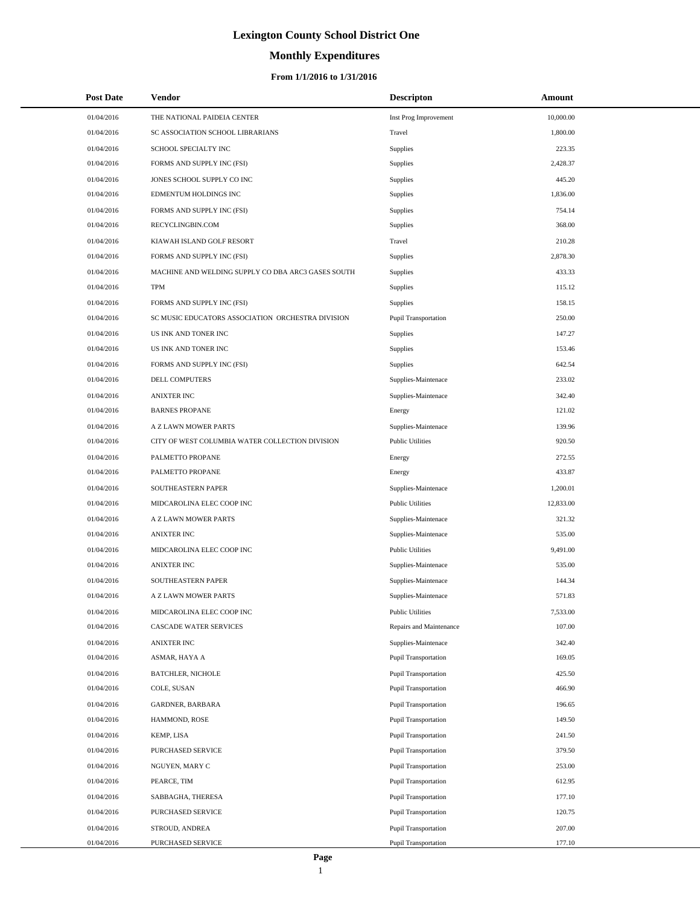# Lexington County School District One

## Monthly Expenditures

### From 1/1/2016 to 1/31/2016

| Post Date | Vendor | Descripton | Amount |
|---|---|---|---|
| 01/04/2016 | THE NATIONAL PAIDEIA CENTER | Inst Prog Improvement | 10,000.00 |
| 01/04/2016 | SC ASSOCIATION SCHOOL LIBRARIANS | Travel | 1,800.00 |
| 01/04/2016 | SCHOOL SPECIALTY INC | Supplies | 223.35 |
| 01/04/2016 | FORMS AND SUPPLY INC (FSI) | Supplies | 2,428.37 |
| 01/04/2016 | JONES SCHOOL SUPPLY CO INC | Supplies | 445.20 |
| 01/04/2016 | EDMENTUM HOLDINGS INC | Supplies | 1,836.00 |
| 01/04/2016 | FORMS AND SUPPLY INC (FSI) | Supplies | 754.14 |
| 01/04/2016 | RECYCLINGBIN.COM | Supplies | 368.00 |
| 01/04/2016 | KIAWAH ISLAND GOLF RESORT | Travel | 210.28 |
| 01/04/2016 | FORMS AND SUPPLY INC (FSI) | Supplies | 2,878.30 |
| 01/04/2016 | MACHINE AND WELDING SUPPLY CO DBA ARC3 GASES SOUTH | Supplies | 433.33 |
| 01/04/2016 | TPM | Supplies | 115.12 |
| 01/04/2016 | FORMS AND SUPPLY INC (FSI) | Supplies | 158.15 |
| 01/04/2016 | SC MUSIC EDUCATORS ASSOCIATION ORCHESTRA DIVISION | Pupil Transportation | 250.00 |
| 01/04/2016 | US INK AND TONER INC | Supplies | 147.27 |
| 01/04/2016 | US INK AND TONER INC | Supplies | 153.46 |
| 01/04/2016 | FORMS AND SUPPLY INC (FSI) | Supplies | 642.54 |
| 01/04/2016 | DELL COMPUTERS | Supplies-Maintenace | 233.02 |
| 01/04/2016 | ANIXTER INC | Supplies-Maintenace | 342.40 |
| 01/04/2016 | BARNES PROPANE | Energy | 121.02 |
| 01/04/2016 | A Z LAWN MOWER PARTS | Supplies-Maintenace | 139.96 |
| 01/04/2016 | CITY OF WEST COLUMBIA WATER COLLECTION DIVISION | Public Utilities | 920.50 |
| 01/04/2016 | PALMETTO PROPANE | Energy | 272.55 |
| 01/04/2016 | PALMETTO PROPANE | Energy | 433.87 |
| 01/04/2016 | SOUTHEASTERN PAPER | Supplies-Maintenace | 1,200.01 |
| 01/04/2016 | MIDCAROLINA ELEC COOP INC | Public Utilities | 12,833.00 |
| 01/04/2016 | A Z LAWN MOWER PARTS | Supplies-Maintenace | 321.32 |
| 01/04/2016 | ANIXTER INC | Supplies-Maintenace | 535.00 |
| 01/04/2016 | MIDCAROLINA ELEC COOP INC | Public Utilities | 9,491.00 |
| 01/04/2016 | ANIXTER INC | Supplies-Maintenace | 535.00 |
| 01/04/2016 | SOUTHEASTERN PAPER | Supplies-Maintenace | 144.34 |
| 01/04/2016 | A Z LAWN MOWER PARTS | Supplies-Maintenace | 571.83 |
| 01/04/2016 | MIDCAROLINA ELEC COOP INC | Public Utilities | 7,533.00 |
| 01/04/2016 | CASCADE WATER SERVICES | Repairs and Maintenance | 107.00 |
| 01/04/2016 | ANIXTER INC | Supplies-Maintenace | 342.40 |
| 01/04/2016 | ASMAR, HAYA A | Pupil Transportation | 169.05 |
| 01/04/2016 | BATCHLER, NICHOLE | Pupil Transportation | 425.50 |
| 01/04/2016 | COLE, SUSAN | Pupil Transportation | 466.90 |
| 01/04/2016 | GARDNER, BARBARA | Pupil Transportation | 196.65 |
| 01/04/2016 | HAMMOND, ROSE | Pupil Transportation | 149.50 |
| 01/04/2016 | KEMP, LISA | Pupil Transportation | 241.50 |
| 01/04/2016 | PURCHASED SERVICE | Pupil Transportation | 379.50 |
| 01/04/2016 | NGUYEN, MARY C | Pupil Transportation | 253.00 |
| 01/04/2016 | PEARCE, TIM | Pupil Transportation | 612.95 |
| 01/04/2016 | SABBAGHA, THERESA | Pupil Transportation | 177.10 |
| 01/04/2016 | PURCHASED SERVICE | Pupil Transportation | 120.75 |
| 01/04/2016 | STROUD, ANDREA | Pupil Transportation | 207.00 |
| 01/04/2016 | PURCHASED SERVICE | Pupil Transportation | 177.10 |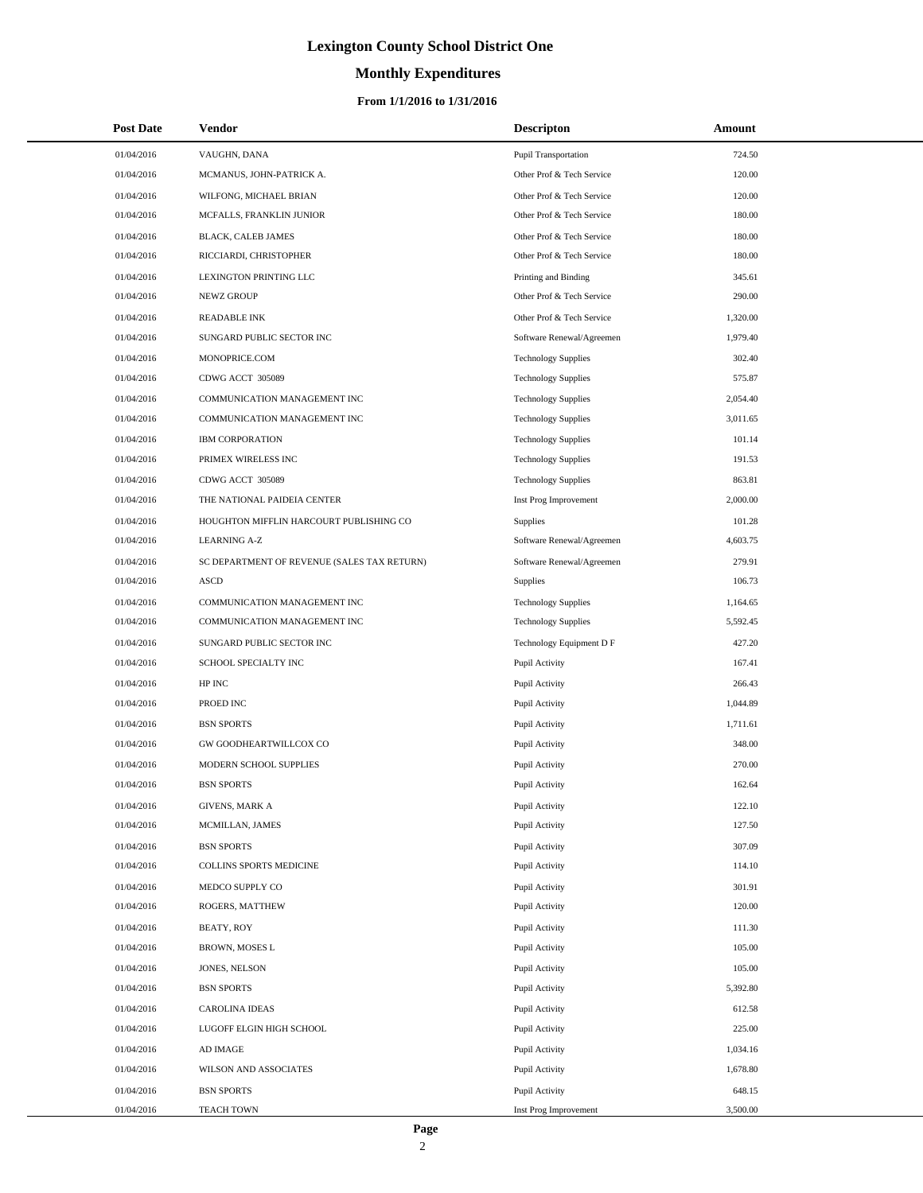# Lexington County School District One

## Monthly Expenditures

### From 1/1/2016 to 1/31/2016

| Post Date | Vendor | Descripton | Amount |
|---|---|---|---|
| 01/04/2016 | VAUGHN, DANA | Pupil Transportation | 724.50 |
| 01/04/2016 | MCMANUS, JOHN-PATRICK A. | Other Prof & Tech Service | 120.00 |
| 01/04/2016 | WILFONG, MICHAEL BRIAN | Other Prof & Tech Service | 120.00 |
| 01/04/2016 | MCFALLS, FRANKLIN JUNIOR | Other Prof & Tech Service | 180.00 |
| 01/04/2016 | BLACK, CALEB JAMES | Other Prof & Tech Service | 180.00 |
| 01/04/2016 | RICCIARDI, CHRISTOPHER | Other Prof & Tech Service | 180.00 |
| 01/04/2016 | LEXINGTON PRINTING LLC | Printing and Binding | 345.61 |
| 01/04/2016 | NEWZ GROUP | Other Prof & Tech Service | 290.00 |
| 01/04/2016 | READABLE INK | Other Prof & Tech Service | 1,320.00 |
| 01/04/2016 | SUNGARD PUBLIC SECTOR INC | Software Renewal/Agreemen | 1,979.40 |
| 01/04/2016 | MONOPRICE.COM | Technology Supplies | 302.40 |
| 01/04/2016 | CDWG ACCT 305089 | Technology Supplies | 575.87 |
| 01/04/2016 | COMMUNICATION MANAGEMENT INC | Technology Supplies | 2,054.40 |
| 01/04/2016 | COMMUNICATION MANAGEMENT INC | Technology Supplies | 3,011.65 |
| 01/04/2016 | IBM CORPORATION | Technology Supplies | 101.14 |
| 01/04/2016 | PRIMEX WIRELESS INC | Technology Supplies | 191.53 |
| 01/04/2016 | CDWG ACCT 305089 | Technology Supplies | 863.81 |
| 01/04/2016 | THE NATIONAL PAIDEIA CENTER | Inst Prog Improvement | 2,000.00 |
| 01/04/2016 | HOUGHTON MIFFLIN HARCOURT PUBLISHING CO | Supplies | 101.28 |
| 01/04/2016 | LEARNING A-Z | Software Renewal/Agreemen | 4,603.75 |
| 01/04/2016 | SC DEPARTMENT OF REVENUE (SALES TAX RETURN) | Software Renewal/Agreemen | 279.91 |
| 01/04/2016 | ASCD | Supplies | 106.73 |
| 01/04/2016 | COMMUNICATION MANAGEMENT INC | Technology Supplies | 1,164.65 |
| 01/04/2016 | COMMUNICATION MANAGEMENT INC | Technology Supplies | 5,592.45 |
| 01/04/2016 | SUNGARD PUBLIC SECTOR INC | Technology Equipment D F | 427.20 |
| 01/04/2016 | SCHOOL SPECIALTY INC | Pupil Activity | 167.41 |
| 01/04/2016 | HP INC | Pupil Activity | 266.43 |
| 01/04/2016 | PROED INC | Pupil Activity | 1,044.89 |
| 01/04/2016 | BSN SPORTS | Pupil Activity | 1,711.61 |
| 01/04/2016 | GW GOODHEARTWILLCOX CO | Pupil Activity | 348.00 |
| 01/04/2016 | MODERN SCHOOL SUPPLIES | Pupil Activity | 270.00 |
| 01/04/2016 | BSN SPORTS | Pupil Activity | 162.64 |
| 01/04/2016 | GIVENS, MARK A | Pupil Activity | 122.10 |
| 01/04/2016 | MCMILLAN, JAMES | Pupil Activity | 127.50 |
| 01/04/2016 | BSN SPORTS | Pupil Activity | 307.09 |
| 01/04/2016 | COLLINS SPORTS MEDICINE | Pupil Activity | 114.10 |
| 01/04/2016 | MEDCO SUPPLY CO | Pupil Activity | 301.91 |
| 01/04/2016 | ROGERS, MATTHEW | Pupil Activity | 120.00 |
| 01/04/2016 | BEATY, ROY | Pupil Activity | 111.30 |
| 01/04/2016 | BROWN, MOSES L | Pupil Activity | 105.00 |
| 01/04/2016 | JONES, NELSON | Pupil Activity | 105.00 |
| 01/04/2016 | BSN SPORTS | Pupil Activity | 5,392.80 |
| 01/04/2016 | CAROLINA IDEAS | Pupil Activity | 612.58 |
| 01/04/2016 | LUGOFF ELGIN HIGH SCHOOL | Pupil Activity | 225.00 |
| 01/04/2016 | AD IMAGE | Pupil Activity | 1,034.16 |
| 01/04/2016 | WILSON AND ASSOCIATES | Pupil Activity | 1,678.80 |
| 01/04/2016 | BSN SPORTS | Pupil Activity | 648.15 |
| 01/04/2016 | TEACH TOWN | Inst Prog Improvement | 3,500.00 |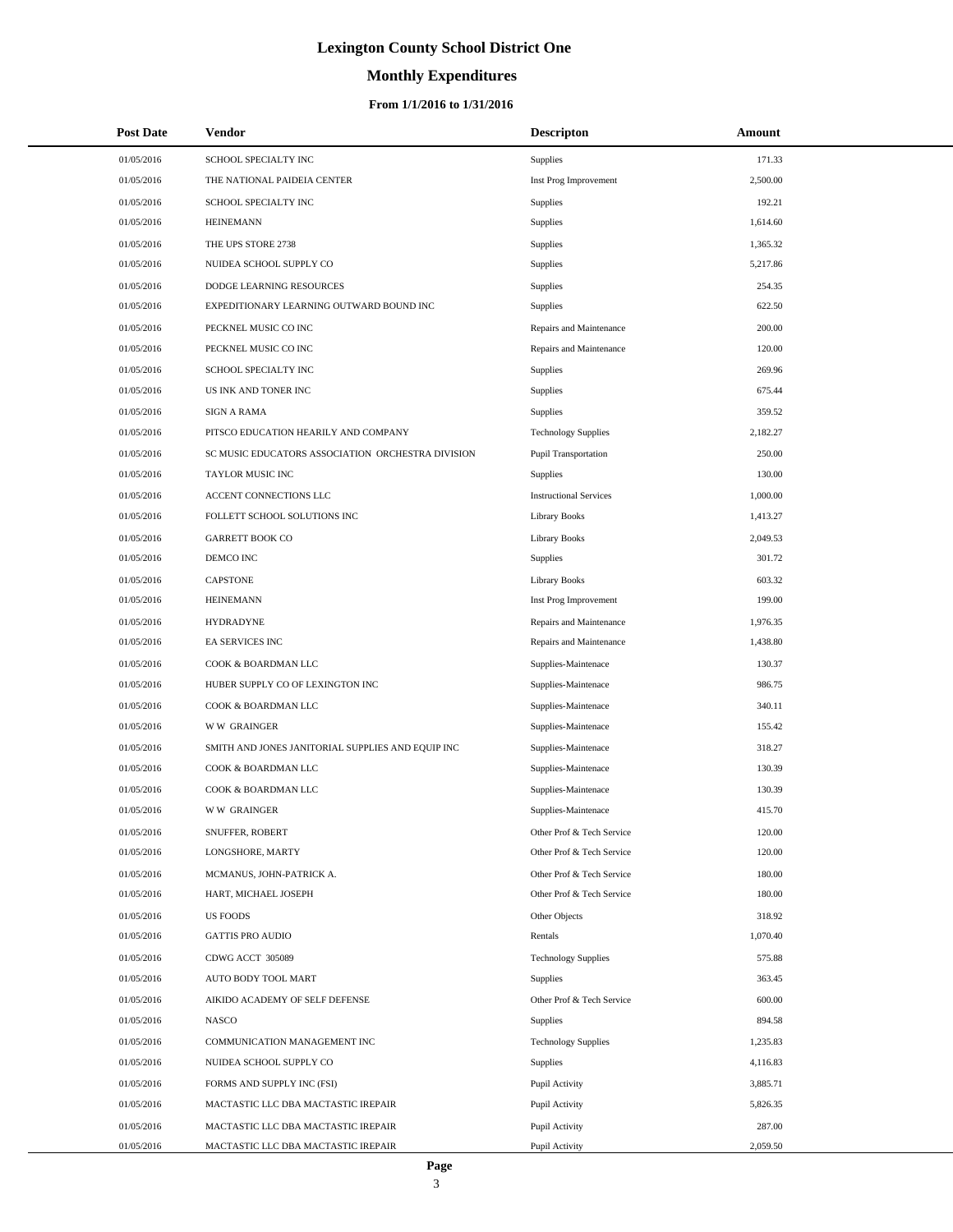# Lexington County School District One

## Monthly Expenditures

### From 1/1/2016 to 1/31/2016

| Post Date | Vendor | Descripton | Amount |
|---|---|---|---|
| 01/05/2016 | SCHOOL SPECIALTY INC | Supplies | 171.33 |
| 01/05/2016 | THE NATIONAL PAIDEIA CENTER | Inst Prog Improvement | 2,500.00 |
| 01/05/2016 | SCHOOL SPECIALTY INC | Supplies | 192.21 |
| 01/05/2016 | HEINEMANN | Supplies | 1,614.60 |
| 01/05/2016 | THE UPS STORE 2738 | Supplies | 1,365.32 |
| 01/05/2016 | NUIDEA SCHOOL SUPPLY CO | Supplies | 5,217.86 |
| 01/05/2016 | DODGE LEARNING RESOURCES | Supplies | 254.35 |
| 01/05/2016 | EXPEDITIONARY LEARNING OUTWARD BOUND INC | Supplies | 622.50 |
| 01/05/2016 | PECKNEL MUSIC CO INC | Repairs and Maintenance | 200.00 |
| 01/05/2016 | PECKNEL MUSIC CO INC | Repairs and Maintenance | 120.00 |
| 01/05/2016 | SCHOOL SPECIALTY INC | Supplies | 269.96 |
| 01/05/2016 | US INK AND TONER INC | Supplies | 675.44 |
| 01/05/2016 | SIGN A RAMA | Supplies | 359.52 |
| 01/05/2016 | PITSCO EDUCATION HEARILY AND COMPANY | Technology Supplies | 2,182.27 |
| 01/05/2016 | SC MUSIC EDUCATORS ASSOCIATION ORCHESTRA DIVISION | Pupil Transportation | 250.00 |
| 01/05/2016 | TAYLOR MUSIC INC | Supplies | 130.00 |
| 01/05/2016 | ACCENT CONNECTIONS LLC | Instructional Services | 1,000.00 |
| 01/05/2016 | FOLLETT SCHOOL SOLUTIONS INC | Library Books | 1,413.27 |
| 01/05/2016 | GARRETT BOOK CO | Library Books | 2,049.53 |
| 01/05/2016 | DEMCO INC | Supplies | 301.72 |
| 01/05/2016 | CAPSTONE | Library Books | 603.32 |
| 01/05/2016 | HEINEMANN | Inst Prog Improvement | 199.00 |
| 01/05/2016 | HYDRADYNE | Repairs and Maintenance | 1,976.35 |
| 01/05/2016 | EA SERVICES INC | Repairs and Maintenance | 1,438.80 |
| 01/05/2016 | COOK & BOARDMAN LLC | Supplies-Maintenace | 130.37 |
| 01/05/2016 | HUBER SUPPLY CO OF LEXINGTON INC | Supplies-Maintenace | 986.75 |
| 01/05/2016 | COOK & BOARDMAN LLC | Supplies-Maintenace | 340.11 |
| 01/05/2016 | W W GRAINGER | Supplies-Maintenace | 155.42 |
| 01/05/2016 | SMITH AND JONES JANITORIAL SUPPLIES AND EQUIP INC | Supplies-Maintenace | 318.27 |
| 01/05/2016 | COOK & BOARDMAN LLC | Supplies-Maintenace | 130.39 |
| 01/05/2016 | COOK & BOARDMAN LLC | Supplies-Maintenace | 130.39 |
| 01/05/2016 | W W GRAINGER | Supplies-Maintenace | 415.70 |
| 01/05/2016 | SNUFFER, ROBERT | Other Prof & Tech Service | 120.00 |
| 01/05/2016 | LONGSHORE, MARTY | Other Prof & Tech Service | 120.00 |
| 01/05/2016 | MCMANUS, JOHN-PATRICK A. | Other Prof & Tech Service | 180.00 |
| 01/05/2016 | HART, MICHAEL JOSEPH | Other Prof & Tech Service | 180.00 |
| 01/05/2016 | US FOODS | Other Objects | 318.92 |
| 01/05/2016 | GATTIS PRO AUDIO | Rentals | 1,070.40 |
| 01/05/2016 | CDWG ACCT 305089 | Technology Supplies | 575.88 |
| 01/05/2016 | AUTO BODY TOOL MART | Supplies | 363.45 |
| 01/05/2016 | AIKIDO ACADEMY OF SELF DEFENSE | Other Prof & Tech Service | 600.00 |
| 01/05/2016 | NASCO | Supplies | 894.58 |
| 01/05/2016 | COMMUNICATION MANAGEMENT INC | Technology Supplies | 1,235.83 |
| 01/05/2016 | NUIDEA SCHOOL SUPPLY CO | Supplies | 4,116.83 |
| 01/05/2016 | FORMS AND SUPPLY INC (FSI) | Pupil Activity | 3,885.71 |
| 01/05/2016 | MACTASTIC LLC DBA MACTASTIC IREPAIR | Pupil Activity | 5,826.35 |
| 01/05/2016 | MACTASTIC LLC DBA MACTASTIC IREPAIR | Pupil Activity | 287.00 |
| 01/05/2016 | MACTASTIC LLC DBA MACTASTIC IREPAIR | Pupil Activity | 2,059.50 |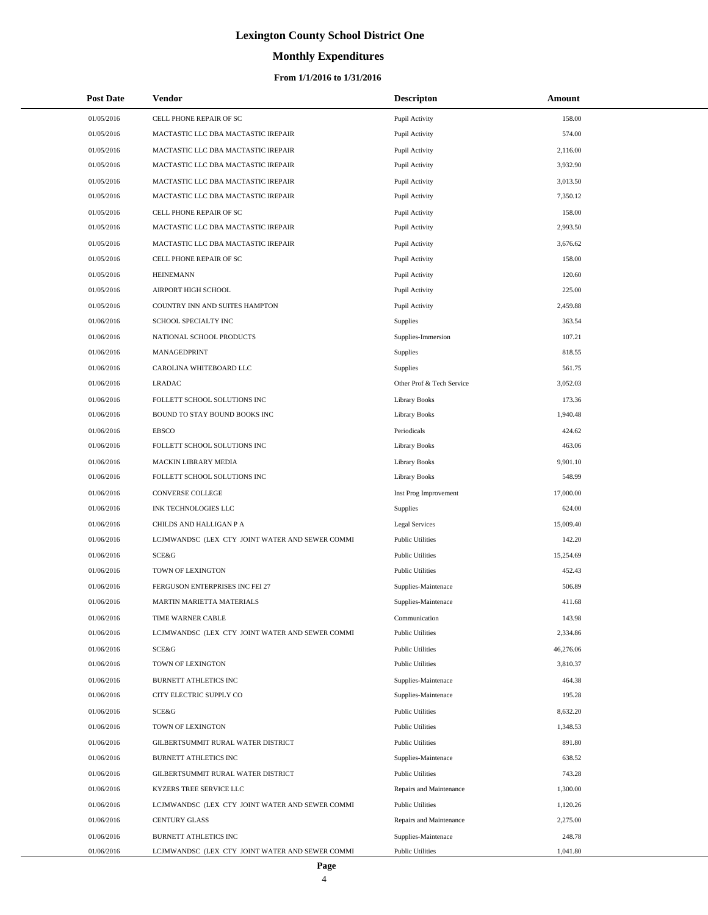# Lexington County School District One

## Monthly Expenditures

### From 1/1/2016 to 1/31/2016

| Post Date | Vendor | Descripton | Amount |
|---|---|---|---|
| 01/05/2016 | CELL PHONE REPAIR OF SC | Pupil Activity | 158.00 |
| 01/05/2016 | MACTASTIC LLC DBA MACTASTIC IREPAIR | Pupil Activity | 574.00 |
| 01/05/2016 | MACTASTIC LLC DBA MACTASTIC IREPAIR | Pupil Activity | 2,116.00 |
| 01/05/2016 | MACTASTIC LLC DBA MACTASTIC IREPAIR | Pupil Activity | 3,932.90 |
| 01/05/2016 | MACTASTIC LLC DBA MACTASTIC IREPAIR | Pupil Activity | 3,013.50 |
| 01/05/2016 | MACTASTIC LLC DBA MACTASTIC IREPAIR | Pupil Activity | 7,350.12 |
| 01/05/2016 | CELL PHONE REPAIR OF SC | Pupil Activity | 158.00 |
| 01/05/2016 | MACTASTIC LLC DBA MACTASTIC IREPAIR | Pupil Activity | 2,993.50 |
| 01/05/2016 | MACTASTIC LLC DBA MACTASTIC IREPAIR | Pupil Activity | 3,676.62 |
| 01/05/2016 | CELL PHONE REPAIR OF SC | Pupil Activity | 158.00 |
| 01/05/2016 | HEINEMANN | Pupil Activity | 120.60 |
| 01/05/2016 | AIRPORT HIGH SCHOOL | Pupil Activity | 225.00 |
| 01/05/2016 | COUNTRY INN AND SUITES HAMPTON | Pupil Activity | 2,459.88 |
| 01/06/2016 | SCHOOL SPECIALTY INC | Supplies | 363.54 |
| 01/06/2016 | NATIONAL SCHOOL PRODUCTS | Supplies-Immersion | 107.21 |
| 01/06/2016 | MANAGEDPRINT | Supplies | 818.55 |
| 01/06/2016 | CAROLINA WHITEBOARD LLC | Supplies | 561.75 |
| 01/06/2016 | LRADAC | Other Prof & Tech Service | 3,052.03 |
| 01/06/2016 | FOLLETT SCHOOL SOLUTIONS INC | Library Books | 173.36 |
| 01/06/2016 | BOUND TO STAY BOUND BOOKS INC | Library Books | 1,940.48 |
| 01/06/2016 | EBSCO | Periodicals | 424.62 |
| 01/06/2016 | FOLLETT SCHOOL SOLUTIONS INC | Library Books | 463.06 |
| 01/06/2016 | MACKIN LIBRARY MEDIA | Library Books | 9,901.10 |
| 01/06/2016 | FOLLETT SCHOOL SOLUTIONS INC | Library Books | 548.99 |
| 01/06/2016 | CONVERSE COLLEGE | Inst Prog Improvement | 17,000.00 |
| 01/06/2016 | INK TECHNOLOGIES LLC | Supplies | 624.00 |
| 01/06/2016 | CHILDS AND HALLIGAN P A | Legal Services | 15,009.40 |
| 01/06/2016 | LCJMWANDSC (LEX CTY JOINT WATER AND SEWER COMMI | Public Utilities | 142.20 |
| 01/06/2016 | SCE&G | Public Utilities | 15,254.69 |
| 01/06/2016 | TOWN OF LEXINGTON | Public Utilities | 452.43 |
| 01/06/2016 | FERGUSON ENTERPRISES INC FEI 27 | Supplies-Maintenace | 506.89 |
| 01/06/2016 | MARTIN MARIETTA MATERIALS | Supplies-Maintenace | 411.68 |
| 01/06/2016 | TIME WARNER CABLE | Communication | 143.98 |
| 01/06/2016 | LCJMWANDSC (LEX CTY JOINT WATER AND SEWER COMMI | Public Utilities | 2,334.86 |
| 01/06/2016 | SCE&G | Public Utilities | 46,276.06 |
| 01/06/2016 | TOWN OF LEXINGTON | Public Utilities | 3,810.37 |
| 01/06/2016 | BURNETT ATHLETICS INC | Supplies-Maintenace | 464.38 |
| 01/06/2016 | CITY ELECTRIC SUPPLY CO | Supplies-Maintenace | 195.28 |
| 01/06/2016 | SCE&G | Public Utilities | 8,632.20 |
| 01/06/2016 | TOWN OF LEXINGTON | Public Utilities | 1,348.53 |
| 01/06/2016 | GILBERTSUMMIT RURAL WATER DISTRICT | Public Utilities | 891.80 |
| 01/06/2016 | BURNETT ATHLETICS INC | Supplies-Maintenace | 638.52 |
| 01/06/2016 | GILBERTSUMMIT RURAL WATER DISTRICT | Public Utilities | 743.28 |
| 01/06/2016 | KYZERS TREE SERVICE LLC | Repairs and Maintenance | 1,300.00 |
| 01/06/2016 | LCJMWANDSC (LEX CTY JOINT WATER AND SEWER COMMI | Public Utilities | 1,120.26 |
| 01/06/2016 | CENTURY GLASS | Repairs and Maintenance | 2,275.00 |
| 01/06/2016 | BURNETT ATHLETICS INC | Supplies-Maintenace | 248.78 |
| 01/06/2016 | LCJMWANDSC (LEX CTY JOINT WATER AND SEWER COMMI | Public Utilities | 1,041.80 |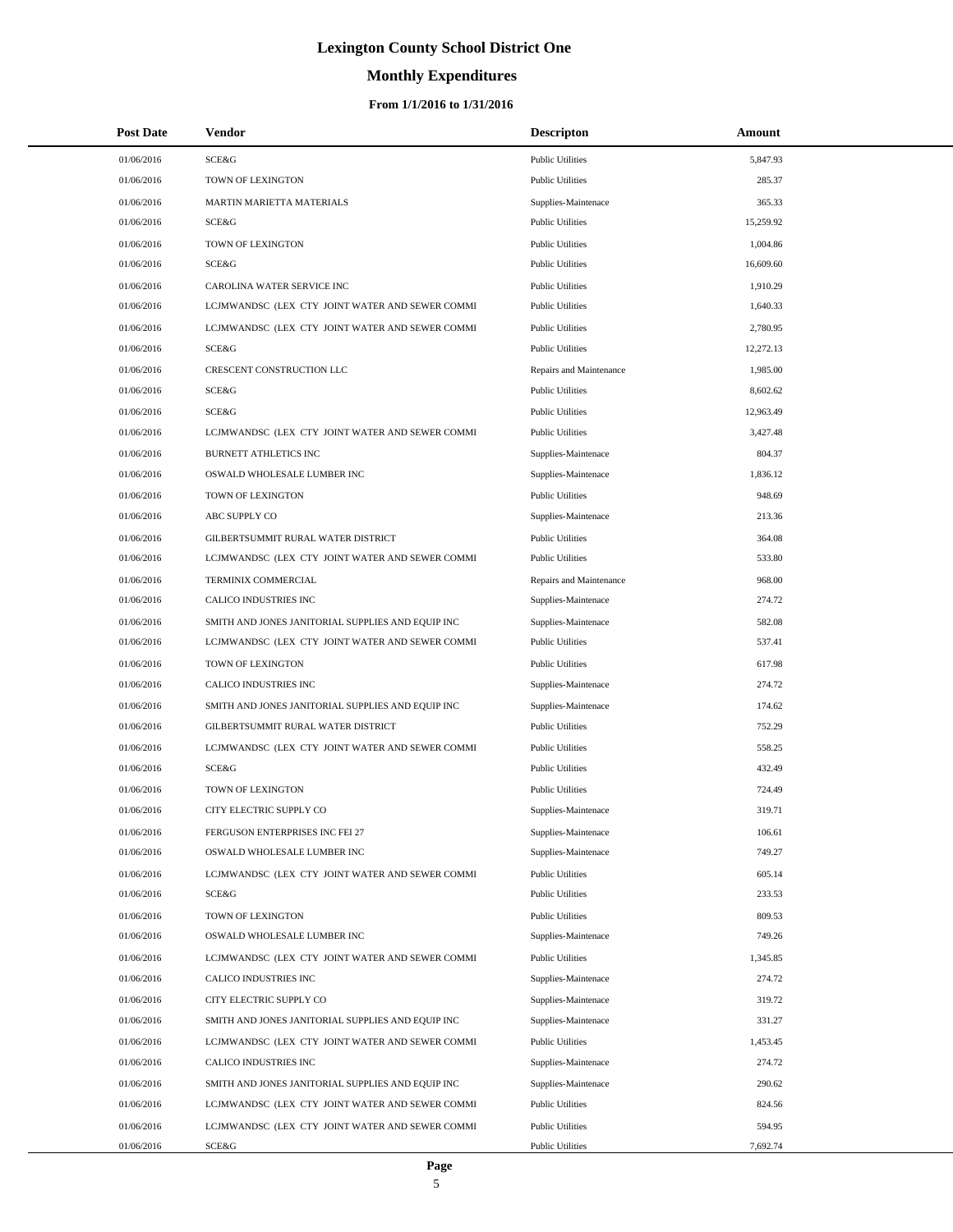# Lexington County School District One

## Monthly Expenditures

### From 1/1/2016 to 1/31/2016

| Post Date | Vendor | Descripton | Amount |
|---|---|---|---|
| 01/06/2016 | SCE&G | Public Utilities | 5,847.93 |
| 01/06/2016 | TOWN OF LEXINGTON | Public Utilities | 285.37 |
| 01/06/2016 | MARTIN MARIETTA MATERIALS | Supplies-Maintenace | 365.33 |
| 01/06/2016 | SCE&G | Public Utilities | 15,259.92 |
| 01/06/2016 | TOWN OF LEXINGTON | Public Utilities | 1,004.86 |
| 01/06/2016 | SCE&G | Public Utilities | 16,609.60 |
| 01/06/2016 | CAROLINA WATER SERVICE INC | Public Utilities | 1,910.29 |
| 01/06/2016 | LCJMWANDSC (LEX CTY JOINT WATER AND SEWER COMMI | Public Utilities | 1,640.33 |
| 01/06/2016 | LCJMWANDSC (LEX CTY JOINT WATER AND SEWER COMMI | Public Utilities | 2,780.95 |
| 01/06/2016 | SCE&G | Public Utilities | 12,272.13 |
| 01/06/2016 | CRESCENT CONSTRUCTION LLC | Repairs and Maintenance | 1,985.00 |
| 01/06/2016 | SCE&G | Public Utilities | 8,602.62 |
| 01/06/2016 | SCE&G | Public Utilities | 12,963.49 |
| 01/06/2016 | LCJMWANDSC (LEX CTY JOINT WATER AND SEWER COMMI | Public Utilities | 3,427.48 |
| 01/06/2016 | BURNETT ATHLETICS INC | Supplies-Maintenace | 804.37 |
| 01/06/2016 | OSWALD WHOLESALE LUMBER INC | Supplies-Maintenace | 1,836.12 |
| 01/06/2016 | TOWN OF LEXINGTON | Public Utilities | 948.69 |
| 01/06/2016 | ABC SUPPLY CO | Supplies-Maintenace | 213.36 |
| 01/06/2016 | GILBERTSUMMIT RURAL WATER DISTRICT | Public Utilities | 364.08 |
| 01/06/2016 | LCJMWANDSC (LEX CTY JOINT WATER AND SEWER COMMI | Public Utilities | 533.80 |
| 01/06/2016 | TERMINIX COMMERCIAL | Repairs and Maintenance | 968.00 |
| 01/06/2016 | CALICO INDUSTRIES INC | Supplies-Maintenace | 274.72 |
| 01/06/2016 | SMITH AND JONES JANITORIAL SUPPLIES AND EQUIP INC | Supplies-Maintenace | 582.08 |
| 01/06/2016 | LCJMWANDSC (LEX CTY JOINT WATER AND SEWER COMMI | Public Utilities | 537.41 |
| 01/06/2016 | TOWN OF LEXINGTON | Public Utilities | 617.98 |
| 01/06/2016 | CALICO INDUSTRIES INC | Supplies-Maintenace | 274.72 |
| 01/06/2016 | SMITH AND JONES JANITORIAL SUPPLIES AND EQUIP INC | Supplies-Maintenace | 174.62 |
| 01/06/2016 | GILBERTSUMMIT RURAL WATER DISTRICT | Public Utilities | 752.29 |
| 01/06/2016 | LCJMWANDSC (LEX CTY JOINT WATER AND SEWER COMMI | Public Utilities | 558.25 |
| 01/06/2016 | SCE&G | Public Utilities | 432.49 |
| 01/06/2016 | TOWN OF LEXINGTON | Public Utilities | 724.49 |
| 01/06/2016 | CITY ELECTRIC SUPPLY CO | Supplies-Maintenace | 319.71 |
| 01/06/2016 | FERGUSON ENTERPRISES INC FEI 27 | Supplies-Maintenace | 106.61 |
| 01/06/2016 | OSWALD WHOLESALE LUMBER INC | Supplies-Maintenace | 749.27 |
| 01/06/2016 | LCJMWANDSC (LEX CTY JOINT WATER AND SEWER COMMI | Public Utilities | 605.14 |
| 01/06/2016 | SCE&G | Public Utilities | 233.53 |
| 01/06/2016 | TOWN OF LEXINGTON | Public Utilities | 809.53 |
| 01/06/2016 | OSWALD WHOLESALE LUMBER INC | Supplies-Maintenace | 749.26 |
| 01/06/2016 | LCJMWANDSC (LEX CTY JOINT WATER AND SEWER COMMI | Public Utilities | 1,345.85 |
| 01/06/2016 | CALICO INDUSTRIES INC | Supplies-Maintenace | 274.72 |
| 01/06/2016 | CITY ELECTRIC SUPPLY CO | Supplies-Maintenace | 319.72 |
| 01/06/2016 | SMITH AND JONES JANITORIAL SUPPLIES AND EQUIP INC | Supplies-Maintenace | 331.27 |
| 01/06/2016 | LCJMWANDSC (LEX CTY JOINT WATER AND SEWER COMMI | Public Utilities | 1,453.45 |
| 01/06/2016 | CALICO INDUSTRIES INC | Supplies-Maintenace | 274.72 |
| 01/06/2016 | SMITH AND JONES JANITORIAL SUPPLIES AND EQUIP INC | Supplies-Maintenace | 290.62 |
| 01/06/2016 | LCJMWANDSC (LEX CTY JOINT WATER AND SEWER COMMI | Public Utilities | 824.56 |
| 01/06/2016 | LCJMWANDSC (LEX CTY JOINT WATER AND SEWER COMMI | Public Utilities | 594.95 |
| 01/06/2016 | SCE&G | Public Utilities | 7,692.74 |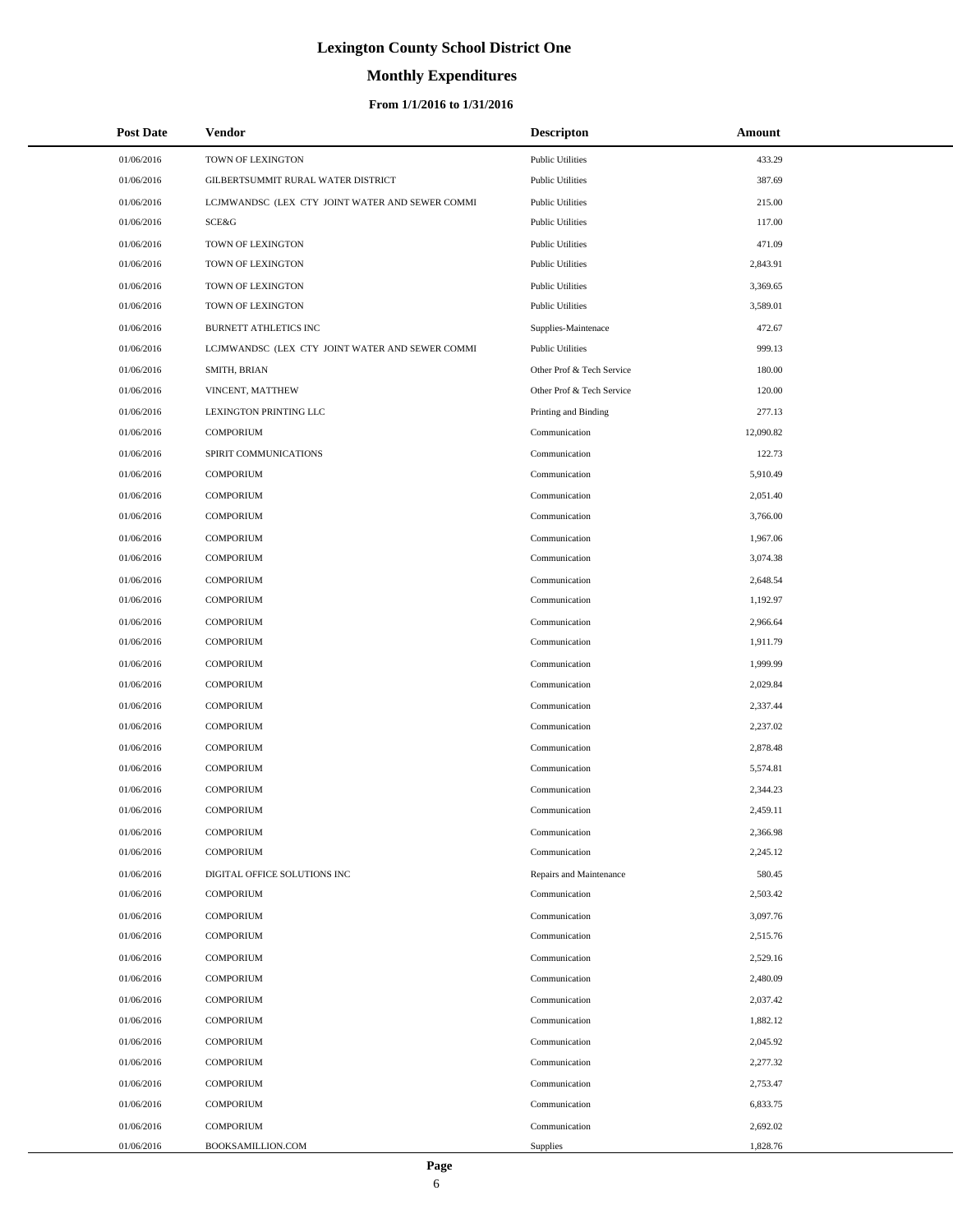# Lexington County School District One

## Monthly Expenditures

### From 1/1/2016 to 1/31/2016

| Post Date | Vendor | Descripton | Amount |
|---|---|---|---|
| 01/06/2016 | TOWN OF LEXINGTON | Public Utilities | 433.29 |
| 01/06/2016 | GILBERTSUMMIT RURAL WATER DISTRICT | Public Utilities | 387.69 |
| 01/06/2016 | LCJMWANDSC (LEX CTY JOINT WATER AND SEWER COMMI | Public Utilities | 215.00 |
| 01/06/2016 | SCE&G | Public Utilities | 117.00 |
| 01/06/2016 | TOWN OF LEXINGTON | Public Utilities | 471.09 |
| 01/06/2016 | TOWN OF LEXINGTON | Public Utilities | 2,843.91 |
| 01/06/2016 | TOWN OF LEXINGTON | Public Utilities | 3,369.65 |
| 01/06/2016 | TOWN OF LEXINGTON | Public Utilities | 3,589.01 |
| 01/06/2016 | BURNETT ATHLETICS INC | Supplies-Maintenace | 472.67 |
| 01/06/2016 | LCJMWANDSC (LEX CTY JOINT WATER AND SEWER COMMI | Public Utilities | 999.13 |
| 01/06/2016 | SMITH, BRIAN | Other Prof & Tech Service | 180.00 |
| 01/06/2016 | VINCENT, MATTHEW | Other Prof & Tech Service | 120.00 |
| 01/06/2016 | LEXINGTON PRINTING LLC | Printing and Binding | 277.13 |
| 01/06/2016 | COMPORIUM | Communication | 12,090.82 |
| 01/06/2016 | SPIRIT COMMUNICATIONS | Communication | 122.73 |
| 01/06/2016 | COMPORIUM | Communication | 5,910.49 |
| 01/06/2016 | COMPORIUM | Communication | 2,051.40 |
| 01/06/2016 | COMPORIUM | Communication | 3,766.00 |
| 01/06/2016 | COMPORIUM | Communication | 1,967.06 |
| 01/06/2016 | COMPORIUM | Communication | 3,074.38 |
| 01/06/2016 | COMPORIUM | Communication | 2,648.54 |
| 01/06/2016 | COMPORIUM | Communication | 1,192.97 |
| 01/06/2016 | COMPORIUM | Communication | 2,966.64 |
| 01/06/2016 | COMPORIUM | Communication | 1,911.79 |
| 01/06/2016 | COMPORIUM | Communication | 1,999.99 |
| 01/06/2016 | COMPORIUM | Communication | 2,029.84 |
| 01/06/2016 | COMPORIUM | Communication | 2,337.44 |
| 01/06/2016 | COMPORIUM | Communication | 2,237.02 |
| 01/06/2016 | COMPORIUM | Communication | 2,878.48 |
| 01/06/2016 | COMPORIUM | Communication | 5,574.81 |
| 01/06/2016 | COMPORIUM | Communication | 2,344.23 |
| 01/06/2016 | COMPORIUM | Communication | 2,459.11 |
| 01/06/2016 | COMPORIUM | Communication | 2,366.98 |
| 01/06/2016 | COMPORIUM | Communication | 2,245.12 |
| 01/06/2016 | DIGITAL OFFICE SOLUTIONS INC | Repairs and Maintenance | 580.45 |
| 01/06/2016 | COMPORIUM | Communication | 2,503.42 |
| 01/06/2016 | COMPORIUM | Communication | 3,097.76 |
| 01/06/2016 | COMPORIUM | Communication | 2,515.76 |
| 01/06/2016 | COMPORIUM | Communication | 2,529.16 |
| 01/06/2016 | COMPORIUM | Communication | 2,480.09 |
| 01/06/2016 | COMPORIUM | Communication | 2,037.42 |
| 01/06/2016 | COMPORIUM | Communication | 1,882.12 |
| 01/06/2016 | COMPORIUM | Communication | 2,045.92 |
| 01/06/2016 | COMPORIUM | Communication | 2,277.32 |
| 01/06/2016 | COMPORIUM | Communication | 2,753.47 |
| 01/06/2016 | COMPORIUM | Communication | 6,833.75 |
| 01/06/2016 | COMPORIUM | Communication | 2,692.02 |
| 01/06/2016 | BOOKSAMILLION.COM | Supplies | 1,828.76 |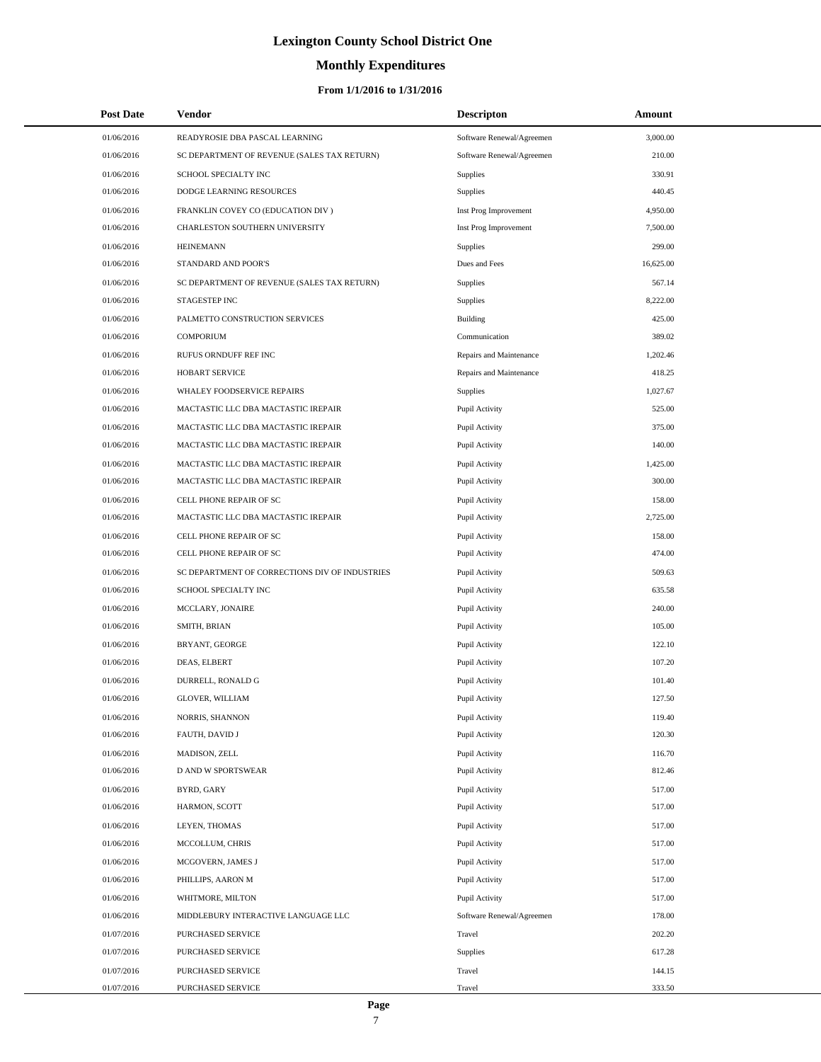# Lexington County School District One

## Monthly Expenditures

### From 1/1/2016 to 1/31/2016

| Post Date | Vendor | Descripton | Amount |
|---|---|---|---|
| 01/06/2016 | READYROSIE DBA PASCAL LEARNING | Software Renewal/Agreemen | 3,000.00 |
| 01/06/2016 | SC DEPARTMENT OF REVENUE (SALES TAX RETURN) | Software Renewal/Agreemen | 210.00 |
| 01/06/2016 | SCHOOL SPECIALTY INC | Supplies | 330.91 |
| 01/06/2016 | DODGE LEARNING RESOURCES | Supplies | 440.45 |
| 01/06/2016 | FRANKLIN COVEY CO (EDUCATION DIV ) | Inst Prog Improvement | 4,950.00 |
| 01/06/2016 | CHARLESTON SOUTHERN UNIVERSITY | Inst Prog Improvement | 7,500.00 |
| 01/06/2016 | HEINEMANN | Supplies | 299.00 |
| 01/06/2016 | STANDARD AND POOR'S | Dues and Fees | 16,625.00 |
| 01/06/2016 | SC DEPARTMENT OF REVENUE (SALES TAX RETURN) | Supplies | 567.14 |
| 01/06/2016 | STAGESTEP INC | Supplies | 8,222.00 |
| 01/06/2016 | PALMETTO CONSTRUCTION SERVICES | Building | 425.00 |
| 01/06/2016 | COMPORIUM | Communication | 389.02 |
| 01/06/2016 | RUFUS ORNDUFF REF INC | Repairs and Maintenance | 1,202.46 |
| 01/06/2016 | HOBART SERVICE | Repairs and Maintenance | 418.25 |
| 01/06/2016 | WHALEY FOODSERVICE REPAIRS | Supplies | 1,027.67 |
| 01/06/2016 | MACTASTIC LLC DBA MACTASTIC IREPAIR | Pupil Activity | 525.00 |
| 01/06/2016 | MACTASTIC LLC DBA MACTASTIC IREPAIR | Pupil Activity | 375.00 |
| 01/06/2016 | MACTASTIC LLC DBA MACTASTIC IREPAIR | Pupil Activity | 140.00 |
| 01/06/2016 | MACTASTIC LLC DBA MACTASTIC IREPAIR | Pupil Activity | 1,425.00 |
| 01/06/2016 | MACTASTIC LLC DBA MACTASTIC IREPAIR | Pupil Activity | 300.00 |
| 01/06/2016 | CELL PHONE REPAIR OF SC | Pupil Activity | 158.00 |
| 01/06/2016 | MACTASTIC LLC DBA MACTASTIC IREPAIR | Pupil Activity | 2,725.00 |
| 01/06/2016 | CELL PHONE REPAIR OF SC | Pupil Activity | 158.00 |
| 01/06/2016 | CELL PHONE REPAIR OF SC | Pupil Activity | 474.00 |
| 01/06/2016 | SC DEPARTMENT OF CORRECTIONS DIV OF INDUSTRIES | Pupil Activity | 509.63 |
| 01/06/2016 | SCHOOL SPECIALTY INC | Pupil Activity | 635.58 |
| 01/06/2016 | MCCLARY, JONAIRE | Pupil Activity | 240.00 |
| 01/06/2016 | SMITH, BRIAN | Pupil Activity | 105.00 |
| 01/06/2016 | BRYANT, GEORGE | Pupil Activity | 122.10 |
| 01/06/2016 | DEAS, ELBERT | Pupil Activity | 107.20 |
| 01/06/2016 | DURRELL, RONALD G | Pupil Activity | 101.40 |
| 01/06/2016 | GLOVER, WILLIAM | Pupil Activity | 127.50 |
| 01/06/2016 | NORRIS, SHANNON | Pupil Activity | 119.40 |
| 01/06/2016 | FAUTH, DAVID J | Pupil Activity | 120.30 |
| 01/06/2016 | MADISON, ZELL | Pupil Activity | 116.70 |
| 01/06/2016 | D AND W SPORTSWEAR | Pupil Activity | 812.46 |
| 01/06/2016 | BYRD, GARY | Pupil Activity | 517.00 |
| 01/06/2016 | HARMON, SCOTT | Pupil Activity | 517.00 |
| 01/06/2016 | LEYEN, THOMAS | Pupil Activity | 517.00 |
| 01/06/2016 | MCCOLLUM, CHRIS | Pupil Activity | 517.00 |
| 01/06/2016 | MCGOVERN, JAMES J | Pupil Activity | 517.00 |
| 01/06/2016 | PHILLIPS, AARON M | Pupil Activity | 517.00 |
| 01/06/2016 | WHITMORE, MILTON | Pupil Activity | 517.00 |
| 01/06/2016 | MIDDLEBURY INTERACTIVE LANGUAGE LLC | Software Renewal/Agreemen | 178.00 |
| 01/07/2016 | PURCHASED SERVICE | Travel | 202.20 |
| 01/07/2016 | PURCHASED SERVICE | Supplies | 617.28 |
| 01/07/2016 | PURCHASED SERVICE | Travel | 144.15 |
| 01/07/2016 | PURCHASED SERVICE | Travel | 333.50 |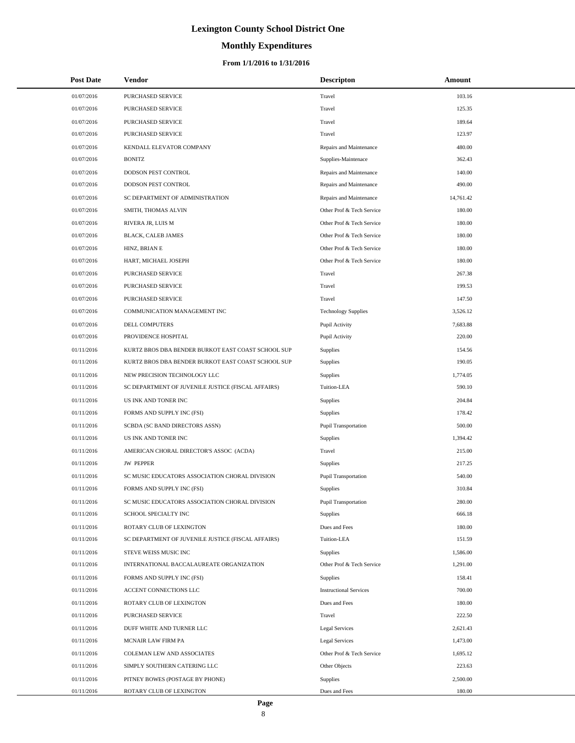# Lexington County School District One

## Monthly Expenditures

### From 1/1/2016 to 1/31/2016

| Post Date | Vendor | Descripton | Amount |
|---|---|---|---|
| 01/07/2016 | PURCHASED SERVICE | Travel | 103.16 |
| 01/07/2016 | PURCHASED SERVICE | Travel | 125.35 |
| 01/07/2016 | PURCHASED SERVICE | Travel | 189.64 |
| 01/07/2016 | PURCHASED SERVICE | Travel | 123.97 |
| 01/07/2016 | KENDALL ELEVATOR COMPANY | Repairs and Maintenance | 480.00 |
| 01/07/2016 | BONITZ | Supplies-Maintenace | 362.43 |
| 01/07/2016 | DODSON PEST CONTROL | Repairs and Maintenance | 140.00 |
| 01/07/2016 | DODSON PEST CONTROL | Repairs and Maintenance | 490.00 |
| 01/07/2016 | SC DEPARTMENT OF ADMINISTRATION | Repairs and Maintenance | 14,761.42 |
| 01/07/2016 | SMITH, THOMAS ALVIN | Other Prof & Tech Service | 180.00 |
| 01/07/2016 | RIVERA JR, LUIS M | Other Prof & Tech Service | 180.00 |
| 01/07/2016 | BLACK, CALEB JAMES | Other Prof & Tech Service | 180.00 |
| 01/07/2016 | HINZ, BRIAN E | Other Prof & Tech Service | 180.00 |
| 01/07/2016 | HART, MICHAEL JOSEPH | Other Prof & Tech Service | 180.00 |
| 01/07/2016 | PURCHASED SERVICE | Travel | 267.38 |
| 01/07/2016 | PURCHASED SERVICE | Travel | 199.53 |
| 01/07/2016 | PURCHASED SERVICE | Travel | 147.50 |
| 01/07/2016 | COMMUNICATION MANAGEMENT INC | Technology Supplies | 3,526.12 |
| 01/07/2016 | DELL COMPUTERS | Pupil Activity | 7,683.88 |
| 01/07/2016 | PROVIDENCE HOSPITAL | Pupil Activity | 220.00 |
| 01/11/2016 | KURTZ BROS DBA BENDER BURKOT EAST COAST SCHOOL SUP | Supplies | 154.56 |
| 01/11/2016 | KURTZ BROS DBA BENDER BURKOT EAST COAST SCHOOL SUP | Supplies | 190.05 |
| 01/11/2016 | NEW PRECISION TECHNOLOGY LLC | Supplies | 1,774.05 |
| 01/11/2016 | SC DEPARTMENT OF JUVENILE JUSTICE (FISCAL AFFAIRS) | Tuition-LEA | 590.10 |
| 01/11/2016 | US INK AND TONER INC | Supplies | 204.84 |
| 01/11/2016 | FORMS AND SUPPLY INC (FSI) | Supplies | 178.42 |
| 01/11/2016 | SCBDA (SC BAND DIRECTORS ASSN) | Pupil Transportation | 500.00 |
| 01/11/2016 | US INK AND TONER INC | Supplies | 1,394.42 |
| 01/11/2016 | AMERICAN CHORAL DIRECTOR'S ASSOC (ACDA) | Travel | 215.00 |
| 01/11/2016 | JW PEPPER | Supplies | 217.25 |
| 01/11/2016 | SC MUSIC EDUCATORS ASSOCIATION CHORAL DIVISION | Pupil Transportation | 540.00 |
| 01/11/2016 | FORMS AND SUPPLY INC (FSI) | Supplies | 310.84 |
| 01/11/2016 | SC MUSIC EDUCATORS ASSOCIATION CHORAL DIVISION | Pupil Transportation | 280.00 |
| 01/11/2016 | SCHOOL SPECIALTY INC | Supplies | 666.18 |
| 01/11/2016 | ROTARY CLUB OF LEXINGTON | Dues and Fees | 180.00 |
| 01/11/2016 | SC DEPARTMENT OF JUVENILE JUSTICE (FISCAL AFFAIRS) | Tuition-LEA | 151.59 |
| 01/11/2016 | STEVE WEISS MUSIC INC | Supplies | 1,586.00 |
| 01/11/2016 | INTERNATIONAL BACCALAUREATE ORGANIZATION | Other Prof & Tech Service | 1,291.00 |
| 01/11/2016 | FORMS AND SUPPLY INC (FSI) | Supplies | 158.41 |
| 01/11/2016 | ACCENT CONNECTIONS LLC | Instructional Services | 700.00 |
| 01/11/2016 | ROTARY CLUB OF LEXINGTON | Dues and Fees | 180.00 |
| 01/11/2016 | PURCHASED SERVICE | Travel | 222.50 |
| 01/11/2016 | DUFF WHITE AND TURNER LLC | Legal Services | 2,621.43 |
| 01/11/2016 | MCNAIR LAW FIRM PA | Legal Services | 1,473.00 |
| 01/11/2016 | COLEMAN LEW AND ASSOCIATES | Other Prof & Tech Service | 1,695.12 |
| 01/11/2016 | SIMPLY SOUTHERN CATERING LLC | Other Objects | 223.63 |
| 01/11/2016 | PITNEY BOWES (POSTAGE BY PHONE) | Supplies | 2,500.00 |
| 01/11/2016 | ROTARY CLUB OF LEXINGTON | Dues and Fees | 180.00 |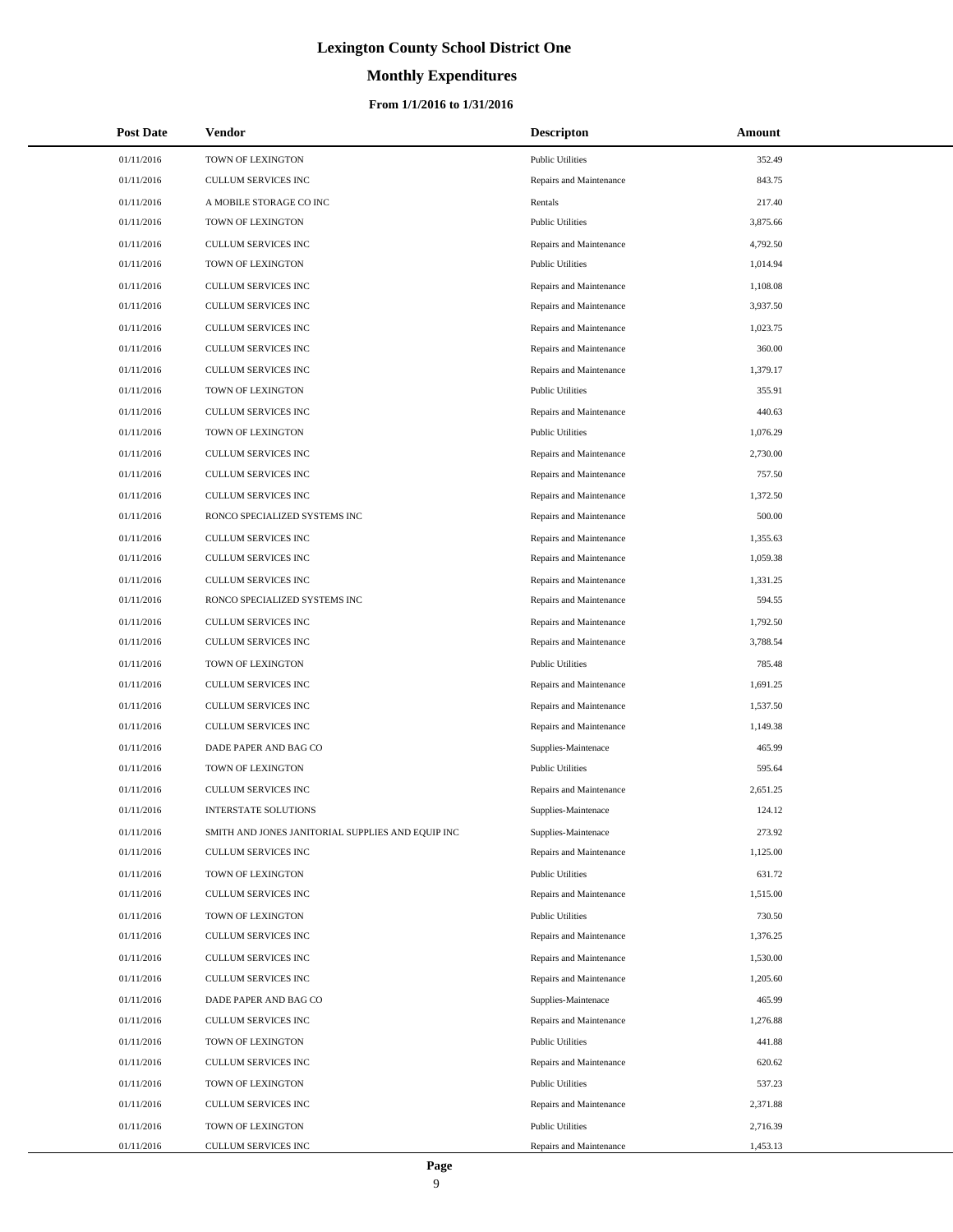# Lexington County School District One

## Monthly Expenditures

### From 1/1/2016 to 1/31/2016

| Post Date | Vendor | Descripton | Amount |
|---|---|---|---|
| 01/11/2016 | TOWN OF LEXINGTON | Public Utilities | 352.49 |
| 01/11/2016 | CULLUM SERVICES INC | Repairs and Maintenance | 843.75 |
| 01/11/2016 | A MOBILE STORAGE CO INC | Rentals | 217.40 |
| 01/11/2016 | TOWN OF LEXINGTON | Public Utilities | 3,875.66 |
| 01/11/2016 | CULLUM SERVICES INC | Repairs and Maintenance | 4,792.50 |
| 01/11/2016 | TOWN OF LEXINGTON | Public Utilities | 1,014.94 |
| 01/11/2016 | CULLUM SERVICES INC | Repairs and Maintenance | 1,108.08 |
| 01/11/2016 | CULLUM SERVICES INC | Repairs and Maintenance | 3,937.50 |
| 01/11/2016 | CULLUM SERVICES INC | Repairs and Maintenance | 1,023.75 |
| 01/11/2016 | CULLUM SERVICES INC | Repairs and Maintenance | 360.00 |
| 01/11/2016 | CULLUM SERVICES INC | Repairs and Maintenance | 1,379.17 |
| 01/11/2016 | TOWN OF LEXINGTON | Public Utilities | 355.91 |
| 01/11/2016 | CULLUM SERVICES INC | Repairs and Maintenance | 440.63 |
| 01/11/2016 | TOWN OF LEXINGTON | Public Utilities | 1,076.29 |
| 01/11/2016 | CULLUM SERVICES INC | Repairs and Maintenance | 2,730.00 |
| 01/11/2016 | CULLUM SERVICES INC | Repairs and Maintenance | 757.50 |
| 01/11/2016 | CULLUM SERVICES INC | Repairs and Maintenance | 1,372.50 |
| 01/11/2016 | RONCO SPECIALIZED SYSTEMS INC | Repairs and Maintenance | 500.00 |
| 01/11/2016 | CULLUM SERVICES INC | Repairs and Maintenance | 1,355.63 |
| 01/11/2016 | CULLUM SERVICES INC | Repairs and Maintenance | 1,059.38 |
| 01/11/2016 | CULLUM SERVICES INC | Repairs and Maintenance | 1,331.25 |
| 01/11/2016 | RONCO SPECIALIZED SYSTEMS INC | Repairs and Maintenance | 594.55 |
| 01/11/2016 | CULLUM SERVICES INC | Repairs and Maintenance | 1,792.50 |
| 01/11/2016 | CULLUM SERVICES INC | Repairs and Maintenance | 3,788.54 |
| 01/11/2016 | TOWN OF LEXINGTON | Public Utilities | 785.48 |
| 01/11/2016 | CULLUM SERVICES INC | Repairs and Maintenance | 1,691.25 |
| 01/11/2016 | CULLUM SERVICES INC | Repairs and Maintenance | 1,537.50 |
| 01/11/2016 | CULLUM SERVICES INC | Repairs and Maintenance | 1,149.38 |
| 01/11/2016 | DADE PAPER AND BAG CO | Supplies-Maintenace | 465.99 |
| 01/11/2016 | TOWN OF LEXINGTON | Public Utilities | 595.64 |
| 01/11/2016 | CULLUM SERVICES INC | Repairs and Maintenance | 2,651.25 |
| 01/11/2016 | INTERSTATE SOLUTIONS | Supplies-Maintenace | 124.12 |
| 01/11/2016 | SMITH AND JONES JANITORIAL SUPPLIES AND EQUIP INC | Supplies-Maintenace | 273.92 |
| 01/11/2016 | CULLUM SERVICES INC | Repairs and Maintenance | 1,125.00 |
| 01/11/2016 | TOWN OF LEXINGTON | Public Utilities | 631.72 |
| 01/11/2016 | CULLUM SERVICES INC | Repairs and Maintenance | 1,515.00 |
| 01/11/2016 | TOWN OF LEXINGTON | Public Utilities | 730.50 |
| 01/11/2016 | CULLUM SERVICES INC | Repairs and Maintenance | 1,376.25 |
| 01/11/2016 | CULLUM SERVICES INC | Repairs and Maintenance | 1,530.00 |
| 01/11/2016 | CULLUM SERVICES INC | Repairs and Maintenance | 1,205.60 |
| 01/11/2016 | DADE PAPER AND BAG CO | Supplies-Maintenace | 465.99 |
| 01/11/2016 | CULLUM SERVICES INC | Repairs and Maintenance | 1,276.88 |
| 01/11/2016 | TOWN OF LEXINGTON | Public Utilities | 441.88 |
| 01/11/2016 | CULLUM SERVICES INC | Repairs and Maintenance | 620.62 |
| 01/11/2016 | TOWN OF LEXINGTON | Public Utilities | 537.23 |
| 01/11/2016 | CULLUM SERVICES INC | Repairs and Maintenance | 2,371.88 |
| 01/11/2016 | TOWN OF LEXINGTON | Public Utilities | 2,716.39 |
| 01/11/2016 | CULLUM SERVICES INC | Repairs and Maintenance | 1,453.13 |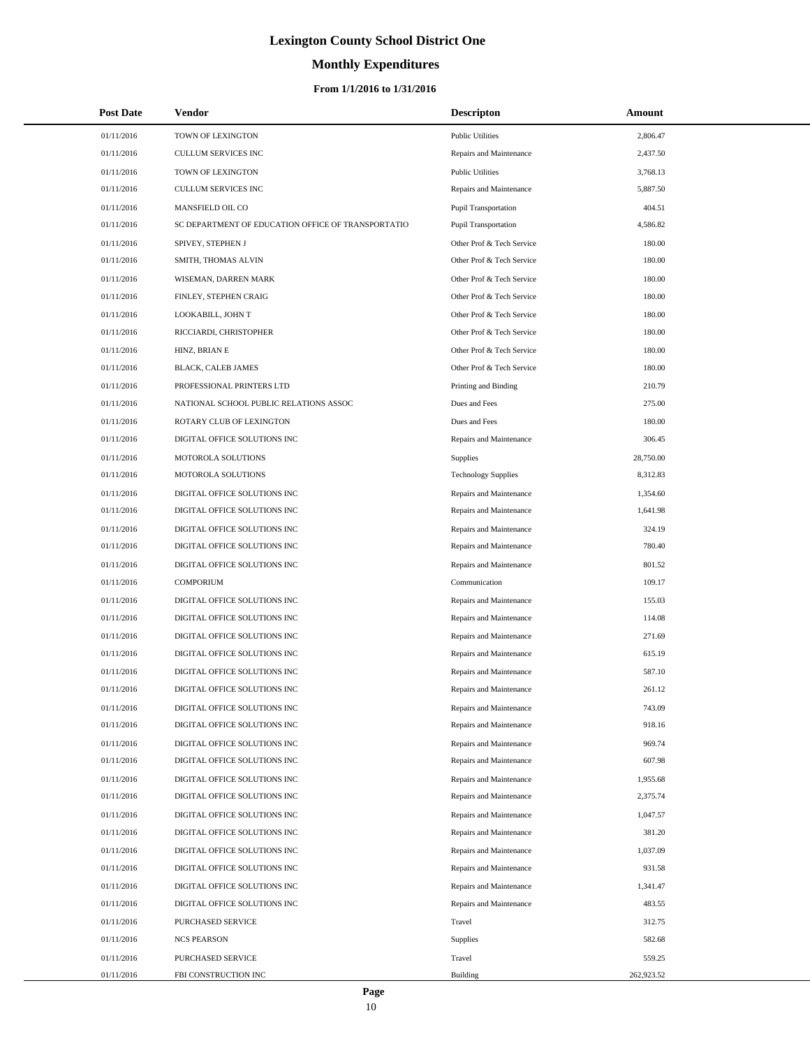# Lexington County School District One

## Monthly Expenditures

### From 1/1/2016 to 1/31/2016

| Post Date | Vendor | Descripton | Amount |
|---|---|---|---|
| 01/11/2016 | TOWN OF LEXINGTON | Public Utilities | 2,806.47 |
| 01/11/2016 | CULLUM SERVICES INC | Repairs and Maintenance | 2,437.50 |
| 01/11/2016 | TOWN OF LEXINGTON | Public Utilities | 3,768.13 |
| 01/11/2016 | CULLUM SERVICES INC | Repairs and Maintenance | 5,887.50 |
| 01/11/2016 | MANSFIELD OIL CO | Pupil Transportation | 404.51 |
| 01/11/2016 | SC DEPARTMENT OF EDUCATION OFFICE OF TRANSPORTATIO | Pupil Transportation | 4,586.82 |
| 01/11/2016 | SPIVEY, STEPHEN J | Other Prof & Tech Service | 180.00 |
| 01/11/2016 | SMITH, THOMAS ALVIN | Other Prof & Tech Service | 180.00 |
| 01/11/2016 | WISEMAN, DARREN MARK | Other Prof & Tech Service | 180.00 |
| 01/11/2016 | FINLEY, STEPHEN CRAIG | Other Prof & Tech Service | 180.00 |
| 01/11/2016 | LOOKABILL, JOHN T | Other Prof & Tech Service | 180.00 |
| 01/11/2016 | RICCIARDI, CHRISTOPHER | Other Prof & Tech Service | 180.00 |
| 01/11/2016 | HINZ, BRIAN E | Other Prof & Tech Service | 180.00 |
| 01/11/2016 | BLACK, CALEB JAMES | Other Prof & Tech Service | 180.00 |
| 01/11/2016 | PROFESSIONAL PRINTERS LTD | Printing and Binding | 210.79 |
| 01/11/2016 | NATIONAL SCHOOL PUBLIC RELATIONS ASSOC | Dues and Fees | 275.00 |
| 01/11/2016 | ROTARY CLUB OF LEXINGTON | Dues and Fees | 180.00 |
| 01/11/2016 | DIGITAL OFFICE SOLUTIONS INC | Repairs and Maintenance | 306.45 |
| 01/11/2016 | MOTOROLA SOLUTIONS | Supplies | 28,750.00 |
| 01/11/2016 | MOTOROLA SOLUTIONS | Technology Supplies | 8,312.83 |
| 01/11/2016 | DIGITAL OFFICE SOLUTIONS INC | Repairs and Maintenance | 1,354.60 |
| 01/11/2016 | DIGITAL OFFICE SOLUTIONS INC | Repairs and Maintenance | 1,641.98 |
| 01/11/2016 | DIGITAL OFFICE SOLUTIONS INC | Repairs and Maintenance | 324.19 |
| 01/11/2016 | DIGITAL OFFICE SOLUTIONS INC | Repairs and Maintenance | 780.40 |
| 01/11/2016 | DIGITAL OFFICE SOLUTIONS INC | Repairs and Maintenance | 801.52 |
| 01/11/2016 | COMPORIUM | Communication | 109.17 |
| 01/11/2016 | DIGITAL OFFICE SOLUTIONS INC | Repairs and Maintenance | 155.03 |
| 01/11/2016 | DIGITAL OFFICE SOLUTIONS INC | Repairs and Maintenance | 114.08 |
| 01/11/2016 | DIGITAL OFFICE SOLUTIONS INC | Repairs and Maintenance | 271.69 |
| 01/11/2016 | DIGITAL OFFICE SOLUTIONS INC | Repairs and Maintenance | 615.19 |
| 01/11/2016 | DIGITAL OFFICE SOLUTIONS INC | Repairs and Maintenance | 587.10 |
| 01/11/2016 | DIGITAL OFFICE SOLUTIONS INC | Repairs and Maintenance | 261.12 |
| 01/11/2016 | DIGITAL OFFICE SOLUTIONS INC | Repairs and Maintenance | 743.09 |
| 01/11/2016 | DIGITAL OFFICE SOLUTIONS INC | Repairs and Maintenance | 918.16 |
| 01/11/2016 | DIGITAL OFFICE SOLUTIONS INC | Repairs and Maintenance | 969.74 |
| 01/11/2016 | DIGITAL OFFICE SOLUTIONS INC | Repairs and Maintenance | 607.98 |
| 01/11/2016 | DIGITAL OFFICE SOLUTIONS INC | Repairs and Maintenance | 1,955.68 |
| 01/11/2016 | DIGITAL OFFICE SOLUTIONS INC | Repairs and Maintenance | 2,375.74 |
| 01/11/2016 | DIGITAL OFFICE SOLUTIONS INC | Repairs and Maintenance | 1,047.57 |
| 01/11/2016 | DIGITAL OFFICE SOLUTIONS INC | Repairs and Maintenance | 381.20 |
| 01/11/2016 | DIGITAL OFFICE SOLUTIONS INC | Repairs and Maintenance | 1,037.09 |
| 01/11/2016 | DIGITAL OFFICE SOLUTIONS INC | Repairs and Maintenance | 931.58 |
| 01/11/2016 | DIGITAL OFFICE SOLUTIONS INC | Repairs and Maintenance | 1,341.47 |
| 01/11/2016 | DIGITAL OFFICE SOLUTIONS INC | Repairs and Maintenance | 483.55 |
| 01/11/2016 | PURCHASED SERVICE | Travel | 312.75 |
| 01/11/2016 | NCS PEARSON | Supplies | 582.68 |
| 01/11/2016 | PURCHASED SERVICE | Travel | 559.25 |
| 01/11/2016 | FBI CONSTRUCTION INC | Building | 262,923.52 |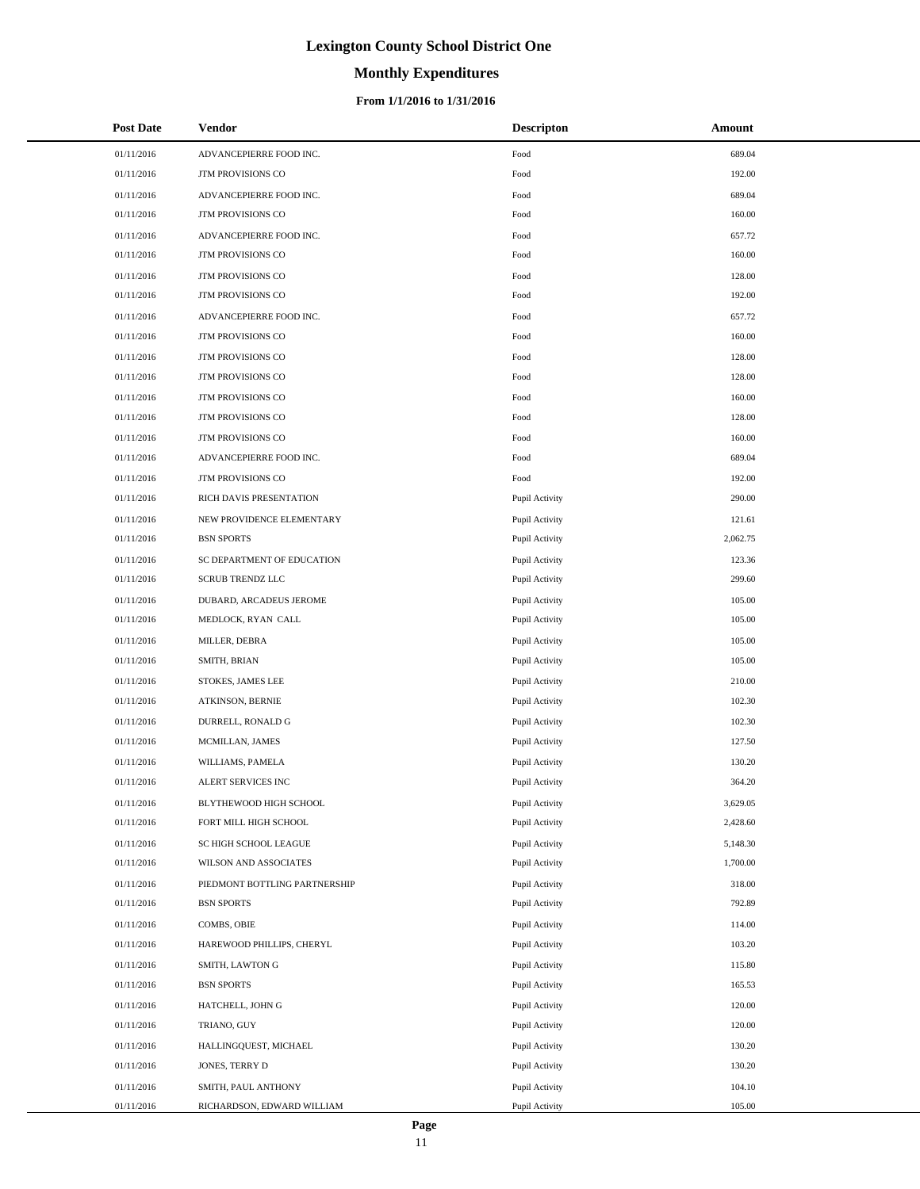# Lexington County School District One

## Monthly Expenditures

### From 1/1/2016 to 1/31/2016

| Post Date | Vendor | Descripton | Amount |
|---|---|---|---|
| 01/11/2016 | ADVANCEPIERRE FOOD INC. | Food | 689.04 |
| 01/11/2016 | JTM PROVISIONS CO | Food | 192.00 |
| 01/11/2016 | ADVANCEPIERRE FOOD INC. | Food | 689.04 |
| 01/11/2016 | JTM PROVISIONS CO | Food | 160.00 |
| 01/11/2016 | ADVANCEPIERRE FOOD INC. | Food | 657.72 |
| 01/11/2016 | JTM PROVISIONS CO | Food | 160.00 |
| 01/11/2016 | JTM PROVISIONS CO | Food | 128.00 |
| 01/11/2016 | JTM PROVISIONS CO | Food | 192.00 |
| 01/11/2016 | ADVANCEPIERRE FOOD INC. | Food | 657.72 |
| 01/11/2016 | JTM PROVISIONS CO | Food | 160.00 |
| 01/11/2016 | JTM PROVISIONS CO | Food | 128.00 |
| 01/11/2016 | JTM PROVISIONS CO | Food | 128.00 |
| 01/11/2016 | JTM PROVISIONS CO | Food | 160.00 |
| 01/11/2016 | JTM PROVISIONS CO | Food | 128.00 |
| 01/11/2016 | JTM PROVISIONS CO | Food | 160.00 |
| 01/11/2016 | ADVANCEPIERRE FOOD INC. | Food | 689.04 |
| 01/11/2016 | JTM PROVISIONS CO | Food | 192.00 |
| 01/11/2016 | RICH DAVIS PRESENTATION | Pupil Activity | 290.00 |
| 01/11/2016 | NEW PROVIDENCE ELEMENTARY | Pupil Activity | 121.61 |
| 01/11/2016 | BSN SPORTS | Pupil Activity | 2,062.75 |
| 01/11/2016 | SC DEPARTMENT OF EDUCATION | Pupil Activity | 123.36 |
| 01/11/2016 | SCRUB TRENDZ LLC | Pupil Activity | 299.60 |
| 01/11/2016 | DUBARD, ARCADEUS JEROME | Pupil Activity | 105.00 |
| 01/11/2016 | MEDLOCK, RYAN CALL | Pupil Activity | 105.00 |
| 01/11/2016 | MILLER, DEBRA | Pupil Activity | 105.00 |
| 01/11/2016 | SMITH, BRIAN | Pupil Activity | 105.00 |
| 01/11/2016 | STOKES, JAMES LEE | Pupil Activity | 210.00 |
| 01/11/2016 | ATKINSON, BERNIE | Pupil Activity | 102.30 |
| 01/11/2016 | DURRELL, RONALD G | Pupil Activity | 102.30 |
| 01/11/2016 | MCMILLAN, JAMES | Pupil Activity | 127.50 |
| 01/11/2016 | WILLIAMS, PAMELA | Pupil Activity | 130.20 |
| 01/11/2016 | ALERT SERVICES INC | Pupil Activity | 364.20 |
| 01/11/2016 | BLYTHEWOOD HIGH SCHOOL | Pupil Activity | 3,629.05 |
| 01/11/2016 | FORT MILL HIGH SCHOOL | Pupil Activity | 2,428.60 |
| 01/11/2016 | SC HIGH SCHOOL LEAGUE | Pupil Activity | 5,148.30 |
| 01/11/2016 | WILSON AND ASSOCIATES | Pupil Activity | 1,700.00 |
| 01/11/2016 | PIEDMONT BOTTLING PARTNERSHIP | Pupil Activity | 318.00 |
| 01/11/2016 | BSN SPORTS | Pupil Activity | 792.89 |
| 01/11/2016 | COMBS, OBIE | Pupil Activity | 114.00 |
| 01/11/2016 | HAREWOOD PHILLIPS, CHERYL | Pupil Activity | 103.20 |
| 01/11/2016 | SMITH, LAWTON G | Pupil Activity | 115.80 |
| 01/11/2016 | BSN SPORTS | Pupil Activity | 165.53 |
| 01/11/2016 | HATCHELL, JOHN G | Pupil Activity | 120.00 |
| 01/11/2016 | TRIANO, GUY | Pupil Activity | 120.00 |
| 01/11/2016 | HALLINGQUEST, MICHAEL | Pupil Activity | 130.20 |
| 01/11/2016 | JONES, TERRY D | Pupil Activity | 130.20 |
| 01/11/2016 | SMITH, PAUL ANTHONY | Pupil Activity | 104.10 |
| 01/11/2016 | RICHARDSON, EDWARD WILLIAM | Pupil Activity | 105.00 |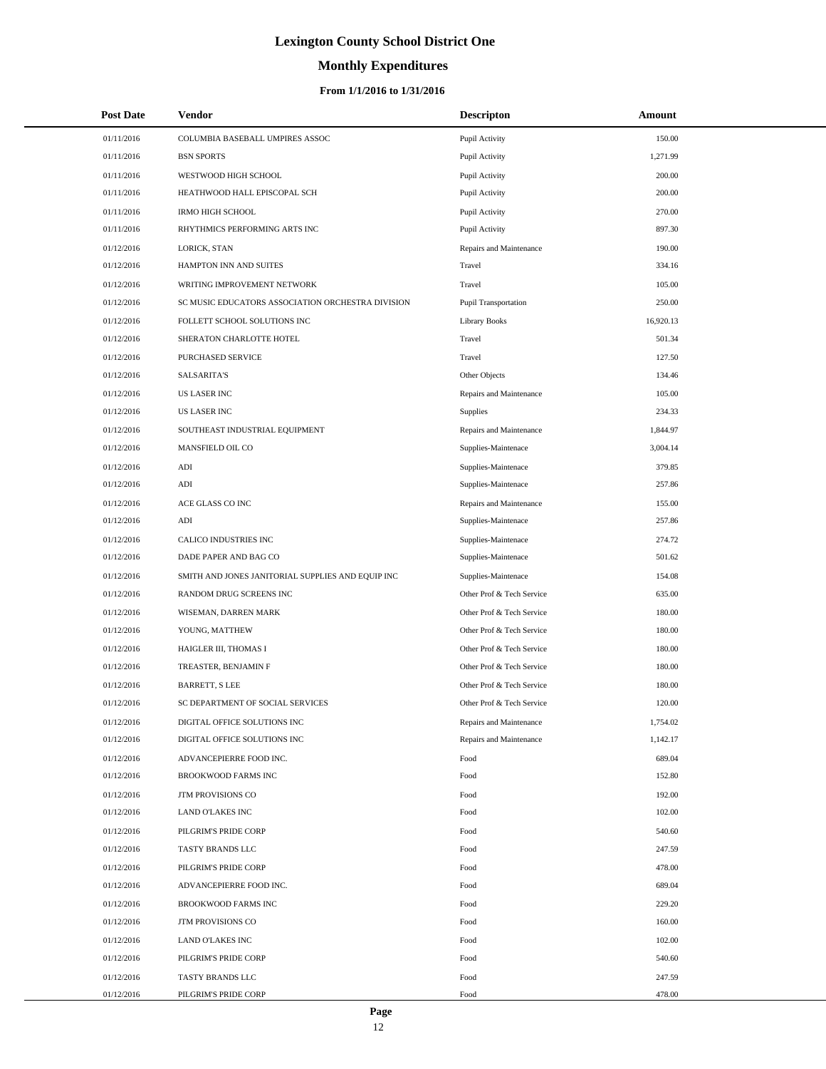# Lexington County School District One

## Monthly Expenditures

### From 1/1/2016 to 1/31/2016

| Post Date | Vendor | Descripton | Amount |
|---|---|---|---|
| 01/11/2016 | COLUMBIA BASEBALL UMPIRES ASSOC | Pupil Activity | 150.00 |
| 01/11/2016 | BSN SPORTS | Pupil Activity | 1,271.99 |
| 01/11/2016 | WESTWOOD HIGH SCHOOL | Pupil Activity | 200.00 |
| 01/11/2016 | HEATHWOOD HALL EPISCOPAL SCH | Pupil Activity | 200.00 |
| 01/11/2016 | IRMO HIGH SCHOOL | Pupil Activity | 270.00 |
| 01/11/2016 | RHYTHMICS PERFORMING ARTS INC | Pupil Activity | 897.30 |
| 01/12/2016 | LORICK, STAN | Repairs and Maintenance | 190.00 |
| 01/12/2016 | HAMPTON INN AND SUITES | Travel | 334.16 |
| 01/12/2016 | WRITING IMPROVEMENT NETWORK | Travel | 105.00 |
| 01/12/2016 | SC MUSIC EDUCATORS ASSOCIATION ORCHESTRA DIVISION | Pupil Transportation | 250.00 |
| 01/12/2016 | FOLLETT SCHOOL SOLUTIONS INC | Library Books | 16,920.13 |
| 01/12/2016 | SHERATON CHARLOTTE HOTEL | Travel | 501.34 |
| 01/12/2016 | PURCHASED SERVICE | Travel | 127.50 |
| 01/12/2016 | SALSARITA'S | Other Objects | 134.46 |
| 01/12/2016 | US LASER INC | Repairs and Maintenance | 105.00 |
| 01/12/2016 | US LASER INC | Supplies | 234.33 |
| 01/12/2016 | SOUTHEAST INDUSTRIAL EQUIPMENT | Repairs and Maintenance | 1,844.97 |
| 01/12/2016 | MANSFIELD OIL CO | Supplies-Maintenace | 3,004.14 |
| 01/12/2016 | ADI | Supplies-Maintenace | 379.85 |
| 01/12/2016 | ADI | Supplies-Maintenace | 257.86 |
| 01/12/2016 | ACE GLASS CO INC | Repairs and Maintenance | 155.00 |
| 01/12/2016 | ADI | Supplies-Maintenace | 257.86 |
| 01/12/2016 | CALICO INDUSTRIES INC | Supplies-Maintenace | 274.72 |
| 01/12/2016 | DADE PAPER AND BAG CO | Supplies-Maintenace | 501.62 |
| 01/12/2016 | SMITH AND JONES JANITORIAL SUPPLIES AND EQUIP INC | Supplies-Maintenace | 154.08 |
| 01/12/2016 | RANDOM DRUG SCREENS INC | Other Prof & Tech Service | 635.00 |
| 01/12/2016 | WISEMAN, DARREN MARK | Other Prof & Tech Service | 180.00 |
| 01/12/2016 | YOUNG, MATTHEW | Other Prof & Tech Service | 180.00 |
| 01/12/2016 | HAIGLER III, THOMAS I | Other Prof & Tech Service | 180.00 |
| 01/12/2016 | TREASTER, BENJAMIN F | Other Prof & Tech Service | 180.00 |
| 01/12/2016 | BARRETT, S LEE | Other Prof & Tech Service | 180.00 |
| 01/12/2016 | SC DEPARTMENT OF SOCIAL SERVICES | Other Prof & Tech Service | 120.00 |
| 01/12/2016 | DIGITAL OFFICE SOLUTIONS INC | Repairs and Maintenance | 1,754.02 |
| 01/12/2016 | DIGITAL OFFICE SOLUTIONS INC | Repairs and Maintenance | 1,142.17 |
| 01/12/2016 | ADVANCEPIERRE FOOD INC. | Food | 689.04 |
| 01/12/2016 | BROOKWOOD FARMS INC | Food | 152.80 |
| 01/12/2016 | JTM PROVISIONS CO | Food | 192.00 |
| 01/12/2016 | LAND O'LAKES INC | Food | 102.00 |
| 01/12/2016 | PILGRIM'S PRIDE CORP | Food | 540.60 |
| 01/12/2016 | TASTY BRANDS LLC | Food | 247.59 |
| 01/12/2016 | PILGRIM'S PRIDE CORP | Food | 478.00 |
| 01/12/2016 | ADVANCEPIERRE FOOD INC. | Food | 689.04 |
| 01/12/2016 | BROOKWOOD FARMS INC | Food | 229.20 |
| 01/12/2016 | JTM PROVISIONS CO | Food | 160.00 |
| 01/12/2016 | LAND O'LAKES INC | Food | 102.00 |
| 01/12/2016 | PILGRIM'S PRIDE CORP | Food | 540.60 |
| 01/12/2016 | TASTY BRANDS LLC | Food | 247.59 |
| 01/12/2016 | PILGRIM'S PRIDE CORP | Food | 478.00 |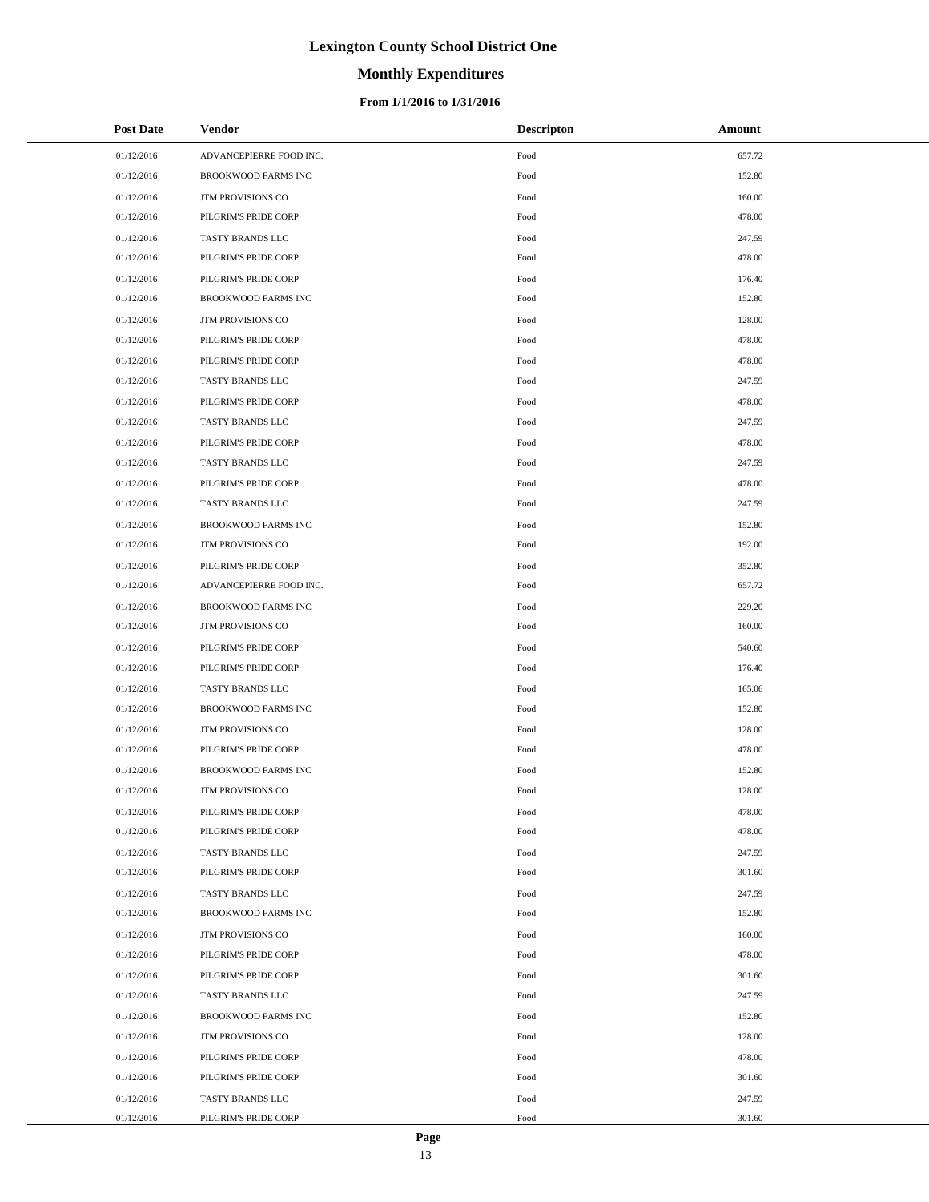# Lexington County School District One

## Monthly Expenditures

### From 1/1/2016 to 1/31/2016

| Post Date | Vendor | Descripton | Amount |
|---|---|---|---|
| 01/12/2016 | ADVANCEPIERRE FOOD INC. | Food | 657.72 |
| 01/12/2016 | BROOKWOOD FARMS INC | Food | 152.80 |
| 01/12/2016 | JTM PROVISIONS CO | Food | 160.00 |
| 01/12/2016 | PILGRIM'S PRIDE CORP | Food | 478.00 |
| 01/12/2016 | TASTY BRANDS LLC | Food | 247.59 |
| 01/12/2016 | PILGRIM'S PRIDE CORP | Food | 478.00 |
| 01/12/2016 | PILGRIM'S PRIDE CORP | Food | 176.40 |
| 01/12/2016 | BROOKWOOD FARMS INC | Food | 152.80 |
| 01/12/2016 | JTM PROVISIONS CO | Food | 128.00 |
| 01/12/2016 | PILGRIM'S PRIDE CORP | Food | 478.00 |
| 01/12/2016 | PILGRIM'S PRIDE CORP | Food | 478.00 |
| 01/12/2016 | TASTY BRANDS LLC | Food | 247.59 |
| 01/12/2016 | PILGRIM'S PRIDE CORP | Food | 478.00 |
| 01/12/2016 | TASTY BRANDS LLC | Food | 247.59 |
| 01/12/2016 | PILGRIM'S PRIDE CORP | Food | 478.00 |
| 01/12/2016 | TASTY BRANDS LLC | Food | 247.59 |
| 01/12/2016 | PILGRIM'S PRIDE CORP | Food | 478.00 |
| 01/12/2016 | TASTY BRANDS LLC | Food | 247.59 |
| 01/12/2016 | BROOKWOOD FARMS INC | Food | 152.80 |
| 01/12/2016 | JTM PROVISIONS CO | Food | 192.00 |
| 01/12/2016 | PILGRIM'S PRIDE CORP | Food | 352.80 |
| 01/12/2016 | ADVANCEPIERRE FOOD INC. | Food | 657.72 |
| 01/12/2016 | BROOKWOOD FARMS INC | Food | 229.20 |
| 01/12/2016 | JTM PROVISIONS CO | Food | 160.00 |
| 01/12/2016 | PILGRIM'S PRIDE CORP | Food | 540.60 |
| 01/12/2016 | PILGRIM'S PRIDE CORP | Food | 176.40 |
| 01/12/2016 | TASTY BRANDS LLC | Food | 165.06 |
| 01/12/2016 | BROOKWOOD FARMS INC | Food | 152.80 |
| 01/12/2016 | JTM PROVISIONS CO | Food | 128.00 |
| 01/12/2016 | PILGRIM'S PRIDE CORP | Food | 478.00 |
| 01/12/2016 | BROOKWOOD FARMS INC | Food | 152.80 |
| 01/12/2016 | JTM PROVISIONS CO | Food | 128.00 |
| 01/12/2016 | PILGRIM'S PRIDE CORP | Food | 478.00 |
| 01/12/2016 | PILGRIM'S PRIDE CORP | Food | 478.00 |
| 01/12/2016 | TASTY BRANDS LLC | Food | 247.59 |
| 01/12/2016 | PILGRIM'S PRIDE CORP | Food | 301.60 |
| 01/12/2016 | TASTY BRANDS LLC | Food | 247.59 |
| 01/12/2016 | BROOKWOOD FARMS INC | Food | 152.80 |
| 01/12/2016 | JTM PROVISIONS CO | Food | 160.00 |
| 01/12/2016 | PILGRIM'S PRIDE CORP | Food | 478.00 |
| 01/12/2016 | PILGRIM'S PRIDE CORP | Food | 301.60 |
| 01/12/2016 | TASTY BRANDS LLC | Food | 247.59 |
| 01/12/2016 | BROOKWOOD FARMS INC | Food | 152.80 |
| 01/12/2016 | JTM PROVISIONS CO | Food | 128.00 |
| 01/12/2016 | PILGRIM'S PRIDE CORP | Food | 478.00 |
| 01/12/2016 | PILGRIM'S PRIDE CORP | Food | 301.60 |
| 01/12/2016 | TASTY BRANDS LLC | Food | 247.59 |
| 01/12/2016 | PILGRIM'S PRIDE CORP | Food | 301.60 |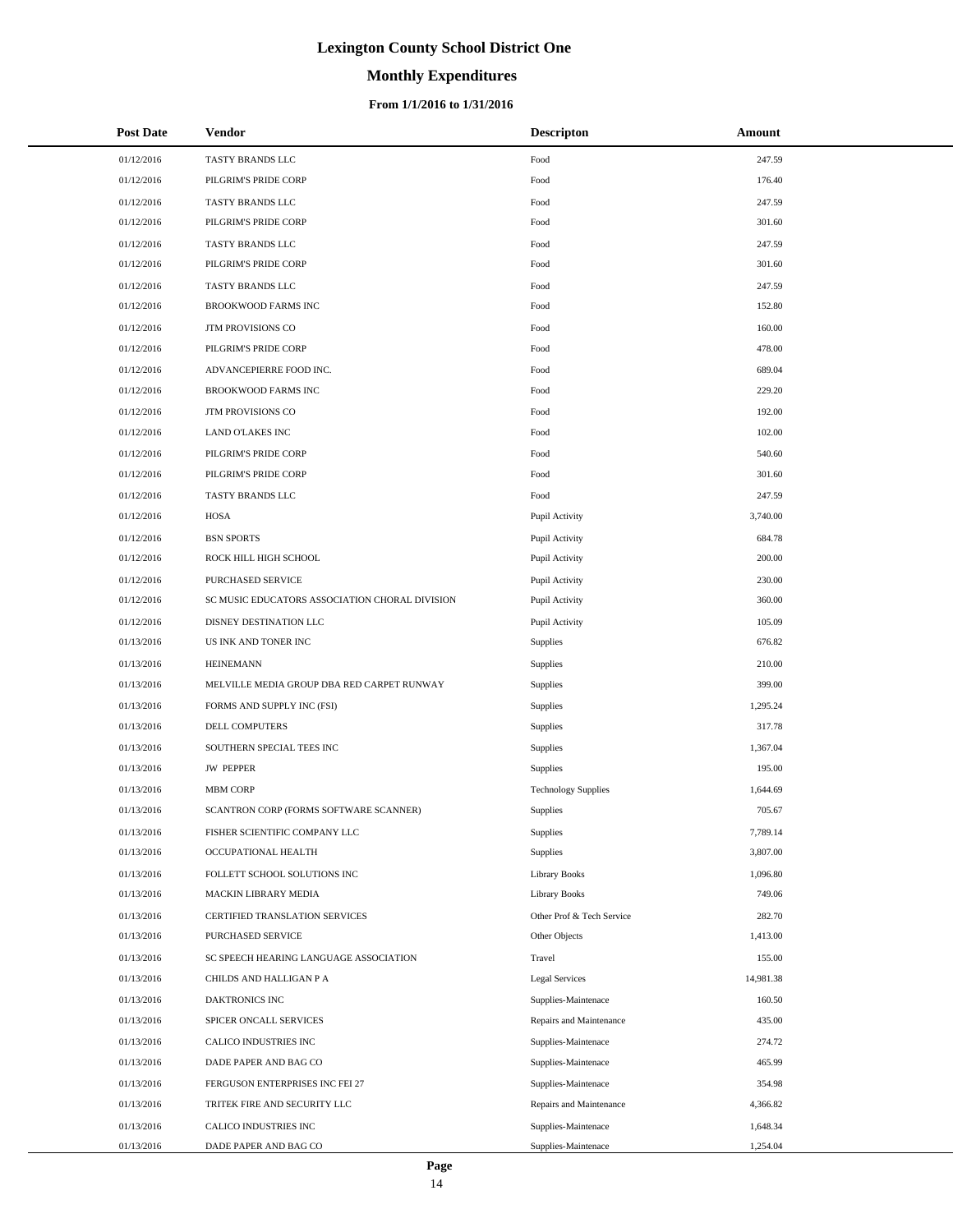# Lexington County School District One

## Monthly Expenditures

### From 1/1/2016 to 1/31/2016

| Post Date | Vendor | Descripton | Amount |
|---|---|---|---|
| 01/12/2016 | TASTY BRANDS LLC | Food | 247.59 |
| 01/12/2016 | PILGRIM'S PRIDE CORP | Food | 176.40 |
| 01/12/2016 | TASTY BRANDS LLC | Food | 247.59 |
| 01/12/2016 | PILGRIM'S PRIDE CORP | Food | 301.60 |
| 01/12/2016 | TASTY BRANDS LLC | Food | 247.59 |
| 01/12/2016 | PILGRIM'S PRIDE CORP | Food | 301.60 |
| 01/12/2016 | TASTY BRANDS LLC | Food | 247.59 |
| 01/12/2016 | BROOKWOOD FARMS INC | Food | 152.80 |
| 01/12/2016 | JTM PROVISIONS CO | Food | 160.00 |
| 01/12/2016 | PILGRIM'S PRIDE CORP | Food | 478.00 |
| 01/12/2016 | ADVANCEPIERRE FOOD INC. | Food | 689.04 |
| 01/12/2016 | BROOKWOOD FARMS INC | Food | 229.20 |
| 01/12/2016 | JTM PROVISIONS CO | Food | 192.00 |
| 01/12/2016 | LAND O'LAKES INC | Food | 102.00 |
| 01/12/2016 | PILGRIM'S PRIDE CORP | Food | 540.60 |
| 01/12/2016 | PILGRIM'S PRIDE CORP | Food | 301.60 |
| 01/12/2016 | TASTY BRANDS LLC | Food | 247.59 |
| 01/12/2016 | HOSA | Pupil Activity | 3,740.00 |
| 01/12/2016 | BSN SPORTS | Pupil Activity | 684.78 |
| 01/12/2016 | ROCK HILL HIGH SCHOOL | Pupil Activity | 200.00 |
| 01/12/2016 | PURCHASED SERVICE | Pupil Activity | 230.00 |
| 01/12/2016 | SC MUSIC EDUCATORS ASSOCIATION CHORAL DIVISION | Pupil Activity | 360.00 |
| 01/12/2016 | DISNEY DESTINATION LLC | Pupil Activity | 105.09 |
| 01/13/2016 | US INK AND TONER INC | Supplies | 676.82 |
| 01/13/2016 | HEINEMANN | Supplies | 210.00 |
| 01/13/2016 | MELVILLE MEDIA GROUP DBA RED CARPET RUNWAY | Supplies | 399.00 |
| 01/13/2016 | FORMS AND SUPPLY INC (FSI) | Supplies | 1,295.24 |
| 01/13/2016 | DELL COMPUTERS | Supplies | 317.78 |
| 01/13/2016 | SOUTHERN SPECIAL TEES INC | Supplies | 1,367.04 |
| 01/13/2016 | JW PEPPER | Supplies | 195.00 |
| 01/13/2016 | MBM CORP | Technology Supplies | 1,644.69 |
| 01/13/2016 | SCANTRON CORP (FORMS SOFTWARE SCANNER) | Supplies | 705.67 |
| 01/13/2016 | FISHER SCIENTIFIC COMPANY LLC | Supplies | 7,789.14 |
| 01/13/2016 | OCCUPATIONAL HEALTH | Supplies | 3,807.00 |
| 01/13/2016 | FOLLETT SCHOOL SOLUTIONS INC | Library Books | 1,096.80 |
| 01/13/2016 | MACKIN LIBRARY MEDIA | Library Books | 749.06 |
| 01/13/2016 | CERTIFIED TRANSLATION SERVICES | Other Prof & Tech Service | 282.70 |
| 01/13/2016 | PURCHASED SERVICE | Other Objects | 1,413.00 |
| 01/13/2016 | SC SPEECH HEARING LANGUAGE ASSOCIATION | Travel | 155.00 |
| 01/13/2016 | CHILDS AND HALLIGAN P A | Legal Services | 14,981.38 |
| 01/13/2016 | DAKTRONICS INC | Supplies-Maintenace | 160.50 |
| 01/13/2016 | SPICER ONCALL SERVICES | Repairs and Maintenance | 435.00 |
| 01/13/2016 | CALICO INDUSTRIES INC | Supplies-Maintenace | 274.72 |
| 01/13/2016 | DADE PAPER AND BAG CO | Supplies-Maintenace | 465.99 |
| 01/13/2016 | FERGUSON ENTERPRISES INC FEI 27 | Supplies-Maintenace | 354.98 |
| 01/13/2016 | TRITEK FIRE AND SECURITY LLC | Repairs and Maintenance | 4,366.82 |
| 01/13/2016 | CALICO INDUSTRIES INC | Supplies-Maintenace | 1,648.34 |
| 01/13/2016 | DADE PAPER AND BAG CO | Supplies-Maintenace | 1,254.04 |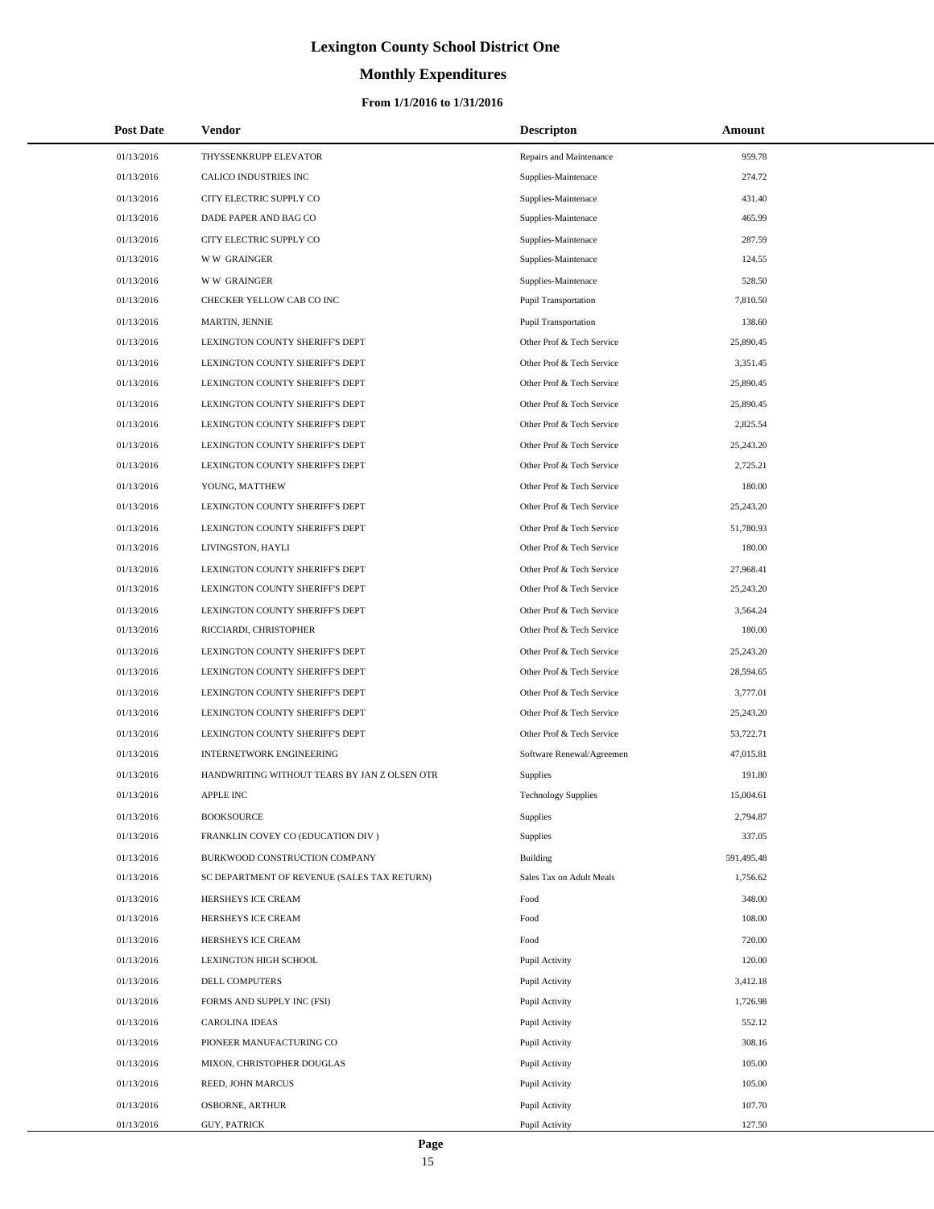# Lexington County School District One

## Monthly Expenditures

### From 1/1/2016 to 1/31/2016

| Post Date | Vendor | Descripton | Amount |
|---|---|---|---|
| 01/13/2016 | THYSSENKRUPP ELEVATOR | Repairs and Maintenance | 959.78 |
| 01/13/2016 | CALICO INDUSTRIES INC | Supplies-Maintenace | 274.72 |
| 01/13/2016 | CITY ELECTRIC SUPPLY CO | Supplies-Maintenace | 431.40 |
| 01/13/2016 | DADE PAPER AND BAG CO | Supplies-Maintenace | 465.99 |
| 01/13/2016 | CITY ELECTRIC SUPPLY CO | Supplies-Maintenace | 287.59 |
| 01/13/2016 | W W GRAINGER | Supplies-Maintenace | 124.55 |
| 01/13/2016 | W W GRAINGER | Supplies-Maintenace | 528.50 |
| 01/13/2016 | CHECKER YELLOW CAB CO INC | Pupil Transportation | 7,810.50 |
| 01/13/2016 | MARTIN, JENNIE | Pupil Transportation | 138.60 |
| 01/13/2016 | LEXINGTON COUNTY SHERIFF'S DEPT | Other Prof & Tech Service | 25,890.45 |
| 01/13/2016 | LEXINGTON COUNTY SHERIFF'S DEPT | Other Prof & Tech Service | 3,351.45 |
| 01/13/2016 | LEXINGTON COUNTY SHERIFF'S DEPT | Other Prof & Tech Service | 25,890.45 |
| 01/13/2016 | LEXINGTON COUNTY SHERIFF'S DEPT | Other Prof & Tech Service | 25,890.45 |
| 01/13/2016 | LEXINGTON COUNTY SHERIFF'S DEPT | Other Prof & Tech Service | 2,825.54 |
| 01/13/2016 | LEXINGTON COUNTY SHERIFF'S DEPT | Other Prof & Tech Service | 25,243.20 |
| 01/13/2016 | LEXINGTON COUNTY SHERIFF'S DEPT | Other Prof & Tech Service | 2,725.21 |
| 01/13/2016 | YOUNG, MATTHEW | Other Prof & Tech Service | 180.00 |
| 01/13/2016 | LEXINGTON COUNTY SHERIFF'S DEPT | Other Prof & Tech Service | 25,243.20 |
| 01/13/2016 | LEXINGTON COUNTY SHERIFF'S DEPT | Other Prof & Tech Service | 51,780.93 |
| 01/13/2016 | LIVINGSTON, HAYLI | Other Prof & Tech Service | 180.00 |
| 01/13/2016 | LEXINGTON COUNTY SHERIFF'S DEPT | Other Prof & Tech Service | 27,968.41 |
| 01/13/2016 | LEXINGTON COUNTY SHERIFF'S DEPT | Other Prof & Tech Service | 25,243.20 |
| 01/13/2016 | LEXINGTON COUNTY SHERIFF'S DEPT | Other Prof & Tech Service | 3,564.24 |
| 01/13/2016 | RICCIARDI, CHRISTOPHER | Other Prof & Tech Service | 180.00 |
| 01/13/2016 | LEXINGTON COUNTY SHERIFF'S DEPT | Other Prof & Tech Service | 25,243.20 |
| 01/13/2016 | LEXINGTON COUNTY SHERIFF'S DEPT | Other Prof & Tech Service | 28,594.65 |
| 01/13/2016 | LEXINGTON COUNTY SHERIFF'S DEPT | Other Prof & Tech Service | 3,777.01 |
| 01/13/2016 | LEXINGTON COUNTY SHERIFF'S DEPT | Other Prof & Tech Service | 25,243.20 |
| 01/13/2016 | LEXINGTON COUNTY SHERIFF'S DEPT | Other Prof & Tech Service | 53,722.71 |
| 01/13/2016 | INTERNETWORK ENGINEERING | Software Renewal/Agreemen | 47,015.81 |
| 01/13/2016 | HANDWRITING WITHOUT TEARS BY JAN Z OLSEN OTR | Supplies | 191.80 |
| 01/13/2016 | APPLE INC | Technology Supplies | 15,004.61 |
| 01/13/2016 | BOOKSOURCE | Supplies | 2,794.87 |
| 01/13/2016 | FRANKLIN COVEY CO (EDUCATION DIV ) | Supplies | 337.05 |
| 01/13/2016 | BURKWOOD CONSTRUCTION COMPANY | Building | 591,495.48 |
| 01/13/2016 | SC DEPARTMENT OF REVENUE (SALES TAX RETURN) | Sales Tax on Adult Meals | 1,756.62 |
| 01/13/2016 | HERSHEYS ICE CREAM | Food | 348.00 |
| 01/13/2016 | HERSHEYS ICE CREAM | Food | 108.00 |
| 01/13/2016 | HERSHEYS ICE CREAM | Food | 720.00 |
| 01/13/2016 | LEXINGTON HIGH SCHOOL | Pupil Activity | 120.00 |
| 01/13/2016 | DELL COMPUTERS | Pupil Activity | 3,412.18 |
| 01/13/2016 | FORMS AND SUPPLY INC (FSI) | Pupil Activity | 1,726.98 |
| 01/13/2016 | CAROLINA IDEAS | Pupil Activity | 552.12 |
| 01/13/2016 | PIONEER MANUFACTURING CO | Pupil Activity | 308.16 |
| 01/13/2016 | MIXON, CHRISTOPHER DOUGLAS | Pupil Activity | 105.00 |
| 01/13/2016 | REED, JOHN MARCUS | Pupil Activity | 105.00 |
| 01/13/2016 | OSBORNE, ARTHUR | Pupil Activity | 107.70 |
| 01/13/2016 | GUY, PATRICK | Pupil Activity | 127.50 |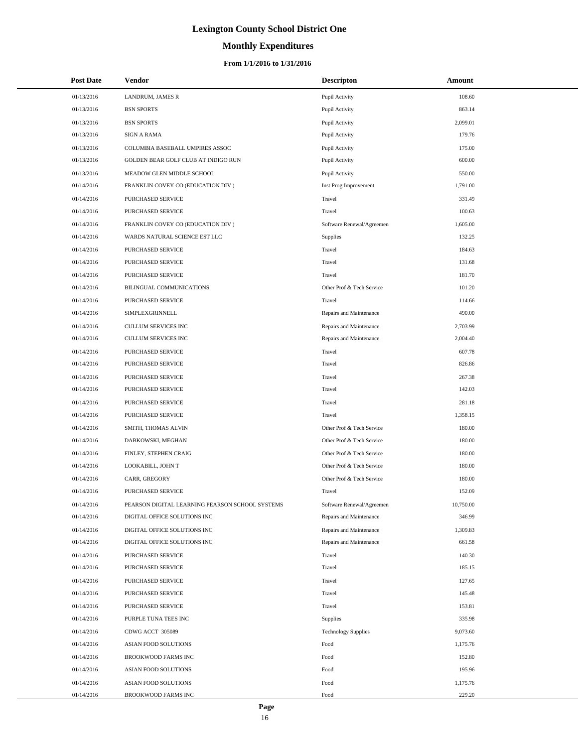# Lexington County School District One

## Monthly Expenditures

### From 1/1/2016 to 1/31/2016

| Post Date | Vendor | Descripton | Amount |
|---|---|---|---|
| 01/13/2016 | LANDRUM, JAMES R | Pupil Activity | 108.60 |
| 01/13/2016 | BSN SPORTS | Pupil Activity | 863.14 |
| 01/13/2016 | BSN SPORTS | Pupil Activity | 2,099.01 |
| 01/13/2016 | SIGN A RAMA | Pupil Activity | 179.76 |
| 01/13/2016 | COLUMBIA BASEBALL UMPIRES ASSOC | Pupil Activity | 175.00 |
| 01/13/2016 | GOLDEN BEAR GOLF CLUB AT INDIGO RUN | Pupil Activity | 600.00 |
| 01/13/2016 | MEADOW GLEN MIDDLE SCHOOL | Pupil Activity | 550.00 |
| 01/14/2016 | FRANKLIN COVEY CO (EDUCATION DIV ) | Inst Prog Improvement | 1,791.00 |
| 01/14/2016 | PURCHASED SERVICE | Travel | 331.49 |
| 01/14/2016 | PURCHASED SERVICE | Travel | 100.63 |
| 01/14/2016 | FRANKLIN COVEY CO (EDUCATION DIV ) | Software Renewal/Agreemen | 1,605.00 |
| 01/14/2016 | WARDS NATURAL SCIENCE EST LLC | Supplies | 132.25 |
| 01/14/2016 | PURCHASED SERVICE | Travel | 184.63 |
| 01/14/2016 | PURCHASED SERVICE | Travel | 131.68 |
| 01/14/2016 | PURCHASED SERVICE | Travel | 181.70 |
| 01/14/2016 | BILINGUAL COMMUNICATIONS | Other Prof & Tech Service | 101.20 |
| 01/14/2016 | PURCHASED SERVICE | Travel | 114.66 |
| 01/14/2016 | SIMPLEXGRINNELL | Repairs and Maintenance | 490.00 |
| 01/14/2016 | CULLUM SERVICES INC | Repairs and Maintenance | 2,703.99 |
| 01/14/2016 | CULLUM SERVICES INC | Repairs and Maintenance | 2,004.40 |
| 01/14/2016 | PURCHASED SERVICE | Travel | 607.78 |
| 01/14/2016 | PURCHASED SERVICE | Travel | 826.86 |
| 01/14/2016 | PURCHASED SERVICE | Travel | 267.38 |
| 01/14/2016 | PURCHASED SERVICE | Travel | 142.03 |
| 01/14/2016 | PURCHASED SERVICE | Travel | 281.18 |
| 01/14/2016 | PURCHASED SERVICE | Travel | 1,358.15 |
| 01/14/2016 | SMITH, THOMAS ALVIN | Other Prof & Tech Service | 180.00 |
| 01/14/2016 | DABKOWSKI, MEGHAN | Other Prof & Tech Service | 180.00 |
| 01/14/2016 | FINLEY, STEPHEN CRAIG | Other Prof & Tech Service | 180.00 |
| 01/14/2016 | LOOKABILL, JOHN T | Other Prof & Tech Service | 180.00 |
| 01/14/2016 | CARR, GREGORY | Other Prof & Tech Service | 180.00 |
| 01/14/2016 | PURCHASED SERVICE | Travel | 152.09 |
| 01/14/2016 | PEARSON DIGITAL LEARNING PEARSON SCHOOL SYSTEMS | Software Renewal/Agreemen | 10,750.00 |
| 01/14/2016 | DIGITAL OFFICE SOLUTIONS INC | Repairs and Maintenance | 346.99 |
| 01/14/2016 | DIGITAL OFFICE SOLUTIONS INC | Repairs and Maintenance | 1,309.83 |
| 01/14/2016 | DIGITAL OFFICE SOLUTIONS INC | Repairs and Maintenance | 661.58 |
| 01/14/2016 | PURCHASED SERVICE | Travel | 140.30 |
| 01/14/2016 | PURCHASED SERVICE | Travel | 185.15 |
| 01/14/2016 | PURCHASED SERVICE | Travel | 127.65 |
| 01/14/2016 | PURCHASED SERVICE | Travel | 145.48 |
| 01/14/2016 | PURCHASED SERVICE | Travel | 153.81 |
| 01/14/2016 | PURPLE TUNA TEES INC | Supplies | 335.98 |
| 01/14/2016 | CDWG ACCT 305089 | Technology Supplies | 9,073.60 |
| 01/14/2016 | ASIAN FOOD SOLUTIONS | Food | 1,175.76 |
| 01/14/2016 | BROOKWOOD FARMS INC | Food | 152.80 |
| 01/14/2016 | ASIAN FOOD SOLUTIONS | Food | 195.96 |
| 01/14/2016 | ASIAN FOOD SOLUTIONS | Food | 1,175.76 |
| 01/14/2016 | BROOKWOOD FARMS INC | Food | 229.20 |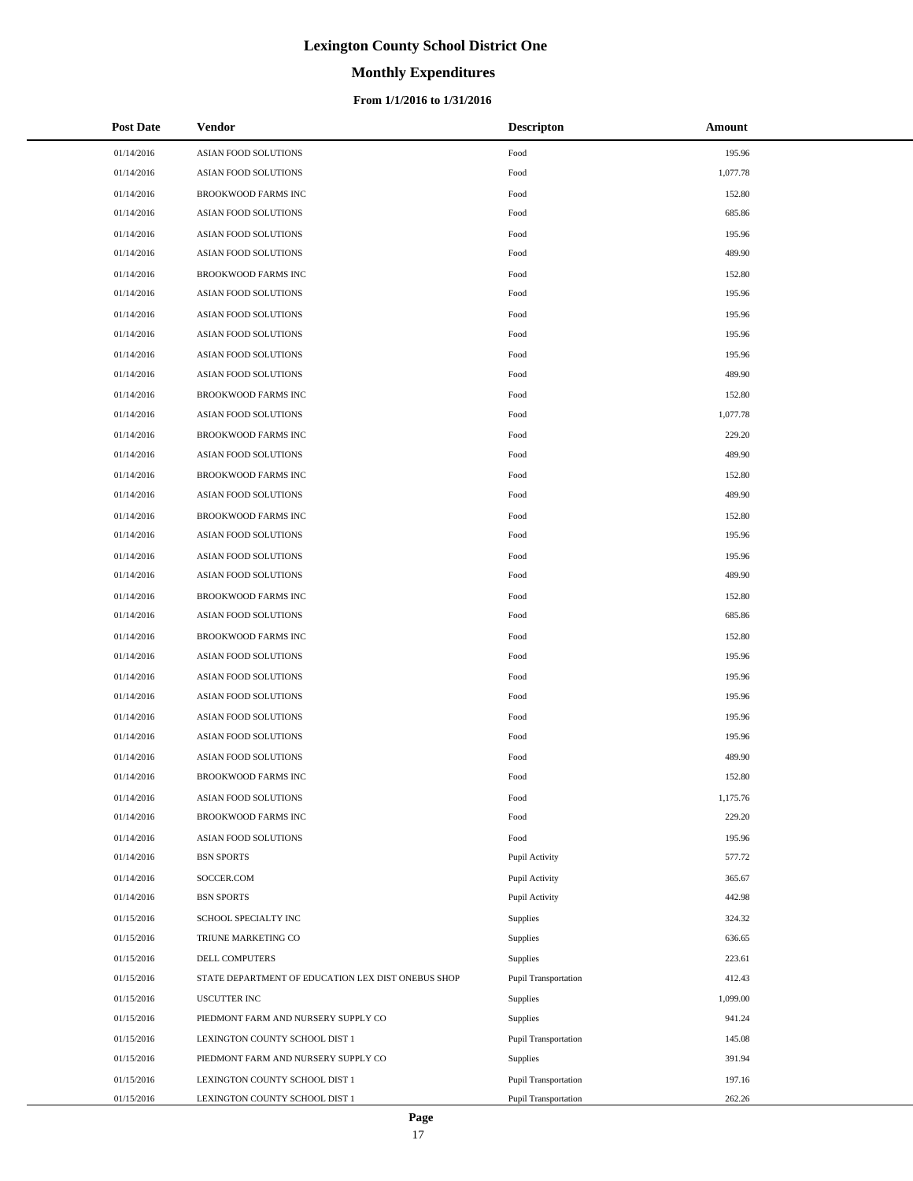# Lexington County School District One

## Monthly Expenditures

### From 1/1/2016 to 1/31/2016

| Post Date | Vendor | Descripton | Amount |
|---|---|---|---|
| 01/14/2016 | ASIAN FOOD SOLUTIONS | Food | 195.96 |
| 01/14/2016 | ASIAN FOOD SOLUTIONS | Food | 1,077.78 |
| 01/14/2016 | BROOKWOOD FARMS INC | Food | 152.80 |
| 01/14/2016 | ASIAN FOOD SOLUTIONS | Food | 685.86 |
| 01/14/2016 | ASIAN FOOD SOLUTIONS | Food | 195.96 |
| 01/14/2016 | ASIAN FOOD SOLUTIONS | Food | 489.90 |
| 01/14/2016 | BROOKWOOD FARMS INC | Food | 152.80 |
| 01/14/2016 | ASIAN FOOD SOLUTIONS | Food | 195.96 |
| 01/14/2016 | ASIAN FOOD SOLUTIONS | Food | 195.96 |
| 01/14/2016 | ASIAN FOOD SOLUTIONS | Food | 195.96 |
| 01/14/2016 | ASIAN FOOD SOLUTIONS | Food | 195.96 |
| 01/14/2016 | ASIAN FOOD SOLUTIONS | Food | 489.90 |
| 01/14/2016 | BROOKWOOD FARMS INC | Food | 152.80 |
| 01/14/2016 | ASIAN FOOD SOLUTIONS | Food | 1,077.78 |
| 01/14/2016 | BROOKWOOD FARMS INC | Food | 229.20 |
| 01/14/2016 | ASIAN FOOD SOLUTIONS | Food | 489.90 |
| 01/14/2016 | BROOKWOOD FARMS INC | Food | 152.80 |
| 01/14/2016 | ASIAN FOOD SOLUTIONS | Food | 489.90 |
| 01/14/2016 | BROOKWOOD FARMS INC | Food | 152.80 |
| 01/14/2016 | ASIAN FOOD SOLUTIONS | Food | 195.96 |
| 01/14/2016 | ASIAN FOOD SOLUTIONS | Food | 195.96 |
| 01/14/2016 | ASIAN FOOD SOLUTIONS | Food | 489.90 |
| 01/14/2016 | BROOKWOOD FARMS INC | Food | 152.80 |
| 01/14/2016 | ASIAN FOOD SOLUTIONS | Food | 685.86 |
| 01/14/2016 | BROOKWOOD FARMS INC | Food | 152.80 |
| 01/14/2016 | ASIAN FOOD SOLUTIONS | Food | 195.96 |
| 01/14/2016 | ASIAN FOOD SOLUTIONS | Food | 195.96 |
| 01/14/2016 | ASIAN FOOD SOLUTIONS | Food | 195.96 |
| 01/14/2016 | ASIAN FOOD SOLUTIONS | Food | 195.96 |
| 01/14/2016 | ASIAN FOOD SOLUTIONS | Food | 195.96 |
| 01/14/2016 | ASIAN FOOD SOLUTIONS | Food | 489.90 |
| 01/14/2016 | BROOKWOOD FARMS INC | Food | 152.80 |
| 01/14/2016 | ASIAN FOOD SOLUTIONS | Food | 1,175.76 |
| 01/14/2016 | BROOKWOOD FARMS INC | Food | 229.20 |
| 01/14/2016 | ASIAN FOOD SOLUTIONS | Food | 195.96 |
| 01/14/2016 | BSN SPORTS | Pupil Activity | 577.72 |
| 01/14/2016 | SOCCER.COM | Pupil Activity | 365.67 |
| 01/14/2016 | BSN SPORTS | Pupil Activity | 442.98 |
| 01/15/2016 | SCHOOL SPECIALTY INC | Supplies | 324.32 |
| 01/15/2016 | TRIUNE MARKETING CO | Supplies | 636.65 |
| 01/15/2016 | DELL COMPUTERS | Supplies | 223.61 |
| 01/15/2016 | STATE DEPARTMENT OF EDUCATION LEX DIST ONEBUS SHOP | Pupil Transportation | 412.43 |
| 01/15/2016 | USCUTTER INC | Supplies | 1,099.00 |
| 01/15/2016 | PIEDMONT FARM AND NURSERY SUPPLY CO | Supplies | 941.24 |
| 01/15/2016 | LEXINGTON COUNTY SCHOOL DIST 1 | Pupil Transportation | 145.08 |
| 01/15/2016 | PIEDMONT FARM AND NURSERY SUPPLY CO | Supplies | 391.94 |
| 01/15/2016 | LEXINGTON COUNTY SCHOOL DIST 1 | Pupil Transportation | 197.16 |
| 01/15/2016 | LEXINGTON COUNTY SCHOOL DIST 1 | Pupil Transportation | 262.26 |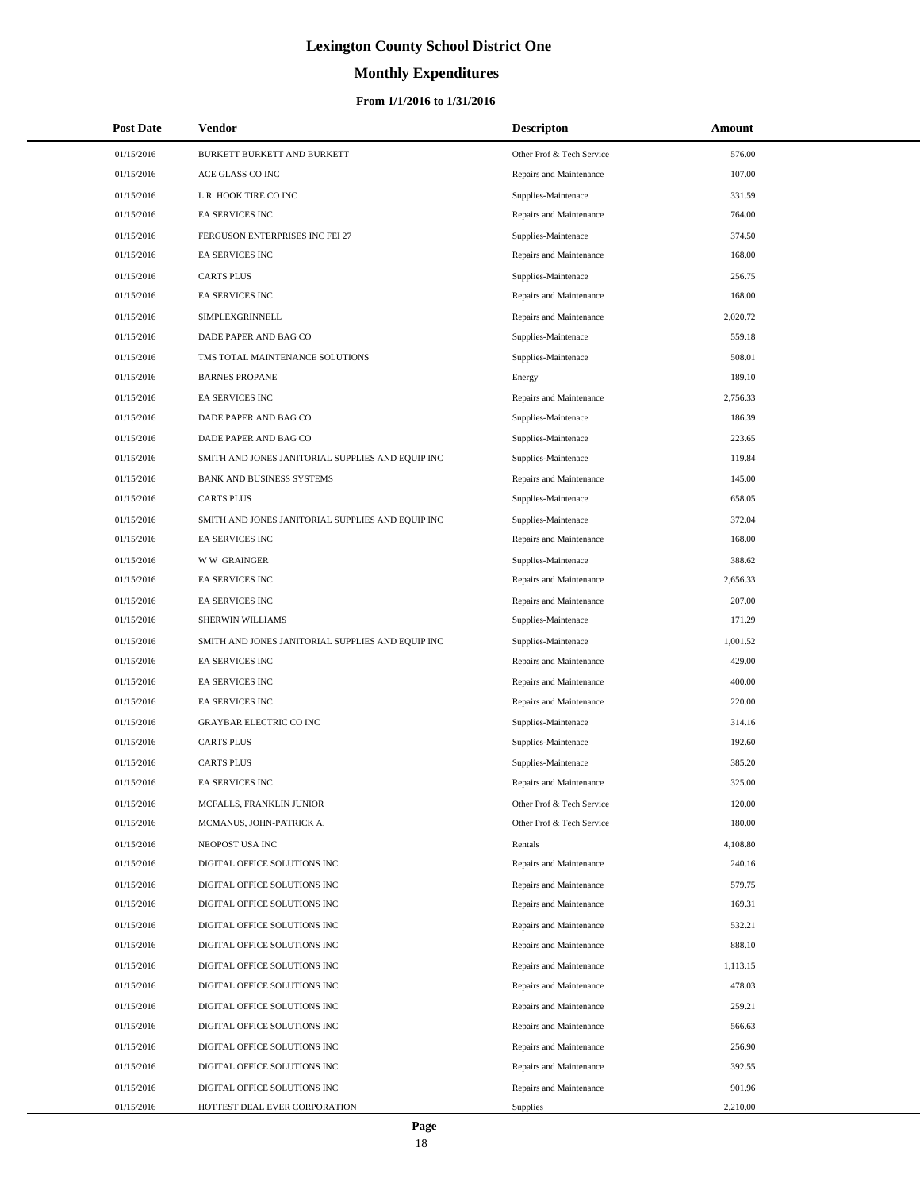# Lexington County School District One

## Monthly Expenditures

### From 1/1/2016 to 1/31/2016

| Post Date | Vendor | Descripton | Amount |
|---|---|---|---|
| 01/15/2016 | BURKETT BURKETT AND BURKETT | Other Prof & Tech Service | 576.00 |
| 01/15/2016 | ACE GLASS CO INC | Repairs and Maintenance | 107.00 |
| 01/15/2016 | L R HOOK TIRE CO INC | Supplies-Maintenace | 331.59 |
| 01/15/2016 | EA SERVICES INC | Repairs and Maintenance | 764.00 |
| 01/15/2016 | FERGUSON ENTERPRISES INC FEI 27 | Supplies-Maintenace | 374.50 |
| 01/15/2016 | EA SERVICES INC | Repairs and Maintenance | 168.00 |
| 01/15/2016 | CARTS PLUS | Supplies-Maintenace | 256.75 |
| 01/15/2016 | EA SERVICES INC | Repairs and Maintenance | 168.00 |
| 01/15/2016 | SIMPLEXGRINNELL | Repairs and Maintenance | 2,020.72 |
| 01/15/2016 | DADE PAPER AND BAG CO | Supplies-Maintenace | 559.18 |
| 01/15/2016 | TMS TOTAL MAINTENANCE SOLUTIONS | Supplies-Maintenace | 508.01 |
| 01/15/2016 | BARNES PROPANE | Energy | 189.10 |
| 01/15/2016 | EA SERVICES INC | Repairs and Maintenance | 2,756.33 |
| 01/15/2016 | DADE PAPER AND BAG CO | Supplies-Maintenace | 186.39 |
| 01/15/2016 | DADE PAPER AND BAG CO | Supplies-Maintenace | 223.65 |
| 01/15/2016 | SMITH AND JONES JANITORIAL SUPPLIES AND EQUIP INC | Supplies-Maintenace | 119.84 |
| 01/15/2016 | BANK AND BUSINESS SYSTEMS | Repairs and Maintenance | 145.00 |
| 01/15/2016 | CARTS PLUS | Supplies-Maintenace | 658.05 |
| 01/15/2016 | SMITH AND JONES JANITORIAL SUPPLIES AND EQUIP INC | Supplies-Maintenace | 372.04 |
| 01/15/2016 | EA SERVICES INC | Repairs and Maintenance | 168.00 |
| 01/15/2016 | W W GRAINGER | Supplies-Maintenace | 388.62 |
| 01/15/2016 | EA SERVICES INC | Repairs and Maintenance | 2,656.33 |
| 01/15/2016 | EA SERVICES INC | Repairs and Maintenance | 207.00 |
| 01/15/2016 | SHERWIN WILLIAMS | Supplies-Maintenace | 171.29 |
| 01/15/2016 | SMITH AND JONES JANITORIAL SUPPLIES AND EQUIP INC | Supplies-Maintenace | 1,001.52 |
| 01/15/2016 | EA SERVICES INC | Repairs and Maintenance | 429.00 |
| 01/15/2016 | EA SERVICES INC | Repairs and Maintenance | 400.00 |
| 01/15/2016 | EA SERVICES INC | Repairs and Maintenance | 220.00 |
| 01/15/2016 | GRAYBAR ELECTRIC CO INC | Supplies-Maintenace | 314.16 |
| 01/15/2016 | CARTS PLUS | Supplies-Maintenace | 192.60 |
| 01/15/2016 | CARTS PLUS | Supplies-Maintenace | 385.20 |
| 01/15/2016 | EA SERVICES INC | Repairs and Maintenance | 325.00 |
| 01/15/2016 | MCFALLS, FRANKLIN JUNIOR | Other Prof & Tech Service | 120.00 |
| 01/15/2016 | MCMANUS, JOHN-PATRICK A. | Other Prof & Tech Service | 180.00 |
| 01/15/2016 | NEOPOST USA INC | Rentals | 4,108.80 |
| 01/15/2016 | DIGITAL OFFICE SOLUTIONS INC | Repairs and Maintenance | 240.16 |
| 01/15/2016 | DIGITAL OFFICE SOLUTIONS INC | Repairs and Maintenance | 579.75 |
| 01/15/2016 | DIGITAL OFFICE SOLUTIONS INC | Repairs and Maintenance | 169.31 |
| 01/15/2016 | DIGITAL OFFICE SOLUTIONS INC | Repairs and Maintenance | 532.21 |
| 01/15/2016 | DIGITAL OFFICE SOLUTIONS INC | Repairs and Maintenance | 888.10 |
| 01/15/2016 | DIGITAL OFFICE SOLUTIONS INC | Repairs and Maintenance | 1,113.15 |
| 01/15/2016 | DIGITAL OFFICE SOLUTIONS INC | Repairs and Maintenance | 478.03 |
| 01/15/2016 | DIGITAL OFFICE SOLUTIONS INC | Repairs and Maintenance | 259.21 |
| 01/15/2016 | DIGITAL OFFICE SOLUTIONS INC | Repairs and Maintenance | 566.63 |
| 01/15/2016 | DIGITAL OFFICE SOLUTIONS INC | Repairs and Maintenance | 256.90 |
| 01/15/2016 | DIGITAL OFFICE SOLUTIONS INC | Repairs and Maintenance | 392.55 |
| 01/15/2016 | DIGITAL OFFICE SOLUTIONS INC | Repairs and Maintenance | 901.96 |
| 01/15/2016 | HOTTEST DEAL EVER CORPORATION | Supplies | 2,210.00 |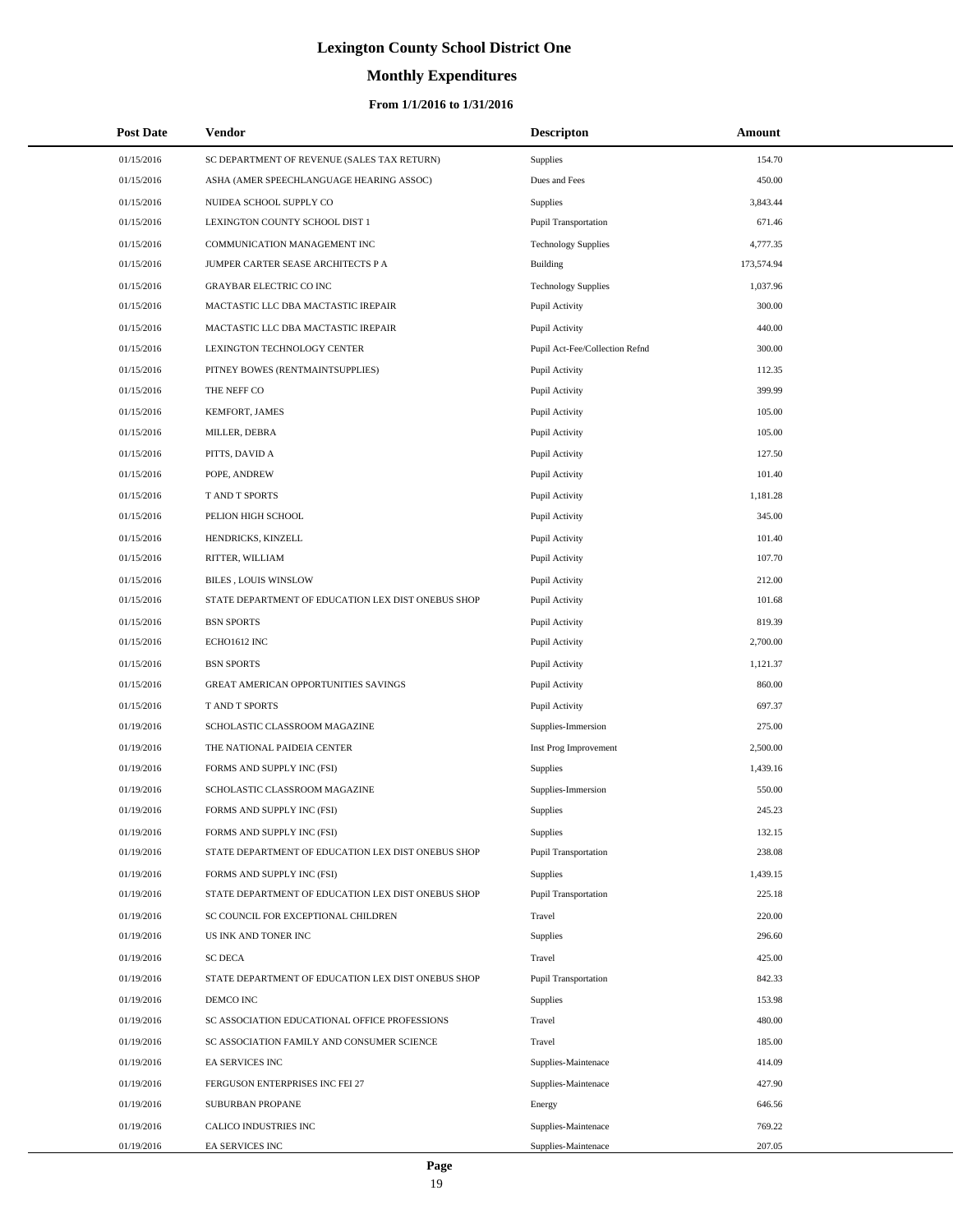# Lexington County School District One

## Monthly Expenditures

### From 1/1/2016 to 1/31/2016

| Post Date | Vendor | Descripton | Amount |
|---|---|---|---|
| 01/15/2016 | SC DEPARTMENT OF REVENUE (SALES TAX RETURN) | Supplies | 154.70 |
| 01/15/2016 | ASHA (AMER SPEECHLANGUAGE HEARING ASSOC) | Dues and Fees | 450.00 |
| 01/15/2016 | NUIDEA SCHOOL SUPPLY CO | Supplies | 3,843.44 |
| 01/15/2016 | LEXINGTON COUNTY SCHOOL DIST 1 | Pupil Transportation | 671.46 |
| 01/15/2016 | COMMUNICATION MANAGEMENT INC | Technology Supplies | 4,777.35 |
| 01/15/2016 | JUMPER CARTER SEASE ARCHITECTS P A | Building | 173,574.94 |
| 01/15/2016 | GRAYBAR ELECTRIC CO INC | Technology Supplies | 1,037.96 |
| 01/15/2016 | MACTASTIC LLC DBA MACTASTIC IREPAIR | Pupil Activity | 300.00 |
| 01/15/2016 | MACTASTIC LLC DBA MACTASTIC IREPAIR | Pupil Activity | 440.00 |
| 01/15/2016 | LEXINGTON TECHNOLOGY CENTER | Pupil Act-Fee/Collection Refnd | 300.00 |
| 01/15/2016 | PITNEY BOWES (RENTMAINTSUPPLIES) | Pupil Activity | 112.35 |
| 01/15/2016 | THE NEFF CO | Pupil Activity | 399.99 |
| 01/15/2016 | KEMFORT, JAMES | Pupil Activity | 105.00 |
| 01/15/2016 | MILLER, DEBRA | Pupil Activity | 105.00 |
| 01/15/2016 | PITTS, DAVID A | Pupil Activity | 127.50 |
| 01/15/2016 | POPE, ANDREW | Pupil Activity | 101.40 |
| 01/15/2016 | T AND T SPORTS | Pupil Activity | 1,181.28 |
| 01/15/2016 | PELION HIGH SCHOOL | Pupil Activity | 345.00 |
| 01/15/2016 | HENDRICKS, KINZELL | Pupil Activity | 101.40 |
| 01/15/2016 | RITTER, WILLIAM | Pupil Activity | 107.70 |
| 01/15/2016 | BILES , LOUIS WINSLOW | Pupil Activity | 212.00 |
| 01/15/2016 | STATE DEPARTMENT OF EDUCATION LEX DIST ONEBUS SHOP | Pupil Activity | 101.68 |
| 01/15/2016 | BSN SPORTS | Pupil Activity | 819.39 |
| 01/15/2016 | ECHO1612 INC | Pupil Activity | 2,700.00 |
| 01/15/2016 | BSN SPORTS | Pupil Activity | 1,121.37 |
| 01/15/2016 | GREAT AMERICAN OPPORTUNITIES SAVINGS | Pupil Activity | 860.00 |
| 01/15/2016 | T AND T SPORTS | Pupil Activity | 697.37 |
| 01/19/2016 | SCHOLASTIC CLASSROOM MAGAZINE | Supplies-Immersion | 275.00 |
| 01/19/2016 | THE NATIONAL PAIDEIA CENTER | Inst Prog Improvement | 2,500.00 |
| 01/19/2016 | FORMS AND SUPPLY INC (FSI) | Supplies | 1,439.16 |
| 01/19/2016 | SCHOLASTIC CLASSROOM MAGAZINE | Supplies-Immersion | 550.00 |
| 01/19/2016 | FORMS AND SUPPLY INC (FSI) | Supplies | 245.23 |
| 01/19/2016 | FORMS AND SUPPLY INC (FSI) | Supplies | 132.15 |
| 01/19/2016 | STATE DEPARTMENT OF EDUCATION LEX DIST ONEBUS SHOP | Pupil Transportation | 238.08 |
| 01/19/2016 | FORMS AND SUPPLY INC (FSI) | Supplies | 1,439.15 |
| 01/19/2016 | STATE DEPARTMENT OF EDUCATION LEX DIST ONEBUS SHOP | Pupil Transportation | 225.18 |
| 01/19/2016 | SC COUNCIL FOR EXCEPTIONAL CHILDREN | Travel | 220.00 |
| 01/19/2016 | US INK AND TONER INC | Supplies | 296.60 |
| 01/19/2016 | SC DECA | Travel | 425.00 |
| 01/19/2016 | STATE DEPARTMENT OF EDUCATION LEX DIST ONEBUS SHOP | Pupil Transportation | 842.33 |
| 01/19/2016 | DEMCO INC | Supplies | 153.98 |
| 01/19/2016 | SC ASSOCIATION EDUCATIONAL OFFICE PROFESSIONS | Travel | 480.00 |
| 01/19/2016 | SC ASSOCIATION FAMILY AND CONSUMER SCIENCE | Travel | 185.00 |
| 01/19/2016 | EA SERVICES INC | Supplies-Maintenace | 414.09 |
| 01/19/2016 | FERGUSON ENTERPRISES INC FEI 27 | Supplies-Maintenace | 427.90 |
| 01/19/2016 | SUBURBAN PROPANE | Energy | 646.56 |
| 01/19/2016 | CALICO INDUSTRIES INC | Supplies-Maintenace | 769.22 |
| 01/19/2016 | EA SERVICES INC | Supplies-Maintenace | 207.05 |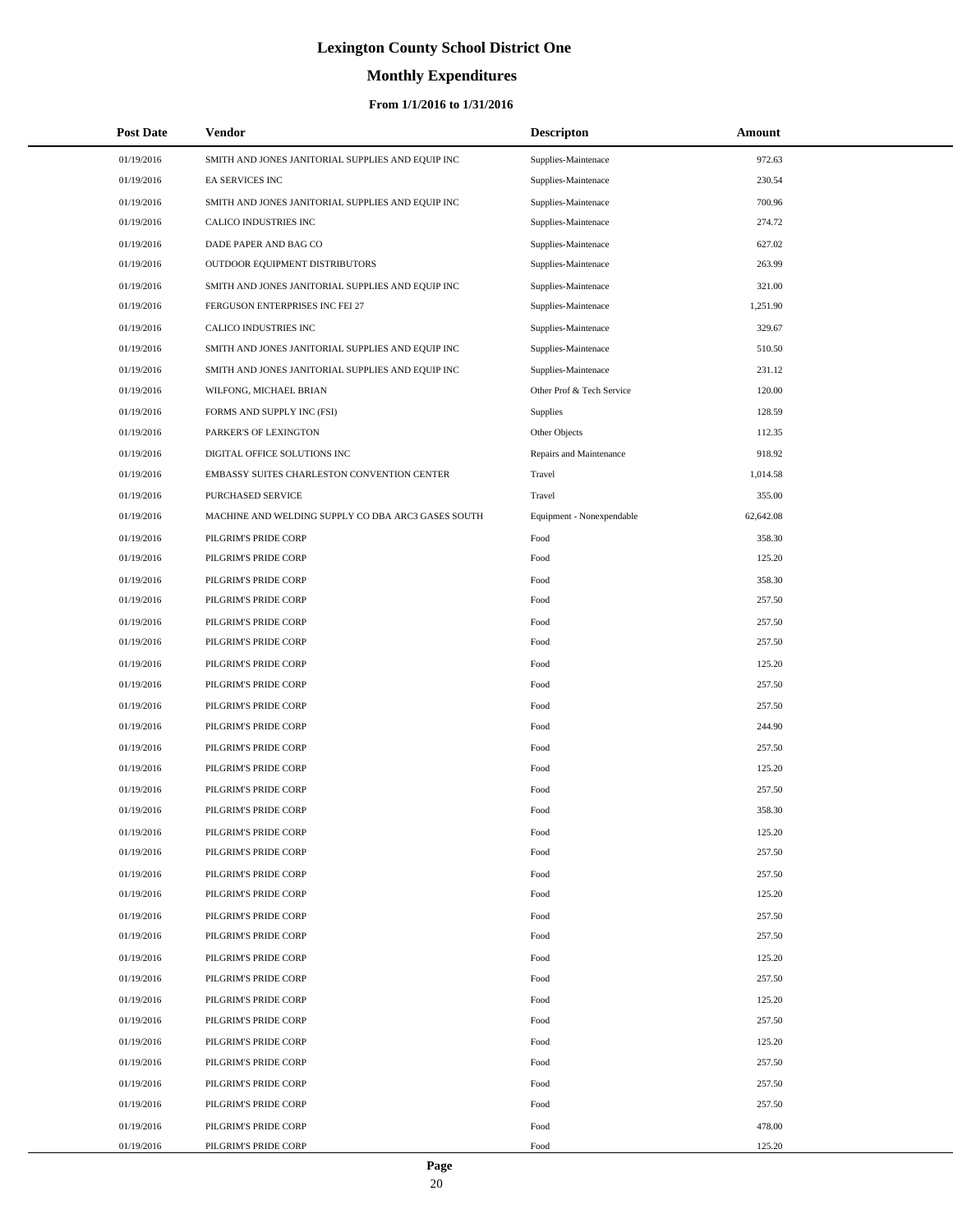# Lexington County School District One

## Monthly Expenditures

### From 1/1/2016 to 1/31/2016

| Post Date | Vendor | Descripton | Amount |
|---|---|---|---|
| 01/19/2016 | SMITH AND JONES JANITORIAL SUPPLIES AND EQUIP INC | Supplies-Maintenace | 972.63 |
| 01/19/2016 | EA SERVICES INC | Supplies-Maintenace | 230.54 |
| 01/19/2016 | SMITH AND JONES JANITORIAL SUPPLIES AND EQUIP INC | Supplies-Maintenace | 700.96 |
| 01/19/2016 | CALICO INDUSTRIES INC | Supplies-Maintenace | 274.72 |
| 01/19/2016 | DADE PAPER AND BAG CO | Supplies-Maintenace | 627.02 |
| 01/19/2016 | OUTDOOR EQUIPMENT DISTRIBUTORS | Supplies-Maintenace | 263.99 |
| 01/19/2016 | SMITH AND JONES JANITORIAL SUPPLIES AND EQUIP INC | Supplies-Maintenace | 321.00 |
| 01/19/2016 | FERGUSON ENTERPRISES INC FEI 27 | Supplies-Maintenace | 1,251.90 |
| 01/19/2016 | CALICO INDUSTRIES INC | Supplies-Maintenace | 329.67 |
| 01/19/2016 | SMITH AND JONES JANITORIAL SUPPLIES AND EQUIP INC | Supplies-Maintenace | 510.50 |
| 01/19/2016 | SMITH AND JONES JANITORIAL SUPPLIES AND EQUIP INC | Supplies-Maintenace | 231.12 |
| 01/19/2016 | WILFONG, MICHAEL BRIAN | Other Prof & Tech Service | 120.00 |
| 01/19/2016 | FORMS AND SUPPLY INC (FSI) | Supplies | 128.59 |
| 01/19/2016 | PARKER'S OF LEXINGTON | Other Objects | 112.35 |
| 01/19/2016 | DIGITAL OFFICE SOLUTIONS INC | Repairs and Maintenance | 918.92 |
| 01/19/2016 | EMBASSY SUITES CHARLESTON CONVENTION CENTER | Travel | 1,014.58 |
| 01/19/2016 | PURCHASED SERVICE | Travel | 355.00 |
| 01/19/2016 | MACHINE AND WELDING SUPPLY CO DBA ARC3 GASES SOUTH | Equipment - Nonexpendable | 62,642.08 |
| 01/19/2016 | PILGRIM'S PRIDE CORP | Food | 358.30 |
| 01/19/2016 | PILGRIM'S PRIDE CORP | Food | 125.20 |
| 01/19/2016 | PILGRIM'S PRIDE CORP | Food | 358.30 |
| 01/19/2016 | PILGRIM'S PRIDE CORP | Food | 257.50 |
| 01/19/2016 | PILGRIM'S PRIDE CORP | Food | 257.50 |
| 01/19/2016 | PILGRIM'S PRIDE CORP | Food | 257.50 |
| 01/19/2016 | PILGRIM'S PRIDE CORP | Food | 125.20 |
| 01/19/2016 | PILGRIM'S PRIDE CORP | Food | 257.50 |
| 01/19/2016 | PILGRIM'S PRIDE CORP | Food | 257.50 |
| 01/19/2016 | PILGRIM'S PRIDE CORP | Food | 244.90 |
| 01/19/2016 | PILGRIM'S PRIDE CORP | Food | 257.50 |
| 01/19/2016 | PILGRIM'S PRIDE CORP | Food | 125.20 |
| 01/19/2016 | PILGRIM'S PRIDE CORP | Food | 257.50 |
| 01/19/2016 | PILGRIM'S PRIDE CORP | Food | 358.30 |
| 01/19/2016 | PILGRIM'S PRIDE CORP | Food | 125.20 |
| 01/19/2016 | PILGRIM'S PRIDE CORP | Food | 257.50 |
| 01/19/2016 | PILGRIM'S PRIDE CORP | Food | 257.50 |
| 01/19/2016 | PILGRIM'S PRIDE CORP | Food | 125.20 |
| 01/19/2016 | PILGRIM'S PRIDE CORP | Food | 257.50 |
| 01/19/2016 | PILGRIM'S PRIDE CORP | Food | 257.50 |
| 01/19/2016 | PILGRIM'S PRIDE CORP | Food | 125.20 |
| 01/19/2016 | PILGRIM'S PRIDE CORP | Food | 257.50 |
| 01/19/2016 | PILGRIM'S PRIDE CORP | Food | 125.20 |
| 01/19/2016 | PILGRIM'S PRIDE CORP | Food | 257.50 |
| 01/19/2016 | PILGRIM'S PRIDE CORP | Food | 125.20 |
| 01/19/2016 | PILGRIM'S PRIDE CORP | Food | 257.50 |
| 01/19/2016 | PILGRIM'S PRIDE CORP | Food | 257.50 |
| 01/19/2016 | PILGRIM'S PRIDE CORP | Food | 257.50 |
| 01/19/2016 | PILGRIM'S PRIDE CORP | Food | 478.00 |
| 01/19/2016 | PILGRIM'S PRIDE CORP | Food | 125.20 |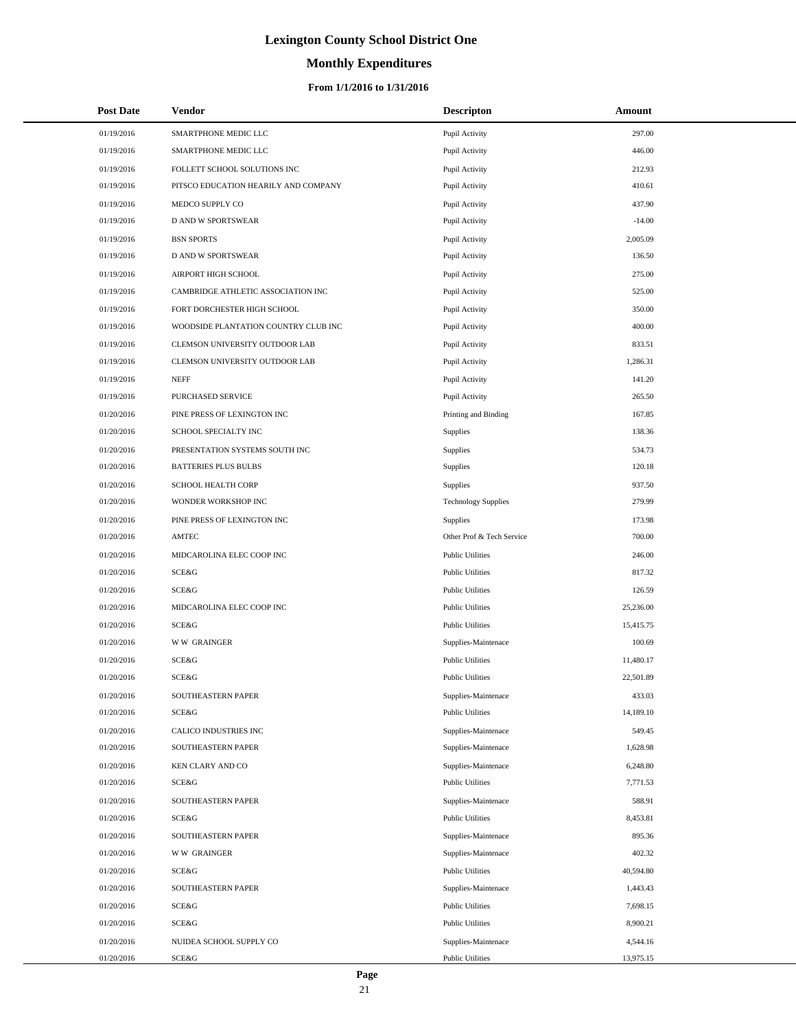# Lexington County School District One

## Monthly Expenditures

### From 1/1/2016 to 1/31/2016

| Post Date | Vendor | Descripton | Amount |
|---|---|---|---|
| 01/19/2016 | SMARTPHONE MEDIC LLC | Pupil Activity | 297.00 |
| 01/19/2016 | SMARTPHONE MEDIC LLC | Pupil Activity | 446.00 |
| 01/19/2016 | FOLLETT SCHOOL SOLUTIONS INC | Pupil Activity | 212.93 |
| 01/19/2016 | PITSCO EDUCATION HEARILY AND COMPANY | Pupil Activity | 410.61 |
| 01/19/2016 | MEDCO SUPPLY CO | Pupil Activity | 437.90 |
| 01/19/2016 | D AND W SPORTSWEAR | Pupil Activity | -14.00 |
| 01/19/2016 | BSN SPORTS | Pupil Activity | 2,005.09 |
| 01/19/2016 | D AND W SPORTSWEAR | Pupil Activity | 136.50 |
| 01/19/2016 | AIRPORT HIGH SCHOOL | Pupil Activity | 275.00 |
| 01/19/2016 | CAMBRIDGE ATHLETIC ASSOCIATION INC | Pupil Activity | 525.00 |
| 01/19/2016 | FORT DORCHESTER HIGH SCHOOL | Pupil Activity | 350.00 |
| 01/19/2016 | WOODSIDE PLANTATION COUNTRY CLUB INC | Pupil Activity | 400.00 |
| 01/19/2016 | CLEMSON UNIVERSITY OUTDOOR LAB | Pupil Activity | 833.51 |
| 01/19/2016 | CLEMSON UNIVERSITY OUTDOOR LAB | Pupil Activity | 1,286.31 |
| 01/19/2016 | NEFF | Pupil Activity | 141.20 |
| 01/19/2016 | PURCHASED SERVICE | Pupil Activity | 265.50 |
| 01/20/2016 | PINE PRESS OF LEXINGTON INC | Printing and Binding | 167.85 |
| 01/20/2016 | SCHOOL SPECIALTY INC | Supplies | 138.36 |
| 01/20/2016 | PRESENTATION SYSTEMS SOUTH INC | Supplies | 534.73 |
| 01/20/2016 | BATTERIES PLUS BULBS | Supplies | 120.18 |
| 01/20/2016 | SCHOOL HEALTH CORP | Supplies | 937.50 |
| 01/20/2016 | WONDER WORKSHOP INC | Technology Supplies | 279.99 |
| 01/20/2016 | PINE PRESS OF LEXINGTON INC | Supplies | 173.98 |
| 01/20/2016 | AMTEC | Other Prof & Tech Service | 700.00 |
| 01/20/2016 | MIDCAROLINA ELEC COOP INC | Public Utilities | 246.00 |
| 01/20/2016 | SCE&G | Public Utilities | 817.32 |
| 01/20/2016 | SCE&G | Public Utilities | 126.59 |
| 01/20/2016 | MIDCAROLINA ELEC COOP INC | Public Utilities | 25,236.00 |
| 01/20/2016 | SCE&G | Public Utilities | 15,415.75 |
| 01/20/2016 | W W GRAINGER | Supplies-Maintenace | 100.69 |
| 01/20/2016 | SCE&G | Public Utilities | 11,480.17 |
| 01/20/2016 | SCE&G | Public Utilities | 22,501.89 |
| 01/20/2016 | SOUTHEASTERN PAPER | Supplies-Maintenace | 433.03 |
| 01/20/2016 | SCE&G | Public Utilities | 14,189.10 |
| 01/20/2016 | CALICO INDUSTRIES INC | Supplies-Maintenace | 549.45 |
| 01/20/2016 | SOUTHEASTERN PAPER | Supplies-Maintenace | 1,628.98 |
| 01/20/2016 | KEN CLARY AND CO | Supplies-Maintenace | 6,248.80 |
| 01/20/2016 | SCE&G | Public Utilities | 7,771.53 |
| 01/20/2016 | SOUTHEASTERN PAPER | Supplies-Maintenace | 588.91 |
| 01/20/2016 | SCE&G | Public Utilities | 8,453.81 |
| 01/20/2016 | SOUTHEASTERN PAPER | Supplies-Maintenace | 895.36 |
| 01/20/2016 | W W GRAINGER | Supplies-Maintenace | 402.32 |
| 01/20/2016 | SCE&G | Public Utilities | 40,594.80 |
| 01/20/2016 | SOUTHEASTERN PAPER | Supplies-Maintenace | 1,443.43 |
| 01/20/2016 | SCE&G | Public Utilities | 7,698.15 |
| 01/20/2016 | SCE&G | Public Utilities | 8,900.21 |
| 01/20/2016 | NUIDEA SCHOOL SUPPLY CO | Supplies-Maintenace | 4,544.16 |
| 01/20/2016 | SCE&G | Public Utilities | 13,975.15 |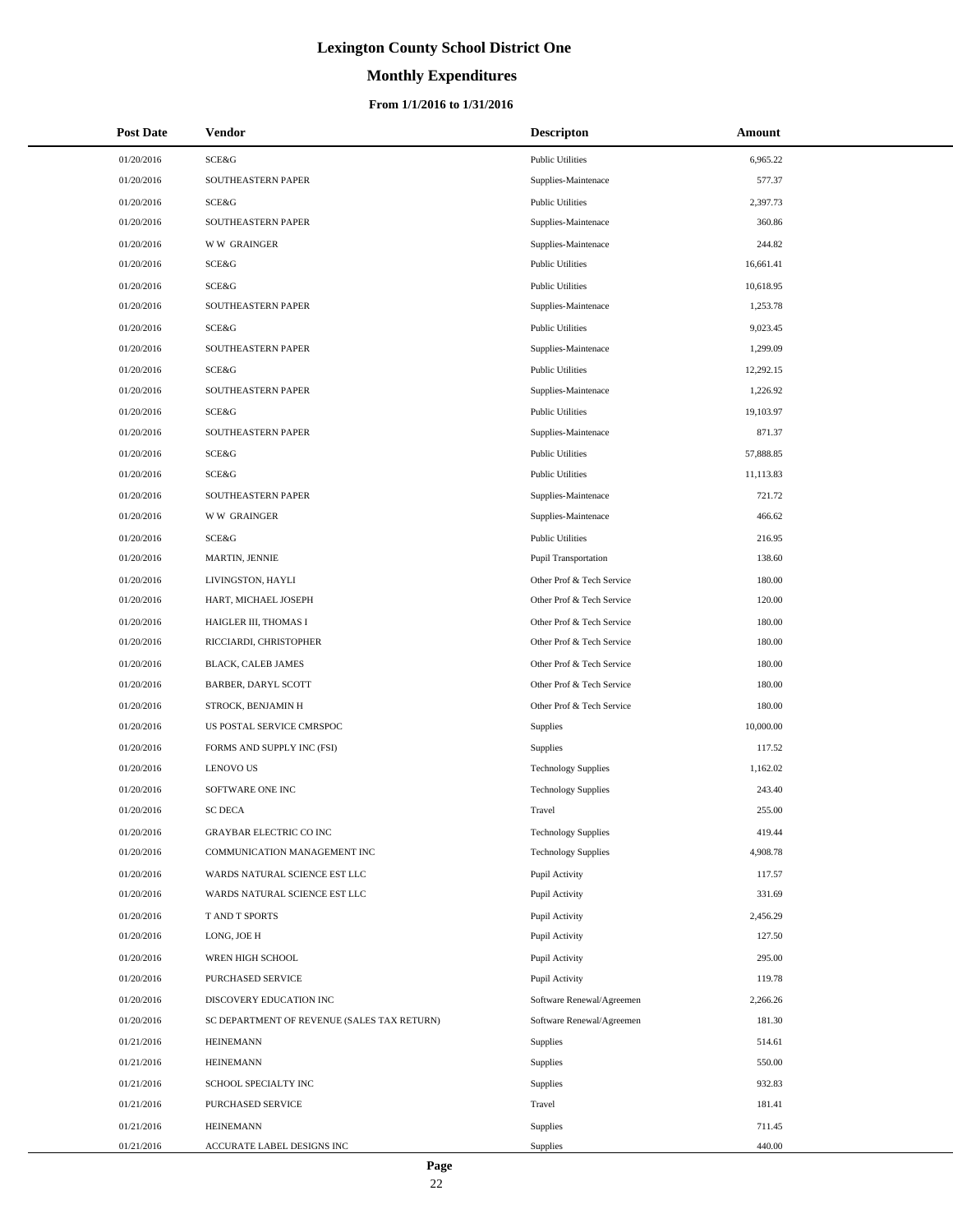# Lexington County School District One

## Monthly Expenditures

### From 1/1/2016 to 1/31/2016

| Post Date | Vendor | Descripton | Amount |
|---|---|---|---|
| 01/20/2016 | SCE&G | Public Utilities | 6,965.22 |
| 01/20/2016 | SOUTHEASTERN PAPER | Supplies-Maintenace | 577.37 |
| 01/20/2016 | SCE&G | Public Utilities | 2,397.73 |
| 01/20/2016 | SOUTHEASTERN PAPER | Supplies-Maintenace | 360.86 |
| 01/20/2016 | W W GRAINGER | Supplies-Maintenace | 244.82 |
| 01/20/2016 | SCE&G | Public Utilities | 16,661.41 |
| 01/20/2016 | SCE&G | Public Utilities | 10,618.95 |
| 01/20/2016 | SOUTHEASTERN PAPER | Supplies-Maintenace | 1,253.78 |
| 01/20/2016 | SCE&G | Public Utilities | 9,023.45 |
| 01/20/2016 | SOUTHEASTERN PAPER | Supplies-Maintenace | 1,299.09 |
| 01/20/2016 | SCE&G | Public Utilities | 12,292.15 |
| 01/20/2016 | SOUTHEASTERN PAPER | Supplies-Maintenace | 1,226.92 |
| 01/20/2016 | SCE&G | Public Utilities | 19,103.97 |
| 01/20/2016 | SOUTHEASTERN PAPER | Supplies-Maintenace | 871.37 |
| 01/20/2016 | SCE&G | Public Utilities | 57,888.85 |
| 01/20/2016 | SCE&G | Public Utilities | 11,113.83 |
| 01/20/2016 | SOUTHEASTERN PAPER | Supplies-Maintenace | 721.72 |
| 01/20/2016 | W W GRAINGER | Supplies-Maintenace | 466.62 |
| 01/20/2016 | SCE&G | Public Utilities | 216.95 |
| 01/20/2016 | MARTIN, JENNIE | Pupil Transportation | 138.60 |
| 01/20/2016 | LIVINGSTON, HAYLI | Other Prof & Tech Service | 180.00 |
| 01/20/2016 | HART, MICHAEL JOSEPH | Other Prof & Tech Service | 120.00 |
| 01/20/2016 | HAIGLER III, THOMAS I | Other Prof & Tech Service | 180.00 |
| 01/20/2016 | RICCIARDI, CHRISTOPHER | Other Prof & Tech Service | 180.00 |
| 01/20/2016 | BLACK, CALEB JAMES | Other Prof & Tech Service | 180.00 |
| 01/20/2016 | BARBER, DARYL SCOTT | Other Prof & Tech Service | 180.00 |
| 01/20/2016 | STROCK, BENJAMIN H | Other Prof & Tech Service | 180.00 |
| 01/20/2016 | US POSTAL SERVICE CMRSPOC | Supplies | 10,000.00 |
| 01/20/2016 | FORMS AND SUPPLY INC (FSI) | Supplies | 117.52 |
| 01/20/2016 | LENOVO US | Technology Supplies | 1,162.02 |
| 01/20/2016 | SOFTWARE ONE INC | Technology Supplies | 243.40 |
| 01/20/2016 | SC DECA | Travel | 255.00 |
| 01/20/2016 | GRAYBAR ELECTRIC CO INC | Technology Supplies | 419.44 |
| 01/20/2016 | COMMUNICATION MANAGEMENT INC | Technology Supplies | 4,908.78 |
| 01/20/2016 | WARDS NATURAL SCIENCE EST LLC | Pupil Activity | 117.57 |
| 01/20/2016 | WARDS NATURAL SCIENCE EST LLC | Pupil Activity | 331.69 |
| 01/20/2016 | T AND T SPORTS | Pupil Activity | 2,456.29 |
| 01/20/2016 | LONG, JOE H | Pupil Activity | 127.50 |
| 01/20/2016 | WREN HIGH SCHOOL | Pupil Activity | 295.00 |
| 01/20/2016 | PURCHASED SERVICE | Pupil Activity | 119.78 |
| 01/20/2016 | DISCOVERY EDUCATION INC | Software Renewal/Agreemen | 2,266.26 |
| 01/20/2016 | SC DEPARTMENT OF REVENUE (SALES TAX RETURN) | Software Renewal/Agreemen | 181.30 |
| 01/21/2016 | HEINEMANN | Supplies | 514.61 |
| 01/21/2016 | HEINEMANN | Supplies | 550.00 |
| 01/21/2016 | SCHOOL SPECIALTY INC | Supplies | 932.83 |
| 01/21/2016 | PURCHASED SERVICE | Travel | 181.41 |
| 01/21/2016 | HEINEMANN | Supplies | 711.45 |
| 01/21/2016 | ACCURATE LABEL DESIGNS INC | Supplies | 440.00 |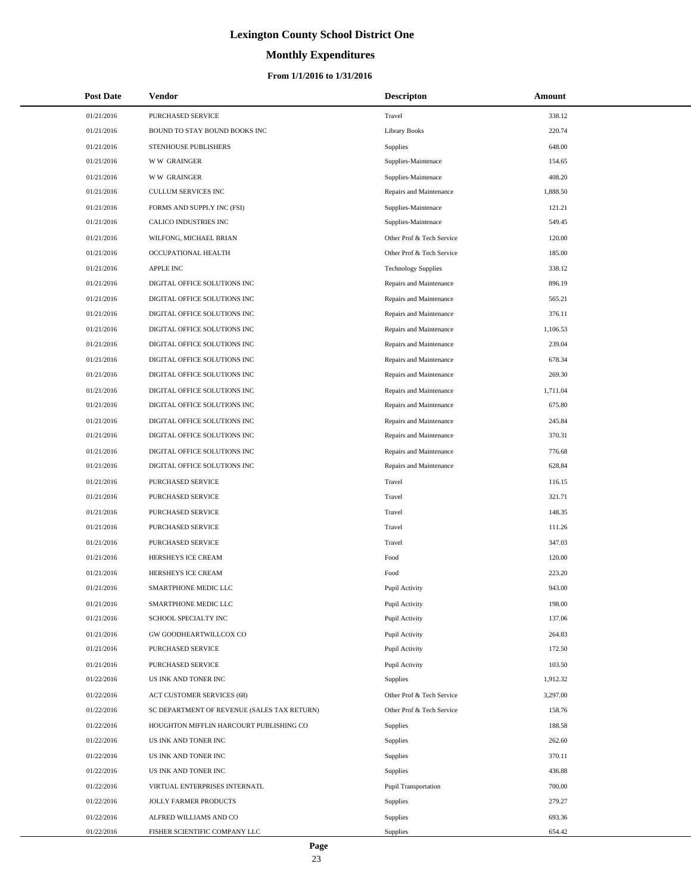# Lexington County School District One

## Monthly Expenditures

### From 1/1/2016 to 1/31/2016

| Post Date | Vendor | Descripton | Amount |
|---|---|---|---|
| 01/21/2016 | PURCHASED SERVICE | Travel | 338.12 |
| 01/21/2016 | BOUND TO STAY BOUND BOOKS INC | Library Books | 220.74 |
| 01/21/2016 | STENHOUSE PUBLISHERS | Supplies | 648.00 |
| 01/21/2016 | W W GRAINGER | Supplies-Maintenace | 154.65 |
| 01/21/2016 | W W GRAINGER | Supplies-Maintenace | 408.20 |
| 01/21/2016 | CULLUM SERVICES INC | Repairs and Maintenance | 1,888.50 |
| 01/21/2016 | FORMS AND SUPPLY INC (FSI) | Supplies-Maintenace | 121.21 |
| 01/21/2016 | CALICO INDUSTRIES INC | Supplies-Maintenace | 549.45 |
| 01/21/2016 | WILFONG, MICHAEL BRIAN | Other Prof & Tech Service | 120.00 |
| 01/21/2016 | OCCUPATIONAL HEALTH | Other Prof & Tech Service | 185.00 |
| 01/21/2016 | APPLE INC | Technology Supplies | 338.12 |
| 01/21/2016 | DIGITAL OFFICE SOLUTIONS INC | Repairs and Maintenance | 896.19 |
| 01/21/2016 | DIGITAL OFFICE SOLUTIONS INC | Repairs and Maintenance | 565.21 |
| 01/21/2016 | DIGITAL OFFICE SOLUTIONS INC | Repairs and Maintenance | 376.11 |
| 01/21/2016 | DIGITAL OFFICE SOLUTIONS INC | Repairs and Maintenance | 1,106.53 |
| 01/21/2016 | DIGITAL OFFICE SOLUTIONS INC | Repairs and Maintenance | 239.04 |
| 01/21/2016 | DIGITAL OFFICE SOLUTIONS INC | Repairs and Maintenance | 678.34 |
| 01/21/2016 | DIGITAL OFFICE SOLUTIONS INC | Repairs and Maintenance | 269.30 |
| 01/21/2016 | DIGITAL OFFICE SOLUTIONS INC | Repairs and Maintenance | 1,711.04 |
| 01/21/2016 | DIGITAL OFFICE SOLUTIONS INC | Repairs and Maintenance | 675.80 |
| 01/21/2016 | DIGITAL OFFICE SOLUTIONS INC | Repairs and Maintenance | 245.84 |
| 01/21/2016 | DIGITAL OFFICE SOLUTIONS INC | Repairs and Maintenance | 370.31 |
| 01/21/2016 | DIGITAL OFFICE SOLUTIONS INC | Repairs and Maintenance | 776.68 |
| 01/21/2016 | DIGITAL OFFICE SOLUTIONS INC | Repairs and Maintenance | 628.84 |
| 01/21/2016 | PURCHASED SERVICE | Travel | 116.15 |
| 01/21/2016 | PURCHASED SERVICE | Travel | 321.71 |
| 01/21/2016 | PURCHASED SERVICE | Travel | 148.35 |
| 01/21/2016 | PURCHASED SERVICE | Travel | 111.26 |
| 01/21/2016 | PURCHASED SERVICE | Travel | 347.03 |
| 01/21/2016 | HERSHEYS ICE CREAM | Food | 120.00 |
| 01/21/2016 | HERSHEYS ICE CREAM | Food | 223.20 |
| 01/21/2016 | SMARTPHONE MEDIC LLC | Pupil Activity | 943.00 |
| 01/21/2016 | SMARTPHONE MEDIC LLC | Pupil Activity | 198.00 |
| 01/21/2016 | SCHOOL SPECIALTY INC | Pupil Activity | 137.06 |
| 01/21/2016 | GW GOODHEARTWILLCOX CO | Pupil Activity | 264.83 |
| 01/21/2016 | PURCHASED SERVICE | Pupil Activity | 172.50 |
| 01/21/2016 | PURCHASED SERVICE | Pupil Activity | 103.50 |
| 01/22/2016 | US INK AND TONER INC | Supplies | 1,912.32 |
| 01/22/2016 | ACT CUSTOMER SERVICES (68) | Other Prof & Tech Service | 3,297.00 |
| 01/22/2016 | SC DEPARTMENT OF REVENUE (SALES TAX RETURN) | Other Prof & Tech Service | 158.76 |
| 01/22/2016 | HOUGHTON MIFFLIN HARCOURT PUBLISHING CO | Supplies | 188.58 |
| 01/22/2016 | US INK AND TONER INC | Supplies | 262.60 |
| 01/22/2016 | US INK AND TONER INC | Supplies | 370.11 |
| 01/22/2016 | US INK AND TONER INC | Supplies | 436.88 |
| 01/22/2016 | VIRTUAL ENTERPRISES INTERNATL | Pupil Transportation | 700.00 |
| 01/22/2016 | JOLLY FARMER PRODUCTS | Supplies | 279.27 |
| 01/22/2016 | ALFRED WILLIAMS AND CO | Supplies | 693.36 |
| 01/22/2016 | FISHER SCIENTIFIC COMPANY LLC | Supplies | 654.42 |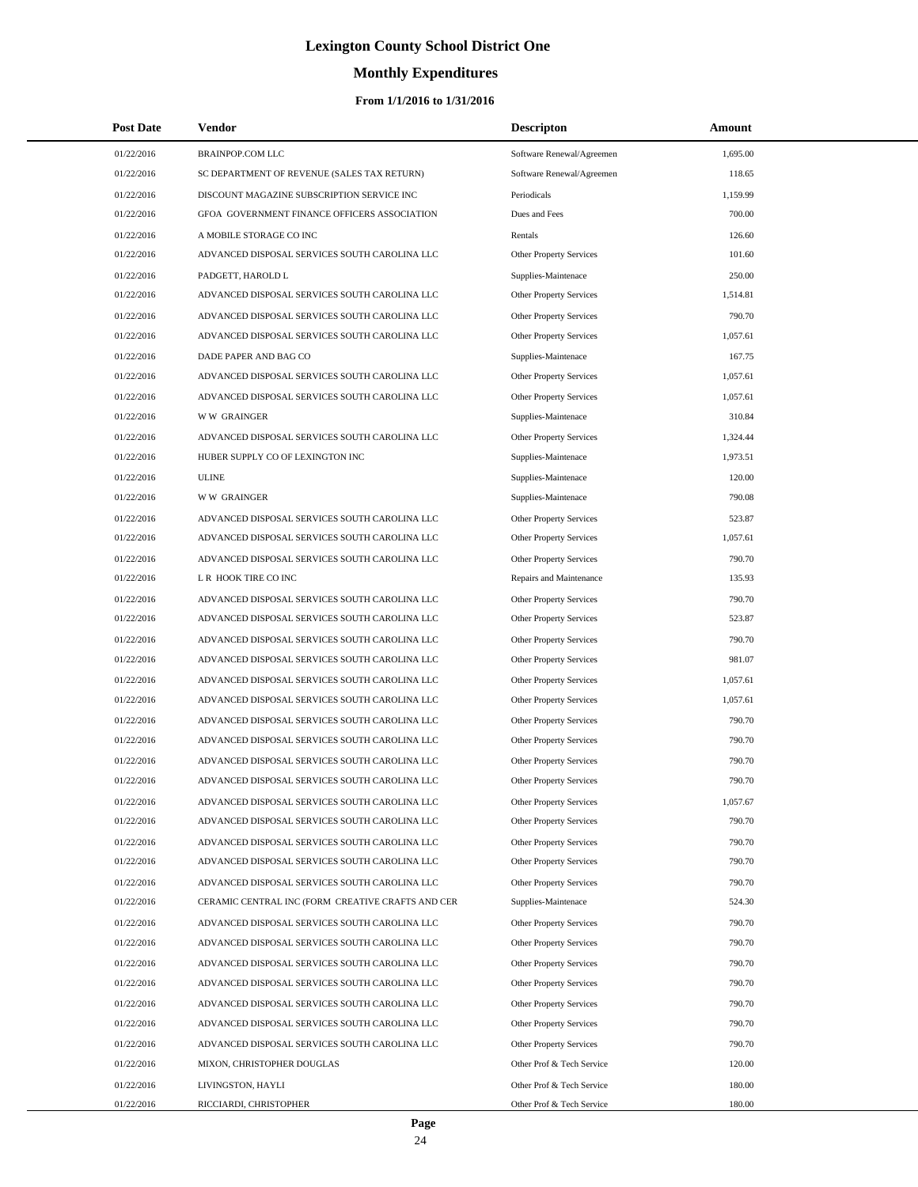# Lexington County School District One

## Monthly Expenditures

### From 1/1/2016 to 1/31/2016

| Post Date | Vendor | Descripton | Amount |
|---|---|---|---|
| 01/22/2016 | BRAINPOP.COM LLC | Software Renewal/Agreemen | 1,695.00 |
| 01/22/2016 | SC DEPARTMENT OF REVENUE (SALES TAX RETURN) | Software Renewal/Agreemen | 118.65 |
| 01/22/2016 | DISCOUNT MAGAZINE SUBSCRIPTION SERVICE INC | Periodicals | 1,159.99 |
| 01/22/2016 | GFOA GOVERNMENT FINANCE OFFICERS ASSOCIATION | Dues and Fees | 700.00 |
| 01/22/2016 | A MOBILE STORAGE CO INC | Rentals | 126.60 |
| 01/22/2016 | ADVANCED DISPOSAL SERVICES SOUTH CAROLINA LLC | Other Property Services | 101.60 |
| 01/22/2016 | PADGETT, HAROLD L | Supplies-Maintenace | 250.00 |
| 01/22/2016 | ADVANCED DISPOSAL SERVICES SOUTH CAROLINA LLC | Other Property Services | 1,514.81 |
| 01/22/2016 | ADVANCED DISPOSAL SERVICES SOUTH CAROLINA LLC | Other Property Services | 790.70 |
| 01/22/2016 | ADVANCED DISPOSAL SERVICES SOUTH CAROLINA LLC | Other Property Services | 1,057.61 |
| 01/22/2016 | DADE PAPER AND BAG CO | Supplies-Maintenace | 167.75 |
| 01/22/2016 | ADVANCED DISPOSAL SERVICES SOUTH CAROLINA LLC | Other Property Services | 1,057.61 |
| 01/22/2016 | ADVANCED DISPOSAL SERVICES SOUTH CAROLINA LLC | Other Property Services | 1,057.61 |
| 01/22/2016 | W W GRAINGER | Supplies-Maintenace | 310.84 |
| 01/22/2016 | ADVANCED DISPOSAL SERVICES SOUTH CAROLINA LLC | Other Property Services | 1,324.44 |
| 01/22/2016 | HUBER SUPPLY CO OF LEXINGTON INC | Supplies-Maintenace | 1,973.51 |
| 01/22/2016 | ULINE | Supplies-Maintenace | 120.00 |
| 01/22/2016 | W W GRAINGER | Supplies-Maintenace | 790.08 |
| 01/22/2016 | ADVANCED DISPOSAL SERVICES SOUTH CAROLINA LLC | Other Property Services | 523.87 |
| 01/22/2016 | ADVANCED DISPOSAL SERVICES SOUTH CAROLINA LLC | Other Property Services | 1,057.61 |
| 01/22/2016 | ADVANCED DISPOSAL SERVICES SOUTH CAROLINA LLC | Other Property Services | 790.70 |
| 01/22/2016 | L R HOOK TIRE CO INC | Repairs and Maintenance | 135.93 |
| 01/22/2016 | ADVANCED DISPOSAL SERVICES SOUTH CAROLINA LLC | Other Property Services | 790.70 |
| 01/22/2016 | ADVANCED DISPOSAL SERVICES SOUTH CAROLINA LLC | Other Property Services | 523.87 |
| 01/22/2016 | ADVANCED DISPOSAL SERVICES SOUTH CAROLINA LLC | Other Property Services | 790.70 |
| 01/22/2016 | ADVANCED DISPOSAL SERVICES SOUTH CAROLINA LLC | Other Property Services | 981.07 |
| 01/22/2016 | ADVANCED DISPOSAL SERVICES SOUTH CAROLINA LLC | Other Property Services | 1,057.61 |
| 01/22/2016 | ADVANCED DISPOSAL SERVICES SOUTH CAROLINA LLC | Other Property Services | 1,057.61 |
| 01/22/2016 | ADVANCED DISPOSAL SERVICES SOUTH CAROLINA LLC | Other Property Services | 790.70 |
| 01/22/2016 | ADVANCED DISPOSAL SERVICES SOUTH CAROLINA LLC | Other Property Services | 790.70 |
| 01/22/2016 | ADVANCED DISPOSAL SERVICES SOUTH CAROLINA LLC | Other Property Services | 790.70 |
| 01/22/2016 | ADVANCED DISPOSAL SERVICES SOUTH CAROLINA LLC | Other Property Services | 790.70 |
| 01/22/2016 | ADVANCED DISPOSAL SERVICES SOUTH CAROLINA LLC | Other Property Services | 1,057.67 |
| 01/22/2016 | ADVANCED DISPOSAL SERVICES SOUTH CAROLINA LLC | Other Property Services | 790.70 |
| 01/22/2016 | ADVANCED DISPOSAL SERVICES SOUTH CAROLINA LLC | Other Property Services | 790.70 |
| 01/22/2016 | ADVANCED DISPOSAL SERVICES SOUTH CAROLINA LLC | Other Property Services | 790.70 |
| 01/22/2016 | ADVANCED DISPOSAL SERVICES SOUTH CAROLINA LLC | Other Property Services | 790.70 |
| 01/22/2016 | CERAMIC CENTRAL INC (FORM CREATIVE CRAFTS AND CER | Supplies-Maintenace | 524.30 |
| 01/22/2016 | ADVANCED DISPOSAL SERVICES SOUTH CAROLINA LLC | Other Property Services | 790.70 |
| 01/22/2016 | ADVANCED DISPOSAL SERVICES SOUTH CAROLINA LLC | Other Property Services | 790.70 |
| 01/22/2016 | ADVANCED DISPOSAL SERVICES SOUTH CAROLINA LLC | Other Property Services | 790.70 |
| 01/22/2016 | ADVANCED DISPOSAL SERVICES SOUTH CAROLINA LLC | Other Property Services | 790.70 |
| 01/22/2016 | ADVANCED DISPOSAL SERVICES SOUTH CAROLINA LLC | Other Property Services | 790.70 |
| 01/22/2016 | ADVANCED DISPOSAL SERVICES SOUTH CAROLINA LLC | Other Property Services | 790.70 |
| 01/22/2016 | ADVANCED DISPOSAL SERVICES SOUTH CAROLINA LLC | Other Property Services | 790.70 |
| 01/22/2016 | MIXON, CHRISTOPHER DOUGLAS | Other Prof & Tech Service | 120.00 |
| 01/22/2016 | LIVINGSTON, HAYLI | Other Prof & Tech Service | 180.00 |
| 01/22/2016 | RICCIARDI, CHRISTOPHER | Other Prof & Tech Service | 180.00 |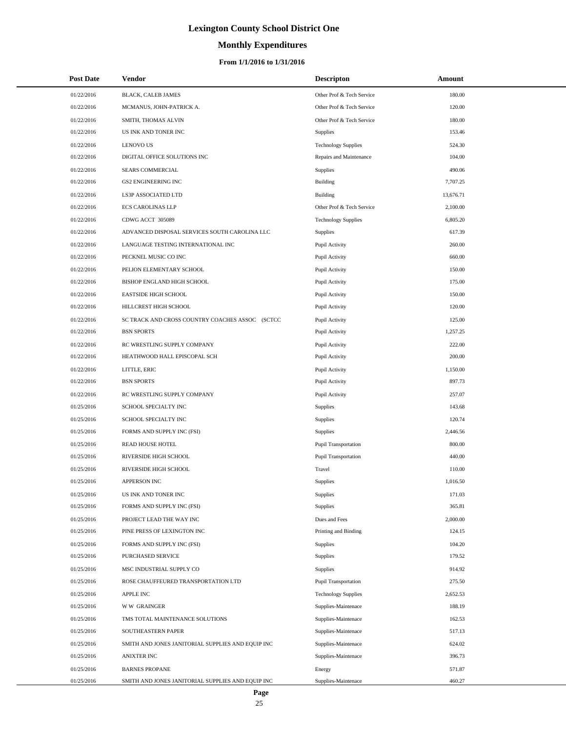# Lexington County School District One

## Monthly Expenditures

### From 1/1/2016 to 1/31/2016

| Post Date | Vendor | Descripton | Amount |
|---|---|---|---|
| 01/22/2016 | BLACK, CALEB JAMES | Other Prof & Tech Service | 180.00 |
| 01/22/2016 | MCMANUS, JOHN-PATRICK A. | Other Prof & Tech Service | 120.00 |
| 01/22/2016 | SMITH, THOMAS ALVIN | Other Prof & Tech Service | 180.00 |
| 01/22/2016 | US INK AND TONER INC | Supplies | 153.46 |
| 01/22/2016 | LENOVO US | Technology Supplies | 524.30 |
| 01/22/2016 | DIGITAL OFFICE SOLUTIONS INC | Repairs and Maintenance | 104.00 |
| 01/22/2016 | SEARS COMMERCIAL | Supplies | 490.06 |
| 01/22/2016 | GS2 ENGINEERING INC | Building | 7,707.25 |
| 01/22/2016 | LS3P ASSOCIATED LTD | Building | 13,676.71 |
| 01/22/2016 | ECS CAROLINAS LLP | Other Prof & Tech Service | 2,100.00 |
| 01/22/2016 | CDWG ACCT 305089 | Technology Supplies | 6,805.20 |
| 01/22/2016 | ADVANCED DISPOSAL SERVICES SOUTH CAROLINA LLC | Supplies | 617.39 |
| 01/22/2016 | LANGUAGE TESTING INTERNATIONAL INC | Pupil Activity | 260.00 |
| 01/22/2016 | PECKNEL MUSIC CO INC | Pupil Activity | 660.00 |
| 01/22/2016 | PELION ELEMENTARY SCHOOL | Pupil Activity | 150.00 |
| 01/22/2016 | BISHOP ENGLAND HIGH SCHOOL | Pupil Activity | 175.00 |
| 01/22/2016 | EASTSIDE HIGH SCHOOL | Pupil Activity | 150.00 |
| 01/22/2016 | HILLCREST HIGH SCHOOL | Pupil Activity | 120.00 |
| 01/22/2016 | SC TRACK AND CROSS COUNTRY COACHES ASSOC (SCTCC | Pupil Activity | 125.00 |
| 01/22/2016 | BSN SPORTS | Pupil Activity | 1,257.25 |
| 01/22/2016 | RC WRESTLING SUPPLY COMPANY | Pupil Activity | 222.00 |
| 01/22/2016 | HEATHWOOD HALL EPISCOPAL SCH | Pupil Activity | 200.00 |
| 01/22/2016 | LITTLE, ERIC | Pupil Activity | 1,150.00 |
| 01/22/2016 | BSN SPORTS | Pupil Activity | 897.73 |
| 01/22/2016 | RC WRESTLING SUPPLY COMPANY | Pupil Activity | 257.07 |
| 01/25/2016 | SCHOOL SPECIALTY INC | Supplies | 143.68 |
| 01/25/2016 | SCHOOL SPECIALTY INC | Supplies | 120.74 |
| 01/25/2016 | FORMS AND SUPPLY INC (FSI) | Supplies | 2,446.56 |
| 01/25/2016 | READ HOUSE HOTEL | Pupil Transportation | 800.00 |
| 01/25/2016 | RIVERSIDE HIGH SCHOOL | Pupil Transportation | 440.00 |
| 01/25/2016 | RIVERSIDE HIGH SCHOOL | Travel | 110.00 |
| 01/25/2016 | APPERSON INC | Supplies | 1,016.50 |
| 01/25/2016 | US INK AND TONER INC | Supplies | 171.03 |
| 01/25/2016 | FORMS AND SUPPLY INC (FSI) | Supplies | 365.81 |
| 01/25/2016 | PROJECT LEAD THE WAY INC | Dues and Fees | 2,000.00 |
| 01/25/2016 | PINE PRESS OF LEXINGTON INC | Printing and Binding | 124.15 |
| 01/25/2016 | FORMS AND SUPPLY INC (FSI) | Supplies | 104.20 |
| 01/25/2016 | PURCHASED SERVICE | Supplies | 179.52 |
| 01/25/2016 | MSC INDUSTRIAL SUPPLY CO | Supplies | 914.92 |
| 01/25/2016 | ROSE CHAUFFEURED TRANSPORTATION LTD | Pupil Transportation | 275.50 |
| 01/25/2016 | APPLE INC | Technology Supplies | 2,652.53 |
| 01/25/2016 | W W GRAINGER | Supplies-Maintenace | 188.19 |
| 01/25/2016 | TMS TOTAL MAINTENANCE SOLUTIONS | Supplies-Maintenace | 162.53 |
| 01/25/2016 | SOUTHEASTERN PAPER | Supplies-Maintenace | 517.13 |
| 01/25/2016 | SMITH AND JONES JANITORIAL SUPPLIES AND EQUIP INC | Supplies-Maintenace | 624.02 |
| 01/25/2016 | ANIXTER INC | Supplies-Maintenace | 396.73 |
| 01/25/2016 | BARNES PROPANE | Energy | 571.87 |
| 01/25/2016 | SMITH AND JONES JANITORIAL SUPPLIES AND EQUIP INC | Supplies-Maintenace | 460.27 |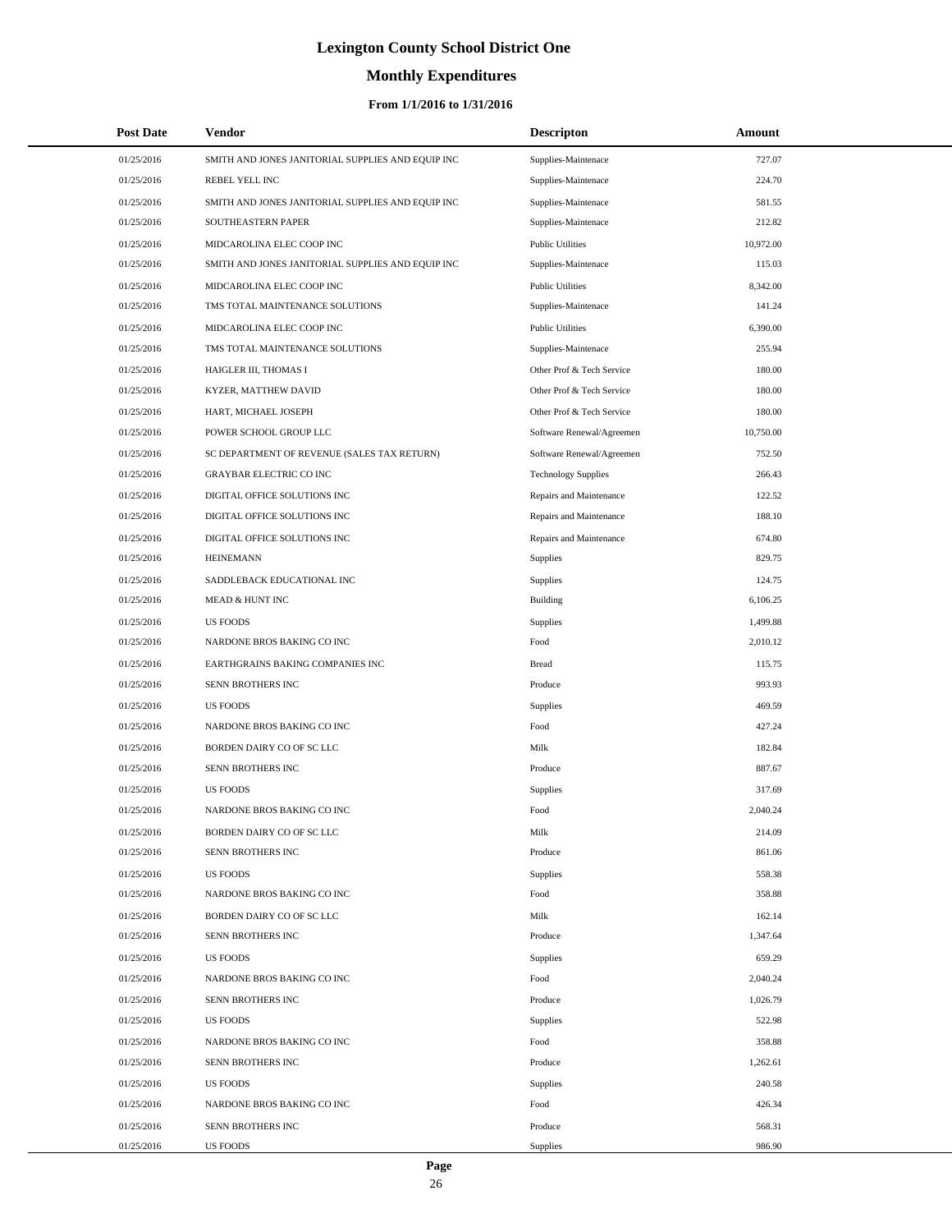# Lexington County School District One

## Monthly Expenditures

### From 1/1/2016 to 1/31/2016

| Post Date | Vendor | Descripton | Amount |
|---|---|---|---|
| 01/25/2016 | SMITH AND JONES JANITORIAL SUPPLIES AND EQUIP INC | Supplies-Maintenace | 727.07 |
| 01/25/2016 | REBEL YELL INC | Supplies-Maintenace | 224.70 |
| 01/25/2016 | SMITH AND JONES JANITORIAL SUPPLIES AND EQUIP INC | Supplies-Maintenace | 581.55 |
| 01/25/2016 | SOUTHEASTERN PAPER | Supplies-Maintenace | 212.82 |
| 01/25/2016 | MIDCAROLINA ELEC COOP INC | Public Utilities | 10,972.00 |
| 01/25/2016 | SMITH AND JONES JANITORIAL SUPPLIES AND EQUIP INC | Supplies-Maintenace | 115.03 |
| 01/25/2016 | MIDCAROLINA ELEC COOP INC | Public Utilities | 8,342.00 |
| 01/25/2016 | TMS TOTAL MAINTENANCE SOLUTIONS | Supplies-Maintenace | 141.24 |
| 01/25/2016 | MIDCAROLINA ELEC COOP INC | Public Utilities | 6,390.00 |
| 01/25/2016 | TMS TOTAL MAINTENANCE SOLUTIONS | Supplies-Maintenace | 255.94 |
| 01/25/2016 | HAIGLER III, THOMAS I | Other Prof & Tech Service | 180.00 |
| 01/25/2016 | KYZER, MATTHEW DAVID | Other Prof & Tech Service | 180.00 |
| 01/25/2016 | HART, MICHAEL JOSEPH | Other Prof & Tech Service | 180.00 |
| 01/25/2016 | POWER SCHOOL GROUP LLC | Software Renewal/Agreemen | 10,750.00 |
| 01/25/2016 | SC DEPARTMENT OF REVENUE (SALES TAX RETURN) | Software Renewal/Agreemen | 752.50 |
| 01/25/2016 | GRAYBAR ELECTRIC CO INC | Technology Supplies | 266.43 |
| 01/25/2016 | DIGITAL OFFICE SOLUTIONS INC | Repairs and Maintenance | 122.52 |
| 01/25/2016 | DIGITAL OFFICE SOLUTIONS INC | Repairs and Maintenance | 188.10 |
| 01/25/2016 | DIGITAL OFFICE SOLUTIONS INC | Repairs and Maintenance | 674.80 |
| 01/25/2016 | HEINEMANN | Supplies | 829.75 |
| 01/25/2016 | SADDLEBACK EDUCATIONAL INC | Supplies | 124.75 |
| 01/25/2016 | MEAD & HUNT INC | Building | 6,106.25 |
| 01/25/2016 | US FOODS | Supplies | 1,499.88 |
| 01/25/2016 | NARDONE BROS BAKING CO INC | Food | 2,010.12 |
| 01/25/2016 | EARTHGRAINS BAKING COMPANIES INC | Bread | 115.75 |
| 01/25/2016 | SENN BROTHERS INC | Produce | 993.93 |
| 01/25/2016 | US FOODS | Supplies | 469.59 |
| 01/25/2016 | NARDONE BROS BAKING CO INC | Food | 427.24 |
| 01/25/2016 | BORDEN DAIRY CO OF SC LLC | Milk | 182.84 |
| 01/25/2016 | SENN BROTHERS INC | Produce | 887.67 |
| 01/25/2016 | US FOODS | Supplies | 317.69 |
| 01/25/2016 | NARDONE BROS BAKING CO INC | Food | 2,040.24 |
| 01/25/2016 | BORDEN DAIRY CO OF SC LLC | Milk | 214.09 |
| 01/25/2016 | SENN BROTHERS INC | Produce | 861.06 |
| 01/25/2016 | US FOODS | Supplies | 558.38 |
| 01/25/2016 | NARDONE BROS BAKING CO INC | Food | 358.88 |
| 01/25/2016 | BORDEN DAIRY CO OF SC LLC | Milk | 162.14 |
| 01/25/2016 | SENN BROTHERS INC | Produce | 1,347.64 |
| 01/25/2016 | US FOODS | Supplies | 659.29 |
| 01/25/2016 | NARDONE BROS BAKING CO INC | Food | 2,040.24 |
| 01/25/2016 | SENN BROTHERS INC | Produce | 1,026.79 |
| 01/25/2016 | US FOODS | Supplies | 522.98 |
| 01/25/2016 | NARDONE BROS BAKING CO INC | Food | 358.88 |
| 01/25/2016 | SENN BROTHERS INC | Produce | 1,262.61 |
| 01/25/2016 | US FOODS | Supplies | 240.58 |
| 01/25/2016 | NARDONE BROS BAKING CO INC | Food | 426.34 |
| 01/25/2016 | SENN BROTHERS INC | Produce | 568.31 |
| 01/25/2016 | US FOODS | Supplies | 986.90 |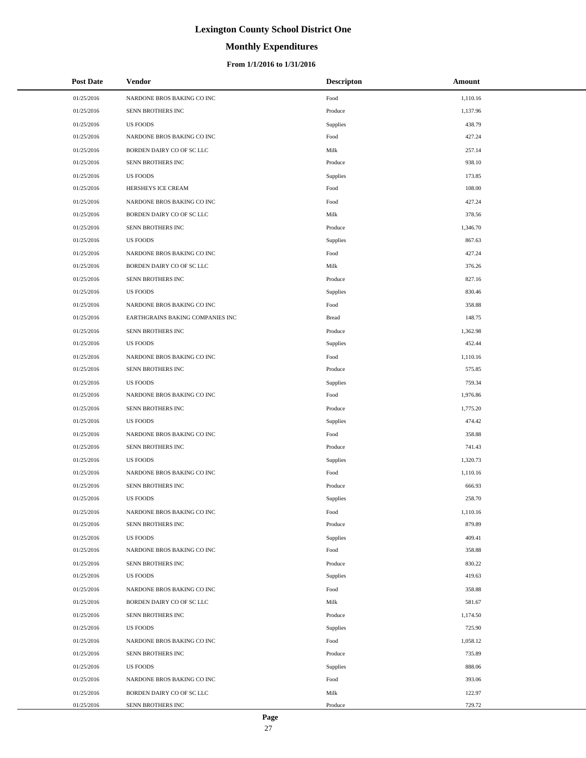# Lexington County School District One

## Monthly Expenditures

### From 1/1/2016 to 1/31/2016

| Post Date | Vendor | Descripton | Amount |
|---|---|---|---|
| 01/25/2016 | NARDONE BROS BAKING CO INC | Food | 1,110.16 |
| 01/25/2016 | SENN BROTHERS INC | Produce | 1,137.96 |
| 01/25/2016 | US FOODS | Supplies | 438.79 |
| 01/25/2016 | NARDONE BROS BAKING CO INC | Food | 427.24 |
| 01/25/2016 | BORDEN DAIRY CO OF SC LLC | Milk | 257.14 |
| 01/25/2016 | SENN BROTHERS INC | Produce | 938.10 |
| 01/25/2016 | US FOODS | Supplies | 173.85 |
| 01/25/2016 | HERSHEYS ICE CREAM | Food | 108.00 |
| 01/25/2016 | NARDONE BROS BAKING CO INC | Food | 427.24 |
| 01/25/2016 | BORDEN DAIRY CO OF SC LLC | Milk | 378.56 |
| 01/25/2016 | SENN BROTHERS INC | Produce | 1,346.70 |
| 01/25/2016 | US FOODS | Supplies | 867.63 |
| 01/25/2016 | NARDONE BROS BAKING CO INC | Food | 427.24 |
| 01/25/2016 | BORDEN DAIRY CO OF SC LLC | Milk | 376.26 |
| 01/25/2016 | SENN BROTHERS INC | Produce | 827.16 |
| 01/25/2016 | US FOODS | Supplies | 830.46 |
| 01/25/2016 | NARDONE BROS BAKING CO INC | Food | 358.88 |
| 01/25/2016 | EARTHGRAINS BAKING COMPANIES INC | Bread | 148.75 |
| 01/25/2016 | SENN BROTHERS INC | Produce | 1,362.98 |
| 01/25/2016 | US FOODS | Supplies | 452.44 |
| 01/25/2016 | NARDONE BROS BAKING CO INC | Food | 1,110.16 |
| 01/25/2016 | SENN BROTHERS INC | Produce | 575.85 |
| 01/25/2016 | US FOODS | Supplies | 759.34 |
| 01/25/2016 | NARDONE BROS BAKING CO INC | Food | 1,976.86 |
| 01/25/2016 | SENN BROTHERS INC | Produce | 1,775.20 |
| 01/25/2016 | US FOODS | Supplies | 474.42 |
| 01/25/2016 | NARDONE BROS BAKING CO INC | Food | 358.88 |
| 01/25/2016 | SENN BROTHERS INC | Produce | 741.43 |
| 01/25/2016 | US FOODS | Supplies | 1,320.73 |
| 01/25/2016 | NARDONE BROS BAKING CO INC | Food | 1,110.16 |
| 01/25/2016 | SENN BROTHERS INC | Produce | 666.93 |
| 01/25/2016 | US FOODS | Supplies | 258.70 |
| 01/25/2016 | NARDONE BROS BAKING CO INC | Food | 1,110.16 |
| 01/25/2016 | SENN BROTHERS INC | Produce | 879.89 |
| 01/25/2016 | US FOODS | Supplies | 409.41 |
| 01/25/2016 | NARDONE BROS BAKING CO INC | Food | 358.88 |
| 01/25/2016 | SENN BROTHERS INC | Produce | 830.22 |
| 01/25/2016 | US FOODS | Supplies | 419.63 |
| 01/25/2016 | NARDONE BROS BAKING CO INC | Food | 358.88 |
| 01/25/2016 | BORDEN DAIRY CO OF SC LLC | Milk | 581.67 |
| 01/25/2016 | SENN BROTHERS INC | Produce | 1,174.50 |
| 01/25/2016 | US FOODS | Supplies | 725.90 |
| 01/25/2016 | NARDONE BROS BAKING CO INC | Food | 1,058.12 |
| 01/25/2016 | SENN BROTHERS INC | Produce | 735.89 |
| 01/25/2016 | US FOODS | Supplies | 888.06 |
| 01/25/2016 | NARDONE BROS BAKING CO INC | Food | 393.06 |
| 01/25/2016 | BORDEN DAIRY CO OF SC LLC | Milk | 122.97 |
| 01/25/2016 | SENN BROTHERS INC | Produce | 729.72 |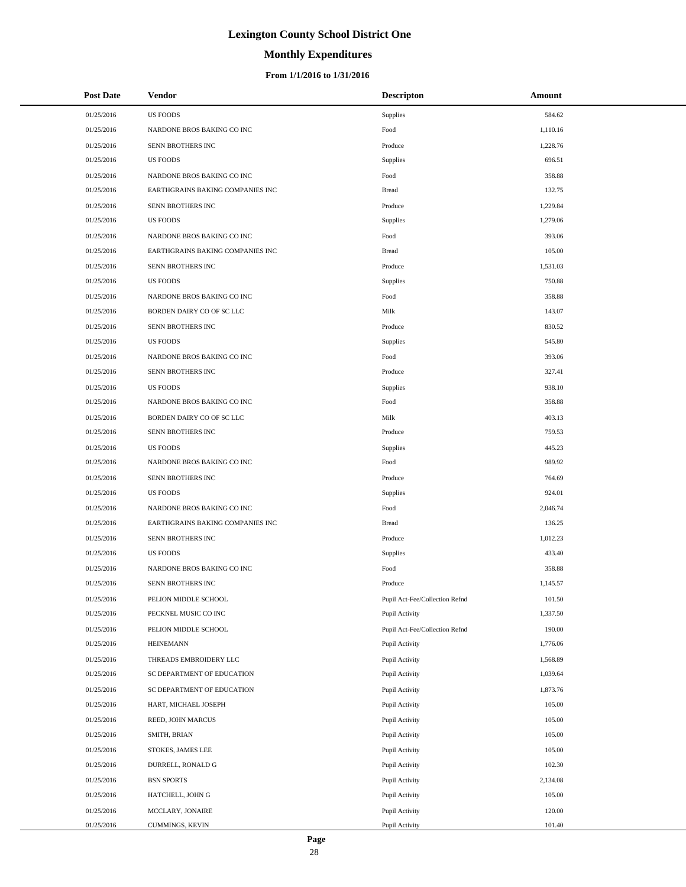# Lexington County School District One

## Monthly Expenditures

### From 1/1/2016 to 1/31/2016

| Post Date | Vendor | Descripton | Amount |
|---|---|---|---|
| 01/25/2016 | US FOODS | Supplies | 584.62 |
| 01/25/2016 | NARDONE BROS BAKING CO INC | Food | 1,110.16 |
| 01/25/2016 | SENN BROTHERS INC | Produce | 1,228.76 |
| 01/25/2016 | US FOODS | Supplies | 696.51 |
| 01/25/2016 | NARDONE BROS BAKING CO INC | Food | 358.88 |
| 01/25/2016 | EARTHGRAINS BAKING COMPANIES INC | Bread | 132.75 |
| 01/25/2016 | SENN BROTHERS INC | Produce | 1,229.84 |
| 01/25/2016 | US FOODS | Supplies | 1,279.06 |
| 01/25/2016 | NARDONE BROS BAKING CO INC | Food | 393.06 |
| 01/25/2016 | EARTHGRAINS BAKING COMPANIES INC | Bread | 105.00 |
| 01/25/2016 | SENN BROTHERS INC | Produce | 1,531.03 |
| 01/25/2016 | US FOODS | Supplies | 750.88 |
| 01/25/2016 | NARDONE BROS BAKING CO INC | Food | 358.88 |
| 01/25/2016 | BORDEN DAIRY CO OF SC LLC | Milk | 143.07 |
| 01/25/2016 | SENN BROTHERS INC | Produce | 830.52 |
| 01/25/2016 | US FOODS | Supplies | 545.80 |
| 01/25/2016 | NARDONE BROS BAKING CO INC | Food | 393.06 |
| 01/25/2016 | SENN BROTHERS INC | Produce | 327.41 |
| 01/25/2016 | US FOODS | Supplies | 938.10 |
| 01/25/2016 | NARDONE BROS BAKING CO INC | Food | 358.88 |
| 01/25/2016 | BORDEN DAIRY CO OF SC LLC | Milk | 403.13 |
| 01/25/2016 | SENN BROTHERS INC | Produce | 759.53 |
| 01/25/2016 | US FOODS | Supplies | 445.23 |
| 01/25/2016 | NARDONE BROS BAKING CO INC | Food | 989.92 |
| 01/25/2016 | SENN BROTHERS INC | Produce | 764.69 |
| 01/25/2016 | US FOODS | Supplies | 924.01 |
| 01/25/2016 | NARDONE BROS BAKING CO INC | Food | 2,046.74 |
| 01/25/2016 | EARTHGRAINS BAKING COMPANIES INC | Bread | 136.25 |
| 01/25/2016 | SENN BROTHERS INC | Produce | 1,012.23 |
| 01/25/2016 | US FOODS | Supplies | 433.40 |
| 01/25/2016 | NARDONE BROS BAKING CO INC | Food | 358.88 |
| 01/25/2016 | SENN BROTHERS INC | Produce | 1,145.57 |
| 01/25/2016 | PELION MIDDLE SCHOOL | Pupil Act-Fee/Collection Refnd | 101.50 |
| 01/25/2016 | PECKNEL MUSIC CO INC | Pupil Activity | 1,337.50 |
| 01/25/2016 | PELION MIDDLE SCHOOL | Pupil Act-Fee/Collection Refnd | 190.00 |
| 01/25/2016 | HEINEMANN | Pupil Activity | 1,776.06 |
| 01/25/2016 | THREADS EMBROIDERY LLC | Pupil Activity | 1,568.89 |
| 01/25/2016 | SC DEPARTMENT OF EDUCATION | Pupil Activity | 1,039.64 |
| 01/25/2016 | SC DEPARTMENT OF EDUCATION | Pupil Activity | 1,873.76 |
| 01/25/2016 | HART, MICHAEL JOSEPH | Pupil Activity | 105.00 |
| 01/25/2016 | REED, JOHN MARCUS | Pupil Activity | 105.00 |
| 01/25/2016 | SMITH, BRIAN | Pupil Activity | 105.00 |
| 01/25/2016 | STOKES, JAMES LEE | Pupil Activity | 105.00 |
| 01/25/2016 | DURRELL, RONALD G | Pupil Activity | 102.30 |
| 01/25/2016 | BSN SPORTS | Pupil Activity | 2,134.08 |
| 01/25/2016 | HATCHELL, JOHN G | Pupil Activity | 105.00 |
| 01/25/2016 | MCCLARY, JONAIRE | Pupil Activity | 120.00 |
| 01/25/2016 | CUMMINGS, KEVIN | Pupil Activity | 101.40 |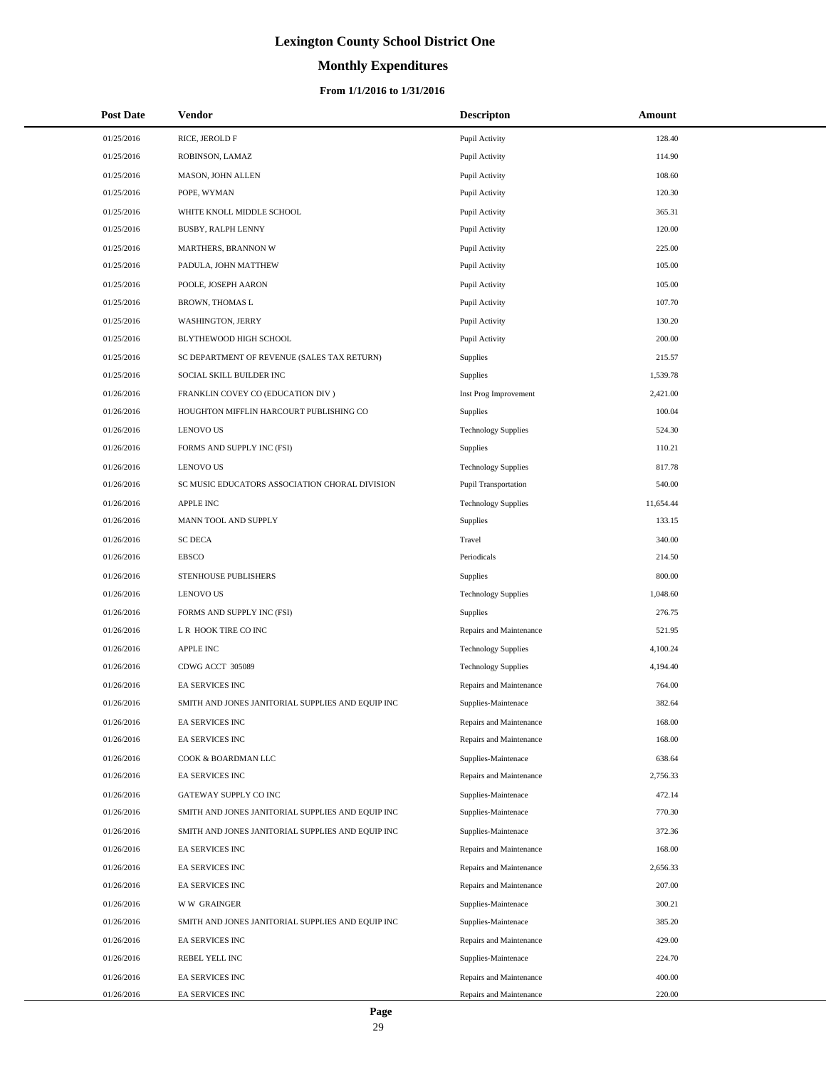# Lexington County School District One

## Monthly Expenditures

### From 1/1/2016 to 1/31/2016

| Post Date | Vendor | Descripton | Amount |
| --- | --- | --- | --- |
| 01/25/2016 | RICE, JEROLD F | Pupil Activity | 128.40 |
| 01/25/2016 | ROBINSON, LAMAZ | Pupil Activity | 114.90 |
| 01/25/2016 | MASON, JOHN ALLEN | Pupil Activity | 108.60 |
| 01/25/2016 | POPE, WYMAN | Pupil Activity | 120.30 |
| 01/25/2016 | WHITE KNOLL MIDDLE SCHOOL | Pupil Activity | 365.31 |
| 01/25/2016 | BUSBY, RALPH LENNY | Pupil Activity | 120.00 |
| 01/25/2016 | MARTHERS, BRANNON W | Pupil Activity | 225.00 |
| 01/25/2016 | PADULA, JOHN MATTHEW | Pupil Activity | 105.00 |
| 01/25/2016 | POOLE, JOSEPH AARON | Pupil Activity | 105.00 |
| 01/25/2016 | BROWN, THOMAS L | Pupil Activity | 107.70 |
| 01/25/2016 | WASHINGTON, JERRY | Pupil Activity | 130.20 |
| 01/25/2016 | BLYTHEWOOD HIGH SCHOOL | Pupil Activity | 200.00 |
| 01/25/2016 | SC DEPARTMENT OF REVENUE (SALES TAX RETURN) | Supplies | 215.57 |
| 01/25/2016 | SOCIAL SKILL BUILDER INC | Supplies | 1,539.78 |
| 01/26/2016 | FRANKLIN COVEY CO (EDUCATION DIV ) | Inst Prog Improvement | 2,421.00 |
| 01/26/2016 | HOUGHTON MIFFLIN HARCOURT PUBLISHING CO | Supplies | 100.04 |
| 01/26/2016 | LENOVO US | Technology Supplies | 524.30 |
| 01/26/2016 | FORMS AND SUPPLY INC (FSI) | Supplies | 110.21 |
| 01/26/2016 | LENOVO US | Technology Supplies | 817.78 |
| 01/26/2016 | SC MUSIC EDUCATORS ASSOCIATION CHORAL DIVISION | Pupil Transportation | 540.00 |
| 01/26/2016 | APPLE INC | Technology Supplies | 11,654.44 |
| 01/26/2016 | MANN TOOL AND SUPPLY | Supplies | 133.15 |
| 01/26/2016 | SC DECA | Travel | 340.00 |
| 01/26/2016 | EBSCO | Periodicals | 214.50 |
| 01/26/2016 | STENHOUSE PUBLISHERS | Supplies | 800.00 |
| 01/26/2016 | LENOVO US | Technology Supplies | 1,048.60 |
| 01/26/2016 | FORMS AND SUPPLY INC (FSI) | Supplies | 276.75 |
| 01/26/2016 | L R HOOK TIRE CO INC | Repairs and Maintenance | 521.95 |
| 01/26/2016 | APPLE INC | Technology Supplies | 4,100.24 |
| 01/26/2016 | CDWG ACCT 305089 | Technology Supplies | 4,194.40 |
| 01/26/2016 | EA SERVICES INC | Repairs and Maintenance | 764.00 |
| 01/26/2016 | SMITH AND JONES JANITORIAL SUPPLIES AND EQUIP INC | Supplies-Maintenace | 382.64 |
| 01/26/2016 | EA SERVICES INC | Repairs and Maintenance | 168.00 |
| 01/26/2016 | EA SERVICES INC | Repairs and Maintenance | 168.00 |
| 01/26/2016 | COOK & BOARDMAN LLC | Supplies-Maintenace | 638.64 |
| 01/26/2016 | EA SERVICES INC | Repairs and Maintenance | 2,756.33 |
| 01/26/2016 | GATEWAY SUPPLY CO INC | Supplies-Maintenace | 472.14 |
| 01/26/2016 | SMITH AND JONES JANITORIAL SUPPLIES AND EQUIP INC | Supplies-Maintenace | 770.30 |
| 01/26/2016 | SMITH AND JONES JANITORIAL SUPPLIES AND EQUIP INC | Supplies-Maintenace | 372.36 |
| 01/26/2016 | EA SERVICES INC | Repairs and Maintenance | 168.00 |
| 01/26/2016 | EA SERVICES INC | Repairs and Maintenance | 2,656.33 |
| 01/26/2016 | EA SERVICES INC | Repairs and Maintenance | 207.00 |
| 01/26/2016 | W W GRAINGER | Supplies-Maintenace | 300.21 |
| 01/26/2016 | SMITH AND JONES JANITORIAL SUPPLIES AND EQUIP INC | Supplies-Maintenace | 385.20 |
| 01/26/2016 | EA SERVICES INC | Repairs and Maintenance | 429.00 |
| 01/26/2016 | REBEL YELL INC | Supplies-Maintenace | 224.70 |
| 01/26/2016 | EA SERVICES INC | Repairs and Maintenance | 400.00 |
| 01/26/2016 | EA SERVICES INC | Repairs and Maintenance | 220.00 |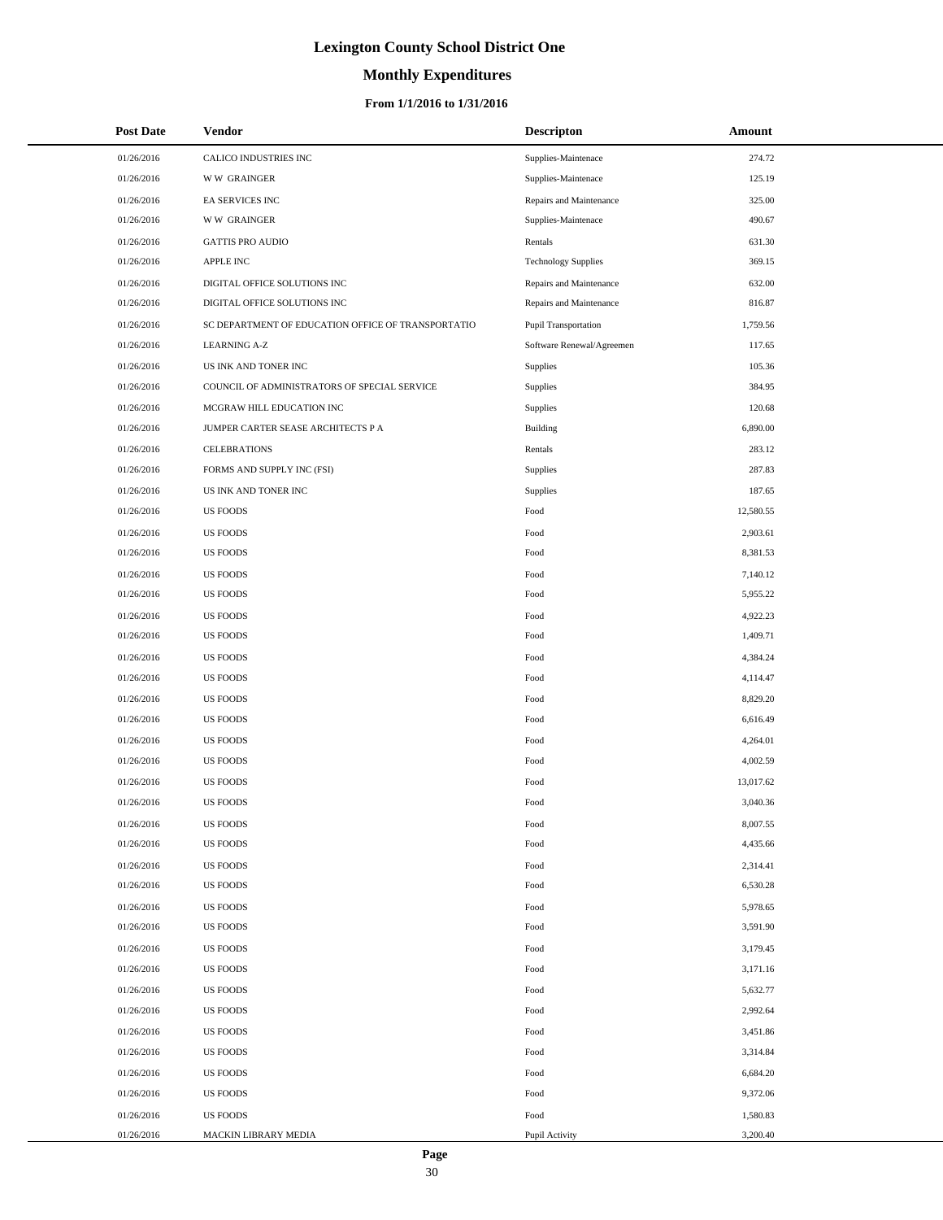# Lexington County School District One

## Monthly Expenditures

### From 1/1/2016 to 1/31/2016

| Post Date | Vendor | Descripton | Amount |
|---|---|---|---|
| 01/26/2016 | CALICO INDUSTRIES INC | Supplies-Maintenace | 274.72 |
| 01/26/2016 | W W GRAINGER | Supplies-Maintenace | 125.19 |
| 01/26/2016 | EA SERVICES INC | Repairs and Maintenance | 325.00 |
| 01/26/2016 | W W GRAINGER | Supplies-Maintenace | 490.67 |
| 01/26/2016 | GATTIS PRO AUDIO | Rentals | 631.30 |
| 01/26/2016 | APPLE INC | Technology Supplies | 369.15 |
| 01/26/2016 | DIGITAL OFFICE SOLUTIONS INC | Repairs and Maintenance | 632.00 |
| 01/26/2016 | DIGITAL OFFICE SOLUTIONS INC | Repairs and Maintenance | 816.87 |
| 01/26/2016 | SC DEPARTMENT OF EDUCATION OFFICE OF TRANSPORTATIO | Pupil Transportation | 1,759.56 |
| 01/26/2016 | LEARNING A-Z | Software Renewal/Agreemen | 117.65 |
| 01/26/2016 | US INK AND TONER INC | Supplies | 105.36 |
| 01/26/2016 | COUNCIL OF ADMINISTRATORS OF SPECIAL SERVICE | Supplies | 384.95 |
| 01/26/2016 | MCGRAW HILL EDUCATION INC | Supplies | 120.68 |
| 01/26/2016 | JUMPER CARTER SEASE ARCHITECTS P A | Building | 6,890.00 |
| 01/26/2016 | CELEBRATIONS | Rentals | 283.12 |
| 01/26/2016 | FORMS AND SUPPLY INC (FSI) | Supplies | 287.83 |
| 01/26/2016 | US INK AND TONER INC | Supplies | 187.65 |
| 01/26/2016 | US FOODS | Food | 12,580.55 |
| 01/26/2016 | US FOODS | Food | 2,903.61 |
| 01/26/2016 | US FOODS | Food | 8,381.53 |
| 01/26/2016 | US FOODS | Food | 7,140.12 |
| 01/26/2016 | US FOODS | Food | 5,955.22 |
| 01/26/2016 | US FOODS | Food | 4,922.23 |
| 01/26/2016 | US FOODS | Food | 1,409.71 |
| 01/26/2016 | US FOODS | Food | 4,384.24 |
| 01/26/2016 | US FOODS | Food | 4,114.47 |
| 01/26/2016 | US FOODS | Food | 8,829.20 |
| 01/26/2016 | US FOODS | Food | 6,616.49 |
| 01/26/2016 | US FOODS | Food | 4,264.01 |
| 01/26/2016 | US FOODS | Food | 4,002.59 |
| 01/26/2016 | US FOODS | Food | 13,017.62 |
| 01/26/2016 | US FOODS | Food | 3,040.36 |
| 01/26/2016 | US FOODS | Food | 8,007.55 |
| 01/26/2016 | US FOODS | Food | 4,435.66 |
| 01/26/2016 | US FOODS | Food | 2,314.41 |
| 01/26/2016 | US FOODS | Food | 6,530.28 |
| 01/26/2016 | US FOODS | Food | 5,978.65 |
| 01/26/2016 | US FOODS | Food | 3,591.90 |
| 01/26/2016 | US FOODS | Food | 3,179.45 |
| 01/26/2016 | US FOODS | Food | 3,171.16 |
| 01/26/2016 | US FOODS | Food | 5,632.77 |
| 01/26/2016 | US FOODS | Food | 2,992.64 |
| 01/26/2016 | US FOODS | Food | 3,451.86 |
| 01/26/2016 | US FOODS | Food | 3,314.84 |
| 01/26/2016 | US FOODS | Food | 6,684.20 |
| 01/26/2016 | US FOODS | Food | 9,372.06 |
| 01/26/2016 | US FOODS | Food | 1,580.83 |
| 01/26/2016 | MACKIN LIBRARY MEDIA | Pupil Activity | 3,200.40 |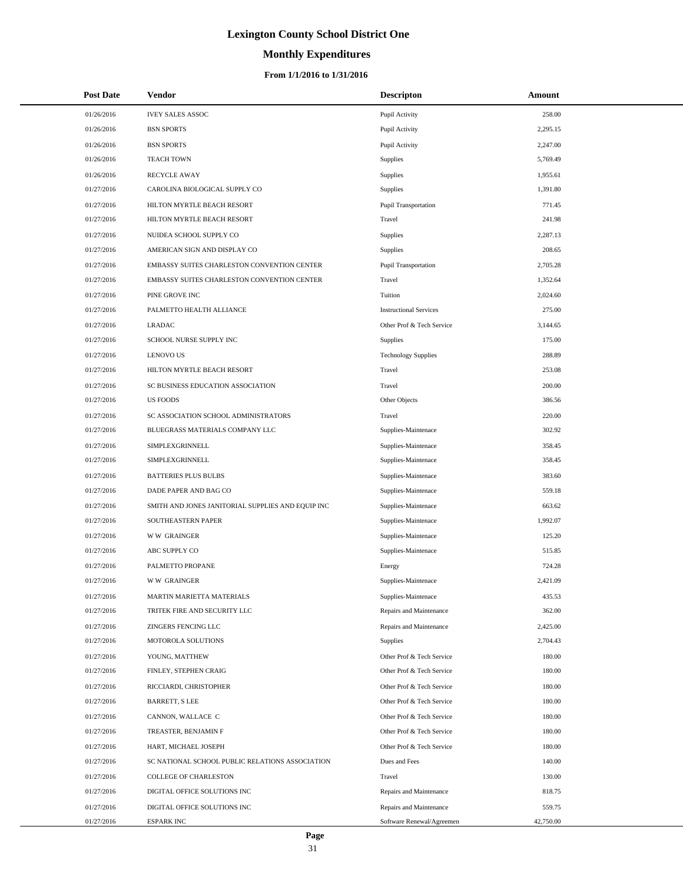# Lexington County School District One

## Monthly Expenditures

### From 1/1/2016 to 1/31/2016

| Post Date | Vendor | Descripton | Amount |
|---|---|---|---|
| 01/26/2016 | IVEY SALES ASSOC | Pupil Activity | 258.00 |
| 01/26/2016 | BSN SPORTS | Pupil Activity | 2,295.15 |
| 01/26/2016 | BSN SPORTS | Pupil Activity | 2,247.00 |
| 01/26/2016 | TEACH TOWN | Supplies | 5,769.49 |
| 01/26/2016 | RECYCLE AWAY | Supplies | 1,955.61 |
| 01/27/2016 | CAROLINA BIOLOGICAL SUPPLY CO | Supplies | 1,391.80 |
| 01/27/2016 | HILTON MYRTLE BEACH RESORT | Pupil Transportation | 771.45 |
| 01/27/2016 | HILTON MYRTLE BEACH RESORT | Travel | 241.98 |
| 01/27/2016 | NUIDEA SCHOOL SUPPLY CO | Supplies | 2,287.13 |
| 01/27/2016 | AMERICAN SIGN AND DISPLAY CO | Supplies | 208.65 |
| 01/27/2016 | EMBASSY SUITES CHARLESTON CONVENTION CENTER | Pupil Transportation | 2,705.28 |
| 01/27/2016 | EMBASSY SUITES CHARLESTON CONVENTION CENTER | Travel | 1,352.64 |
| 01/27/2016 | PINE GROVE INC | Tuition | 2,024.60 |
| 01/27/2016 | PALMETTO HEALTH ALLIANCE | Instructional Services | 275.00 |
| 01/27/2016 | LRADAC | Other Prof & Tech Service | 3,144.65 |
| 01/27/2016 | SCHOOL NURSE SUPPLY INC | Supplies | 175.00 |
| 01/27/2016 | LENOVO US | Technology Supplies | 288.89 |
| 01/27/2016 | HILTON MYRTLE BEACH RESORT | Travel | 253.08 |
| 01/27/2016 | SC BUSINESS EDUCATION ASSOCIATION | Travel | 200.00 |
| 01/27/2016 | US FOODS | Other Objects | 386.56 |
| 01/27/2016 | SC ASSOCIATION SCHOOL ADMINISTRATORS | Travel | 220.00 |
| 01/27/2016 | BLUEGRASS MATERIALS COMPANY LLC | Supplies-Maintenace | 302.92 |
| 01/27/2016 | SIMPLEXGRINNELL | Supplies-Maintenace | 358.45 |
| 01/27/2016 | SIMPLEXGRINNELL | Supplies-Maintenace | 358.45 |
| 01/27/2016 | BATTERIES PLUS BULBS | Supplies-Maintenace | 383.60 |
| 01/27/2016 | DADE PAPER AND BAG CO | Supplies-Maintenace | 559.18 |
| 01/27/2016 | SMITH AND JONES JANITORIAL SUPPLIES AND EQUIP INC | Supplies-Maintenace | 663.62 |
| 01/27/2016 | SOUTHEASTERN PAPER | Supplies-Maintenace | 1,992.07 |
| 01/27/2016 | W W GRAINGER | Supplies-Maintenace | 125.20 |
| 01/27/2016 | ABC SUPPLY CO | Supplies-Maintenace | 515.85 |
| 01/27/2016 | PALMETTO PROPANE | Energy | 724.28 |
| 01/27/2016 | W W GRAINGER | Supplies-Maintenace | 2,421.09 |
| 01/27/2016 | MARTIN MARIETTA MATERIALS | Supplies-Maintenace | 435.53 |
| 01/27/2016 | TRITEK FIRE AND SECURITY LLC | Repairs and Maintenance | 362.00 |
| 01/27/2016 | ZINGERS FENCING LLC | Repairs and Maintenance | 2,425.00 |
| 01/27/2016 | MOTOROLA SOLUTIONS | Supplies | 2,704.43 |
| 01/27/2016 | YOUNG, MATTHEW | Other Prof & Tech Service | 180.00 |
| 01/27/2016 | FINLEY, STEPHEN CRAIG | Other Prof & Tech Service | 180.00 |
| 01/27/2016 | RICCIARDI, CHRISTOPHER | Other Prof & Tech Service | 180.00 |
| 01/27/2016 | BARRETT, S LEE | Other Prof & Tech Service | 180.00 |
| 01/27/2016 | CANNON, WALLACE C | Other Prof & Tech Service | 180.00 |
| 01/27/2016 | TREASTER, BENJAMIN F | Other Prof & Tech Service | 180.00 |
| 01/27/2016 | HART, MICHAEL JOSEPH | Other Prof & Tech Service | 180.00 |
| 01/27/2016 | SC NATIONAL SCHOOL PUBLIC RELATIONS ASSOCIATION | Dues and Fees | 140.00 |
| 01/27/2016 | COLLEGE OF CHARLESTON | Travel | 130.00 |
| 01/27/2016 | DIGITAL OFFICE SOLUTIONS INC | Repairs and Maintenance | 818.75 |
| 01/27/2016 | DIGITAL OFFICE SOLUTIONS INC | Repairs and Maintenance | 559.75 |
| 01/27/2016 | ESPARK INC | Software Renewal/Agreemen | 42,750.00 |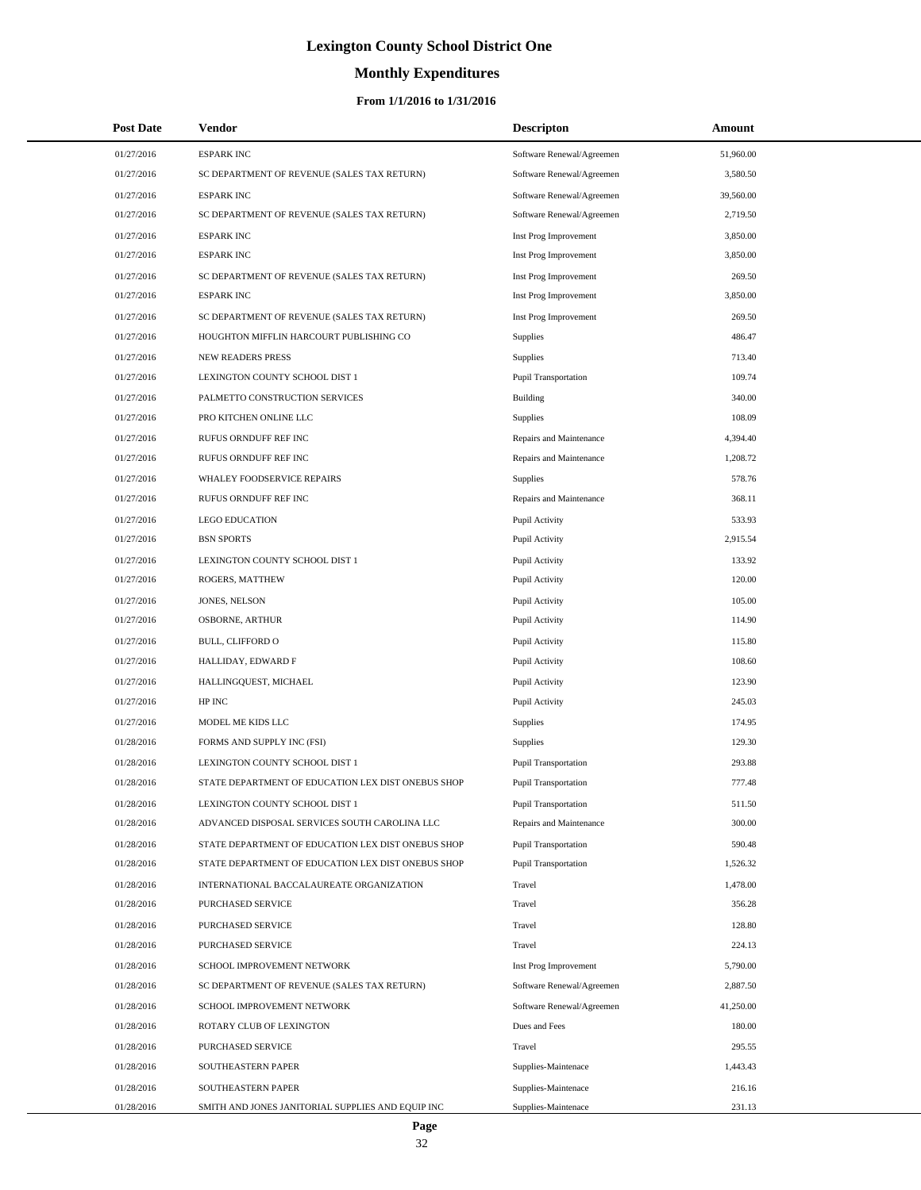# Lexington County School District One

## Monthly Expenditures

### From 1/1/2016 to 1/31/2016

| Post Date | Vendor | Descripton | Amount |
|---|---|---|---|
| 01/27/2016 | ESPARK INC | Software Renewal/Agreemen | 51,960.00 |
| 01/27/2016 | SC DEPARTMENT OF REVENUE (SALES TAX RETURN) | Software Renewal/Agreemen | 3,580.50 |
| 01/27/2016 | ESPARK INC | Software Renewal/Agreemen | 39,560.00 |
| 01/27/2016 | SC DEPARTMENT OF REVENUE (SALES TAX RETURN) | Software Renewal/Agreemen | 2,719.50 |
| 01/27/2016 | ESPARK INC | Inst Prog Improvement | 3,850.00 |
| 01/27/2016 | ESPARK INC | Inst Prog Improvement | 3,850.00 |
| 01/27/2016 | SC DEPARTMENT OF REVENUE (SALES TAX RETURN) | Inst Prog Improvement | 269.50 |
| 01/27/2016 | ESPARK INC | Inst Prog Improvement | 3,850.00 |
| 01/27/2016 | SC DEPARTMENT OF REVENUE (SALES TAX RETURN) | Inst Prog Improvement | 269.50 |
| 01/27/2016 | HOUGHTON MIFFLIN HARCOURT PUBLISHING CO | Supplies | 486.47 |
| 01/27/2016 | NEW READERS PRESS | Supplies | 713.40 |
| 01/27/2016 | LEXINGTON COUNTY SCHOOL DIST 1 | Pupil Transportation | 109.74 |
| 01/27/2016 | PALMETTO CONSTRUCTION SERVICES | Building | 340.00 |
| 01/27/2016 | PRO KITCHEN ONLINE LLC | Supplies | 108.09 |
| 01/27/2016 | RUFUS ORNDUFF REF INC | Repairs and Maintenance | 4,394.40 |
| 01/27/2016 | RUFUS ORNDUFF REF INC | Repairs and Maintenance | 1,208.72 |
| 01/27/2016 | WHALEY FOODSERVICE REPAIRS | Supplies | 578.76 |
| 01/27/2016 | RUFUS ORNDUFF REF INC | Repairs and Maintenance | 368.11 |
| 01/27/2016 | LEGO EDUCATION | Pupil Activity | 533.93 |
| 01/27/2016 | BSN SPORTS | Pupil Activity | 2,915.54 |
| 01/27/2016 | LEXINGTON COUNTY SCHOOL DIST 1 | Pupil Activity | 133.92 |
| 01/27/2016 | ROGERS, MATTHEW | Pupil Activity | 120.00 |
| 01/27/2016 | JONES, NELSON | Pupil Activity | 105.00 |
| 01/27/2016 | OSBORNE, ARTHUR | Pupil Activity | 114.90 |
| 01/27/2016 | BULL, CLIFFORD O | Pupil Activity | 115.80 |
| 01/27/2016 | HALLIDAY, EDWARD F | Pupil Activity | 108.60 |
| 01/27/2016 | HALLINGQUEST, MICHAEL | Pupil Activity | 123.90 |
| 01/27/2016 | HP INC | Pupil Activity | 245.03 |
| 01/27/2016 | MODEL ME KIDS LLC | Supplies | 174.95 |
| 01/28/2016 | FORMS AND SUPPLY INC (FSI) | Supplies | 129.30 |
| 01/28/2016 | LEXINGTON COUNTY SCHOOL DIST 1 | Pupil Transportation | 293.88 |
| 01/28/2016 | STATE DEPARTMENT OF EDUCATION LEX DIST ONEBUS SHOP | Pupil Transportation | 777.48 |
| 01/28/2016 | LEXINGTON COUNTY SCHOOL DIST 1 | Pupil Transportation | 511.50 |
| 01/28/2016 | ADVANCED DISPOSAL SERVICES SOUTH CAROLINA LLC | Repairs and Maintenance | 300.00 |
| 01/28/2016 | STATE DEPARTMENT OF EDUCATION LEX DIST ONEBUS SHOP | Pupil Transportation | 590.48 |
| 01/28/2016 | STATE DEPARTMENT OF EDUCATION LEX DIST ONEBUS SHOP | Pupil Transportation | 1,526.32 |
| 01/28/2016 | INTERNATIONAL BACCALAUREATE ORGANIZATION | Travel | 1,478.00 |
| 01/28/2016 | PURCHASED SERVICE | Travel | 356.28 |
| 01/28/2016 | PURCHASED SERVICE | Travel | 128.80 |
| 01/28/2016 | PURCHASED SERVICE | Travel | 224.13 |
| 01/28/2016 | SCHOOL IMPROVEMENT NETWORK | Inst Prog Improvement | 5,790.00 |
| 01/28/2016 | SC DEPARTMENT OF REVENUE (SALES TAX RETURN) | Software Renewal/Agreemen | 2,887.50 |
| 01/28/2016 | SCHOOL IMPROVEMENT NETWORK | Software Renewal/Agreemen | 41,250.00 |
| 01/28/2016 | ROTARY CLUB OF LEXINGTON | Dues and Fees | 180.00 |
| 01/28/2016 | PURCHASED SERVICE | Travel | 295.55 |
| 01/28/2016 | SOUTHEASTERN PAPER | Supplies-Maintenace | 1,443.43 |
| 01/28/2016 | SOUTHEASTERN PAPER | Supplies-Maintenace | 216.16 |
| 01/28/2016 | SMITH AND JONES JANITORIAL SUPPLIES AND EQUIP INC | Supplies-Maintenace | 231.13 |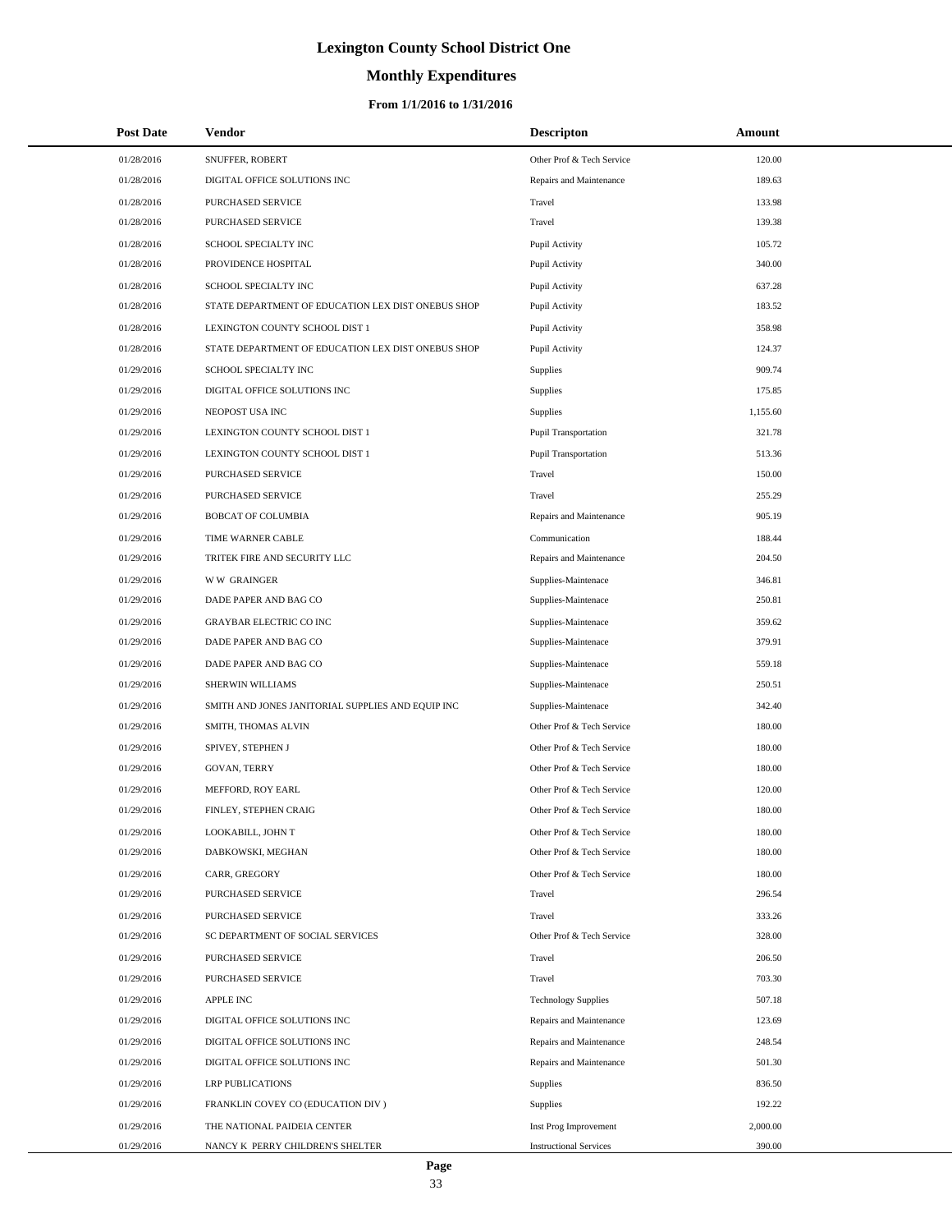# Lexington County School District One

## Monthly Expenditures

### From 1/1/2016 to 1/31/2016

| Post Date | Vendor | Descripton | Amount |
|---|---|---|---|
| 01/28/2016 | SNUFFER, ROBERT | Other Prof & Tech Service | 120.00 |
| 01/28/2016 | DIGITAL OFFICE SOLUTIONS INC | Repairs and Maintenance | 189.63 |
| 01/28/2016 | PURCHASED SERVICE | Travel | 133.98 |
| 01/28/2016 | PURCHASED SERVICE | Travel | 139.38 |
| 01/28/2016 | SCHOOL SPECIALTY INC | Pupil Activity | 105.72 |
| 01/28/2016 | PROVIDENCE HOSPITAL | Pupil Activity | 340.00 |
| 01/28/2016 | SCHOOL SPECIALTY INC | Pupil Activity | 637.28 |
| 01/28/2016 | STATE DEPARTMENT OF EDUCATION LEX DIST ONEBUS SHOP | Pupil Activity | 183.52 |
| 01/28/2016 | LEXINGTON COUNTY SCHOOL DIST 1 | Pupil Activity | 358.98 |
| 01/28/2016 | STATE DEPARTMENT OF EDUCATION LEX DIST ONEBUS SHOP | Pupil Activity | 124.37 |
| 01/29/2016 | SCHOOL SPECIALTY INC | Supplies | 909.74 |
| 01/29/2016 | DIGITAL OFFICE SOLUTIONS INC | Supplies | 175.85 |
| 01/29/2016 | NEOPOST USA INC | Supplies | 1,155.60 |
| 01/29/2016 | LEXINGTON COUNTY SCHOOL DIST 1 | Pupil Transportation | 321.78 |
| 01/29/2016 | LEXINGTON COUNTY SCHOOL DIST 1 | Pupil Transportation | 513.36 |
| 01/29/2016 | PURCHASED SERVICE | Travel | 150.00 |
| 01/29/2016 | PURCHASED SERVICE | Travel | 255.29 |
| 01/29/2016 | BOBCAT OF COLUMBIA | Repairs and Maintenance | 905.19 |
| 01/29/2016 | TIME WARNER CABLE | Communication | 188.44 |
| 01/29/2016 | TRITEK FIRE AND SECURITY LLC | Repairs and Maintenance | 204.50 |
| 01/29/2016 | W W GRAINGER | Supplies-Maintenace | 346.81 |
| 01/29/2016 | DADE PAPER AND BAG CO | Supplies-Maintenace | 250.81 |
| 01/29/2016 | GRAYBAR ELECTRIC CO INC | Supplies-Maintenace | 359.62 |
| 01/29/2016 | DADE PAPER AND BAG CO | Supplies-Maintenace | 379.91 |
| 01/29/2016 | DADE PAPER AND BAG CO | Supplies-Maintenace | 559.18 |
| 01/29/2016 | SHERWIN WILLIAMS | Supplies-Maintenace | 250.51 |
| 01/29/2016 | SMITH AND JONES JANITORIAL SUPPLIES AND EQUIP INC | Supplies-Maintenace | 342.40 |
| 01/29/2016 | SMITH, THOMAS ALVIN | Other Prof & Tech Service | 180.00 |
| 01/29/2016 | SPIVEY, STEPHEN J | Other Prof & Tech Service | 180.00 |
| 01/29/2016 | GOVAN, TERRY | Other Prof & Tech Service | 180.00 |
| 01/29/2016 | MEFFORD, ROY EARL | Other Prof & Tech Service | 120.00 |
| 01/29/2016 | FINLEY, STEPHEN CRAIG | Other Prof & Tech Service | 180.00 |
| 01/29/2016 | LOOKABILL, JOHN T | Other Prof & Tech Service | 180.00 |
| 01/29/2016 | DABKOWSKI, MEGHAN | Other Prof & Tech Service | 180.00 |
| 01/29/2016 | CARR, GREGORY | Other Prof & Tech Service | 180.00 |
| 01/29/2016 | PURCHASED SERVICE | Travel | 296.54 |
| 01/29/2016 | PURCHASED SERVICE | Travel | 333.26 |
| 01/29/2016 | SC DEPARTMENT OF SOCIAL SERVICES | Other Prof & Tech Service | 328.00 |
| 01/29/2016 | PURCHASED SERVICE | Travel | 206.50 |
| 01/29/2016 | PURCHASED SERVICE | Travel | 703.30 |
| 01/29/2016 | APPLE INC | Technology Supplies | 507.18 |
| 01/29/2016 | DIGITAL OFFICE SOLUTIONS INC | Repairs and Maintenance | 123.69 |
| 01/29/2016 | DIGITAL OFFICE SOLUTIONS INC | Repairs and Maintenance | 248.54 |
| 01/29/2016 | DIGITAL OFFICE SOLUTIONS INC | Repairs and Maintenance | 501.30 |
| 01/29/2016 | LRP PUBLICATIONS | Supplies | 836.50 |
| 01/29/2016 | FRANKLIN COVEY CO (EDUCATION DIV ) | Supplies | 192.22 |
| 01/29/2016 | THE NATIONAL PAIDEIA CENTER | Inst Prog Improvement | 2,000.00 |
| 01/29/2016 | NANCY K PERRY CHILDREN'S SHELTER | Instructional Services | 390.00 |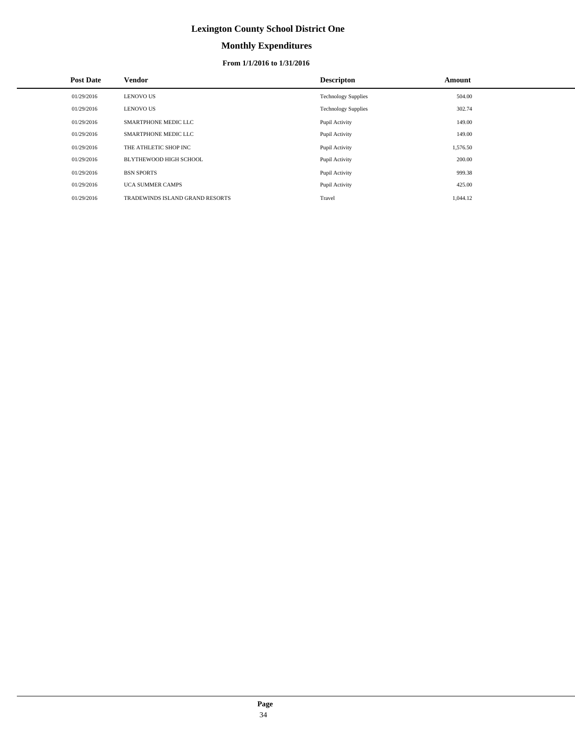# Lexington County School District One

## Monthly Expenditures

### From 1/1/2016 to 1/31/2016

| Post Date | Vendor | Descripton | Amount |
|---|---|---|---|
| 01/29/2016 | LENOVO US | Technology Supplies | 504.00 |
| 01/29/2016 | LENOVO US | Technology Supplies | 302.74 |
| 01/29/2016 | SMARTPHONE MEDIC LLC | Pupil Activity | 149.00 |
| 01/29/2016 | SMARTPHONE MEDIC LLC | Pupil Activity | 149.00 |
| 01/29/2016 | THE ATHLETIC SHOP INC | Pupil Activity | 1,576.50 |
| 01/29/2016 | BLYTHEWOOD HIGH SCHOOL | Pupil Activity | 200.00 |
| 01/29/2016 | BSN SPORTS | Pupil Activity | 999.38 |
| 01/29/2016 | UCA SUMMER CAMPS | Pupil Activity | 425.00 |
| 01/29/2016 | TRADEWINDS ISLAND GRAND RESORTS | Travel | 1,044.12 |